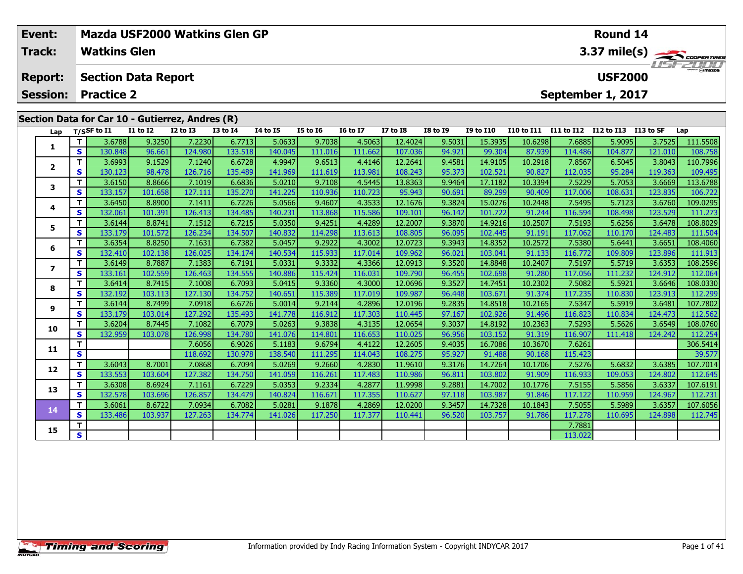**Event:** Mazda USF2000 Watkins Glen GP — **Round 14**

**Track:** Watkins Glen — **3.37 mile(s)**

**Report:** Section Data Report — **USF2000**

**Session:** Practice 2 — **September 1, 2017**

## Section Data for Car 10 - Gutierrez, Andres (R)

| Lap | T/S | SF to I1 | I1 to I2 | I2 to I3 | I3 to I4 | I4 to I5 | I5 to I6 | I6 to I7 | I7 to I8 | I8 to I9 | I9 to I10 | I10 to I11 | I11 to I12 | I12 to I13 | I13 to SF | Lap |
|---|---|---|---|---|---|---|---|---|---|---|---|---|---|---|---|---|
| 1 | T | 3.6788 | 9.3250 | 7.2230 | 6.7713 | 5.0633 | 9.7038 | 4.5063 | 12.4024 | 9.5031 | 15.3935 | 10.6298 | 7.6885 | 5.9095 | 3.7525 | 111.5508 |
| | S | 130.848 | 96.661 | 124.980 | 133.518 | 140.045 | 111.016 | 111.662 | 107.036 | 94.921 | 99.304 | 87.939 | 114.486 | 104.877 | 121.010 | 108.758 |
| 2 | T | 3.6993 | 9.1529 | 7.1240 | 6.6728 | 4.9947 | 9.6513 | 4.4146 | 12.2641 | 9.4581 | 14.9105 | 10.2918 | 7.8567 | 6.5045 | 3.8043 | 110.7996 |
| | S | 130.123 | 98.478 | 126.716 | 135.489 | 141.969 | 111.619 | 113.981 | 108.243 | 95.373 | 102.521 | 90.827 | 112.035 | 95.284 | 119.363 | 109.495 |
| 3 | T | 3.6150 | 8.8666 | 7.1019 | 6.6836 | 5.0210 | 9.7108 | 4.5445 | 13.8363 | 9.9464 | 17.1182 | 10.3394 | 7.5229 | 5.7053 | 3.6669 | 113.6788 |
| | S | 133.157 | 101.658 | 127.111 | 135.270 | 141.225 | 110.936 | 110.723 | 95.943 | 90.691 | 89.299 | 90.409 | 117.006 | 108.631 | 123.835 | 106.722 |
| 4 | T | 3.6450 | 8.8900 | 7.1411 | 6.7226 | 5.0566 | 9.4607 | 4.3533 | 12.1676 | 9.3824 | 15.0276 | 10.2448 | 7.5495 | 5.7123 | 3.6760 | 109.0295 |
| | S | 132.061 | 101.391 | 126.413 | 134.485 | 140.231 | 113.868 | 115.586 | 109.101 | 96.142 | 101.722 | 91.244 | 116.594 | 108.498 | 123.529 | 111.273 |
| 5 | T | 3.6144 | 8.8741 | 7.1512 | 6.7215 | 5.0350 | 9.4251 | 4.4289 | 12.2007 | 9.3870 | 14.9216 | 10.2507 | 7.5193 | 5.6256 | 3.6478 | 108.8029 |
| | S | 133.179 | 101.572 | 126.234 | 134.507 | 140.832 | 114.298 | 113.613 | 108.805 | 96.095 | 102.445 | 91.191 | 117.062 | 110.170 | 124.483 | 111.504 |
| 6 | T | 3.6354 | 8.8250 | 7.1631 | 6.7382 | 5.0457 | 9.2922 | 4.3002 | 12.0723 | 9.3943 | 14.8352 | 10.2572 | 7.5380 | 5.6441 | 3.6651 | 108.4060 |
| | S | 132.410 | 102.138 | 126.025 | 134.174 | 140.534 | 115.933 | 117.014 | 109.962 | 96.021 | 103.041 | 91.133 | 116.772 | 109.809 | 123.896 | 111.913 |
| 7 | T | 3.6149 | 8.7887 | 7.1383 | 6.7191 | 5.0331 | 9.3332 | 4.3366 | 12.0913 | 9.3520 | 14.8848 | 10.2407 | 7.5197 | 5.5719 | 3.6353 | 108.2596 |
| | S | 133.161 | 102.559 | 126.463 | 134.555 | 140.886 | 115.424 | 116.031 | 109.790 | 96.455 | 102.698 | 91.280 | 117.056 | 111.232 | 124.912 | 112.064 |
| 8 | T | 3.6414 | 8.7415 | 7.1008 | 6.7093 | 5.0415 | 9.3360 | 4.3000 | 12.0696 | 9.3527 | 14.7451 | 10.2302 | 7.5082 | 5.5921 | 3.6646 | 108.0330 |
| | S | 132.192 | 103.113 | 127.130 | 134.752 | 140.651 | 115.389 | 117.019 | 109.987 | 96.448 | 103.671 | 91.374 | 117.235 | 110.830 | 123.913 | 112.299 |
| 9 | T | 3.6144 | 8.7499 | 7.0918 | 6.6726 | 5.0014 | 9.2144 | 4.2896 | 12.0196 | 9.2835 | 14.8518 | 10.2165 | 7.5347 | 5.5919 | 3.6481 | 107.7802 |
| | S | 133.179 | 103.014 | 127.292 | 135.493 | 141.778 | 116.912 | 117.303 | 110.445 | 97.167 | 102.926 | 91.496 | 116.823 | 110.834 | 124.473 | 112.562 |
| 10 | T | 3.6204 | 8.7445 | 7.1082 | 6.7079 | 5.0263 | 9.3838 | 4.3135 | 12.0654 | 9.3037 | 14.8192 | 10.2363 | 7.5293 | 5.5626 | 3.6549 | 108.0760 |
| | S | 132.959 | 103.078 | 126.998 | 134.780 | 141.076 | 114.801 | 116.653 | 110.025 | 96.956 | 103.152 | 91.319 | 116.907 | 111.418 | 124.242 | 112.254 |
| 11 | T | | | 7.6056 | 6.9026 | 5.1183 | 9.6794 | 4.4122 | 12.2605 | 9.4035 | 16.7086 | 10.3670 | 7.6261 | | | 306.5414 |
| | S | | | 118.692 | 130.978 | 138.540 | 111.295 | 114.043 | 108.275 | 95.927 | 91.488 | 90.168 | 115.423 | | | 39.577 |
| 12 | T | 3.6043 | 8.7001 | 7.0868 | 6.7094 | 5.0269 | 9.2660 | 4.2830 | 11.9610 | 9.3176 | 14.7264 | 10.1706 | 7.5276 | 5.6832 | 3.6385 | 107.7014 |
| | S | 133.553 | 103.604 | 127.382 | 134.750 | 141.059 | 116.261 | 117.483 | 110.986 | 96.811 | 103.802 | 91.909 | 116.933 | 109.053 | 124.802 | 112.645 |
| 13 | T | 3.6308 | 8.6924 | 7.1161 | 6.7229 | 5.0353 | 9.2334 | 4.2877 | 11.9998 | 9.2881 | 14.7002 | 10.1776 | 7.5155 | 5.5856 | 3.6337 | 107.6191 |
| | S | 132.578 | 103.696 | 126.857 | 134.479 | 140.824 | 116.671 | 117.355 | 110.627 | 97.118 | 103.987 | 91.846 | 117.122 | 110.959 | 124.967 | 112.731 |
| 14 | T | 3.6061 | 8.6722 | 7.0934 | 6.7082 | 5.0281 | 9.1878 | 4.2869 | 12.0200 | 9.3457 | 14.7328 | 10.1843 | 7.5055 | 5.5989 | 3.6357 | 107.6056 |
| | S | 133.486 | 103.937 | 127.263 | 134.774 | 141.026 | 117.250 | 117.377 | 110.441 | 96.520 | 103.757 | 91.786 | 117.278 | 110.695 | 124.898 | 112.745 |
| 15 | T | | | | | | | | | | | | 7.7881 | | | |
| | S | | | | | | | | | | | | 113.022 | | | |

Information provided by Indy Racing Information System - Copyright INDYCAR 2017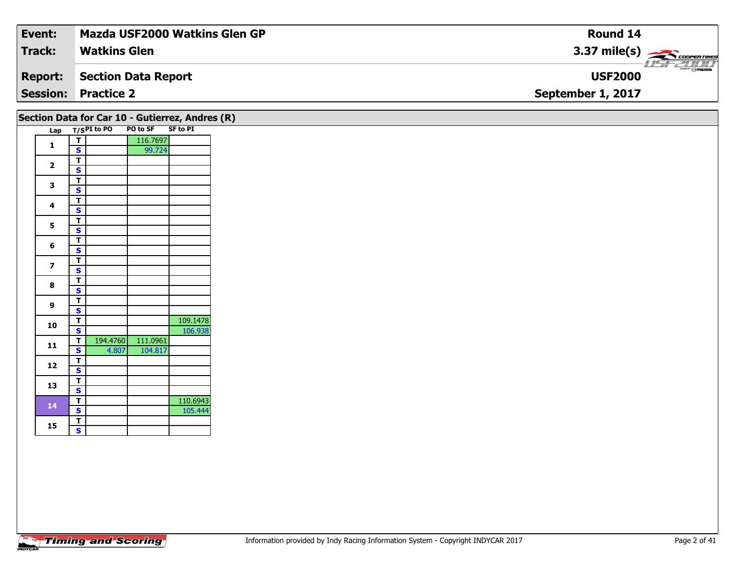| Event: | Mazda USF2000 Watkins Glen GP | Round 14 |
|---|---|---|
| Track: | Watkins Glen | 3.37 mile(s) |
| Report: | Section Data Report | USF2000 |
| Session: | Practice 2 | September 1, 2017 |

## Section Data for Car 10 - Gutierrez, Andres (R)

| Lap | T/S | PI to PO | PO to SF | SF to PI |
|---|---|---|---|---|
| 1 | T | | 116.7697 | |
| | S | | 99.724 | |
| 2 | T | | | |
| | S | | | |
| 3 | T | | | |
| | S | | | |
| 4 | T | | | |
| | S | | | |
| 5 | T | | | |
| | S | | | |
| 6 | T | | | |
| | S | | | |
| 7 | T | | | |
| | S | | | |
| 8 | T | | | |
| | S | | | |
| 9 | T | | | |
| | S | | | |
| 10 | T | | | 109.1478 |
| | S | | | 106.938 |
| 11 | T | 194.4760 | 111.0961 | |
| | S | 4.807 | 104.817 | |
| 12 | T | | | |
| | S | | | |
| 13 | T | | | |
| | S | | | |
| 14 | T | | | 110.6943 |
| | S | | | 105.444 |
| 15 | T | | | |
| | S | | | |

Information provided by Indy Racing Information System - Copyright INDYCAR 2017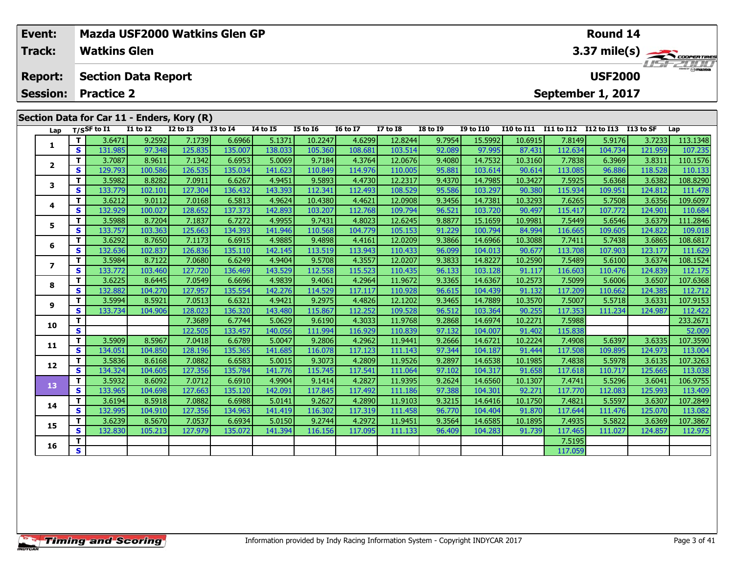| Event: | Mazda USF2000 Watkins Glen GP | Round 14 |
|---|---|---|
| Track: | Watkins Glen | 3.37 mile(s) |
| Report: | Section Data Report | USF2000 |
| Session: | Practice 2 | September 1, 2017 |

## Section Data for Car 11 - Enders, Kory (R)

| Lap | T/S | SF to I1 | I1 to I2 | I2 to I3 | I3 to I4 | I4 to I5 | I5 to I6 | I6 to I7 | I7 to I8 | I8 to I9 | I9 to I10 | I10 to I11 | I11 to I12 | I12 to I13 | I13 to SF | Lap |
|---|---|---|---|---|---|---|---|---|---|---|---|---|---|---|---|---|
| 1 | T | 3.6471 | 9.2592 | 7.1739 | 6.6966 | 5.1371 | 10.2247 | 4.6299 | 12.8244 | 9.7954 | 15.5992 | 10.6915 | 7.8149 | 5.9176 | 3.7233 | 113.1348 |
| | S | 131.985 | 97.348 | 125.835 | 135.007 | 138.033 | 105.360 | 108.681 | 103.514 | 92.089 | 97.995 | 87.431 | 112.634 | 104.734 | 121.959 | 107.235 |
| 2 | T | 3.7087 | 8.9611 | 7.1342 | 6.6953 | 5.0069 | 9.7184 | 4.3764 | 12.0676 | 9.4080 | 14.7532 | 10.3160 | 7.7838 | 6.3969 | 3.8311 | 110.1576 |
| | S | 129.793 | 100.586 | 126.535 | 135.034 | 141.623 | 110.849 | 114.976 | 110.005 | 95.881 | 103.614 | 90.614 | 113.085 | 96.886 | 118.528 | 110.133 |
| 3 | T | 3.5982 | 8.8282 | 7.0911 | 6.6267 | 4.9451 | 9.5893 | 4.4730 | 12.2317 | 9.4370 | 14.7985 | 10.3427 | 7.5925 | 5.6368 | 3.6382 | 108.8290 |
| | S | 133.779 | 102.101 | 127.304 | 136.432 | 143.393 | 112.341 | 112.493 | 108.529 | 95.586 | 103.297 | 90.380 | 115.934 | 109.951 | 124.812 | 111.478 |
| 4 | T | 3.6212 | 9.0112 | 7.0168 | 6.5813 | 4.9624 | 10.4380 | 4.4621 | 12.0908 | 9.3456 | 14.7381 | 10.3293 | 7.6265 | 5.7508 | 3.6356 | 109.6097 |
| | S | 132.929 | 100.027 | 128.652 | 137.373 | 142.893 | 103.207 | 112.768 | 109.794 | 96.521 | 103.720 | 90.497 | 115.417 | 107.772 | 124.901 | 110.684 |
| 5 | T | 3.5988 | 8.7204 | 7.1837 | 6.7272 | 4.9955 | 9.7431 | 4.8023 | 12.6245 | 9.8877 | 15.1659 | 10.9981 | 7.5449 | 5.6546 | 3.6379 | 111.2846 |
| | S | 133.757 | 103.363 | 125.663 | 134.393 | 141.946 | 110.568 | 104.779 | 105.153 | 91.229 | 100.794 | 84.994 | 116.665 | 109.605 | 124.822 | 109.018 |
| 6 | T | 3.6292 | 8.7650 | 7.1173 | 6.6915 | 4.9885 | 9.4898 | 4.4161 | 12.0209 | 9.3866 | 14.6966 | 10.3088 | 7.7411 | 5.7438 | 3.6865 | 108.6817 |
| | S | 132.636 | 102.837 | 126.836 | 135.110 | 142.145 | 113.519 | 113.943 | 110.433 | 96.099 | 104.013 | 90.677 | 113.708 | 107.903 | 123.177 | 111.629 |
| 7 | T | 3.5984 | 8.7122 | 7.0680 | 6.6249 | 4.9404 | 9.5708 | 4.3557 | 12.0207 | 9.3833 | 14.8227 | 10.2590 | 7.5489 | 5.6100 | 3.6374 | 108.1524 |
| | S | 133.772 | 103.460 | 127.720 | 136.469 | 143.529 | 112.558 | 115.523 | 110.435 | 96.133 | 103.128 | 91.117 | 116.603 | 110.476 | 124.839 | 112.175 |
| 8 | T | 3.6225 | 8.6445 | 7.0549 | 6.6696 | 4.9839 | 9.4061 | 4.2964 | 11.9672 | 9.3365 | 14.6367 | 10.2573 | 7.5099 | 5.6006 | 3.6507 | 107.6368 |
| | S | 132.882 | 104.270 | 127.957 | 135.554 | 142.276 | 114.529 | 117.117 | 110.928 | 96.615 | 104.439 | 91.132 | 117.209 | 110.662 | 124.385 | 112.712 |
| 9 | T | 3.5994 | 8.5921 | 7.0513 | 6.6321 | 4.9421 | 9.2975 | 4.4826 | 12.1202 | 9.3465 | 14.7889 | 10.3570 | 7.5007 | 5.5718 | 3.6331 | 107.9153 |
| | S | 133.734 | 104.906 | 128.023 | 136.320 | 143.480 | 115.867 | 112.252 | 109.528 | 96.512 | 103.364 | 90.255 | 117.353 | 111.234 | 124.987 | 112.422 |
| 10 | T | | | 7.3689 | 6.7744 | 5.0629 | 9.6190 | 4.3033 | 11.9768 | 9.2868 | 14.6974 | 10.2271 | 7.5988 | | | 233.2671 |
| | S | | | 122.505 | 133.457 | 140.056 | 111.994 | 116.929 | 110.839 | 97.132 | 104.007 | 91.402 | 115.838 | | | 52.009 |
| 11 | T | 3.5909 | 8.5967 | 7.0418 | 6.6789 | 5.0047 | 9.2806 | 4.2962 | 11.9441 | 9.2666 | 14.6721 | 10.2224 | 7.4908 | 5.6397 | 3.6335 | 107.3590 |
| | S | 134.051 | 104.850 | 128.196 | 135.365 | 141.685 | 116.078 | 117.123 | 111.143 | 97.344 | 104.187 | 91.444 | 117.508 | 109.895 | 124.973 | 113.004 |
| 12 | T | 3.5836 | 8.6168 | 7.0882 | 6.6583 | 5.0015 | 9.3073 | 4.2809 | 11.9526 | 9.2897 | 14.6538 | 10.1985 | 7.4838 | 5.5978 | 3.6135 | 107.3263 |
| | S | 134.324 | 104.605 | 127.356 | 135.784 | 141.776 | 115.745 | 117.541 | 111.064 | 97.102 | 104.317 | 91.658 | 117.618 | 110.717 | 125.665 | 113.038 |
| 13 | T | 3.5932 | 8.6092 | 7.0712 | 6.6910 | 4.9904 | 9.1414 | 4.2827 | 11.9395 | 9.2624 | 14.6560 | 10.1307 | 7.4741 | 5.5296 | 3.6041 | 106.9755 |
| | S | 133.965 | 104.698 | 127.663 | 135.120 | 142.091 | 117.845 | 117.492 | 111.186 | 97.388 | 104.301 | 92.271 | 117.770 | 112.083 | 125.993 | 113.409 |
| 14 | T | 3.6194 | 8.5918 | 7.0882 | 6.6988 | 5.0141 | 9.2627 | 4.2890 | 11.9103 | 9.3215 | 14.6416 | 10.1750 | 7.4821 | 5.5597 | 3.6307 | 107.2849 |
| | S | 132.995 | 104.910 | 127.356 | 134.963 | 141.419 | 116.302 | 117.319 | 111.458 | 96.770 | 104.404 | 91.870 | 117.644 | 111.476 | 125.070 | 113.082 |
| 15 | T | 3.6239 | 8.5670 | 7.0537 | 6.6934 | 5.0150 | 9.2744 | 4.2972 | 11.9451 | 9.3564 | 14.6585 | 10.1895 | 7.4935 | 5.5822 | 3.6369 | 107.3867 |
| | S | 132.830 | 105.213 | 127.979 | 135.072 | 141.394 | 116.156 | 117.095 | 111.133 | 96.409 | 104.283 | 91.739 | 117.465 | 111.027 | 124.857 | 112.975 |
| 16 | T | | | | | | | | | | | | 7.5195 | | | |
| | S | | | | | | | | | | | | 117.059 | | | |

Information provided by Indy Racing Information System - Copyright INDYCAR 2017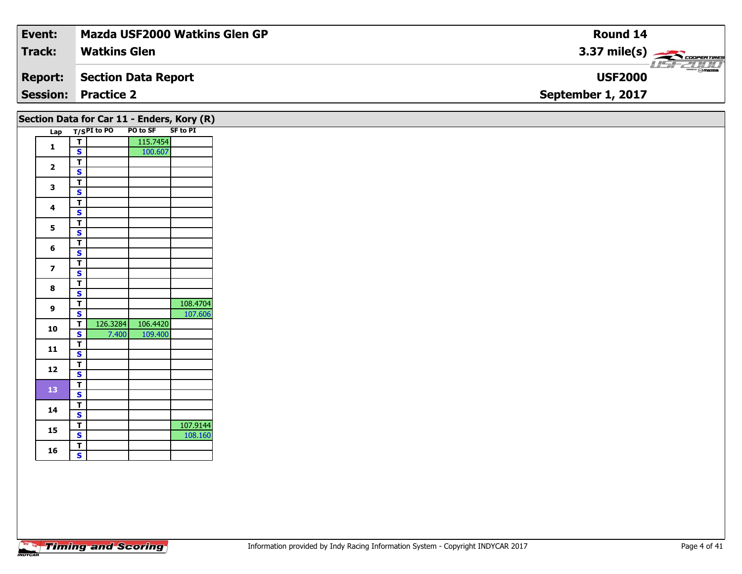| Event: | Mazda USF2000 Watkins Glen GP | Round 14 |
|---|---|---|
| Track: | Watkins Glen | 3.37 mile(s) |
| Report: | Section Data Report | USF2000 |
| Session: | Practice 2 | September 1, 2017 |

## Section Data for Car 11 - Enders, Kory (R)

| Lap | T/S | PI to PO | PO to SF | SF to PI |
|---|---|---|---|---|
| 1 | T | | 115.7454 | |
| | S | | 100.607 | |
| 2 | T | | | |
| | S | | | |
| 3 | T | | | |
| | S | | | |
| 4 | T | | | |
| | S | | | |
| 5 | T | | | |
| | S | | | |
| 6 | T | | | |
| | S | | | |
| 7 | T | | | |
| | S | | | |
| 8 | T | | | |
| | S | | | |
| 9 | T | | | 108.4704 |
| | S | | | 107.606 |
| 10 | T | 126.3284 | 106.4420 | |
| | S | 7.400 | 109.400 | |
| 11 | T | | | |
| | S | | | |
| 12 | T | | | |
| | S | | | |
| 13 | T | | | |
| | S | | | |
| 14 | T | | | |
| | S | | | |
| 15 | T | | | 107.9144 |
| | S | | | 108.160 |
| 16 | T | | | |
| | S | | | |

Information provided by Indy Racing Information System - Copyright INDYCAR 2017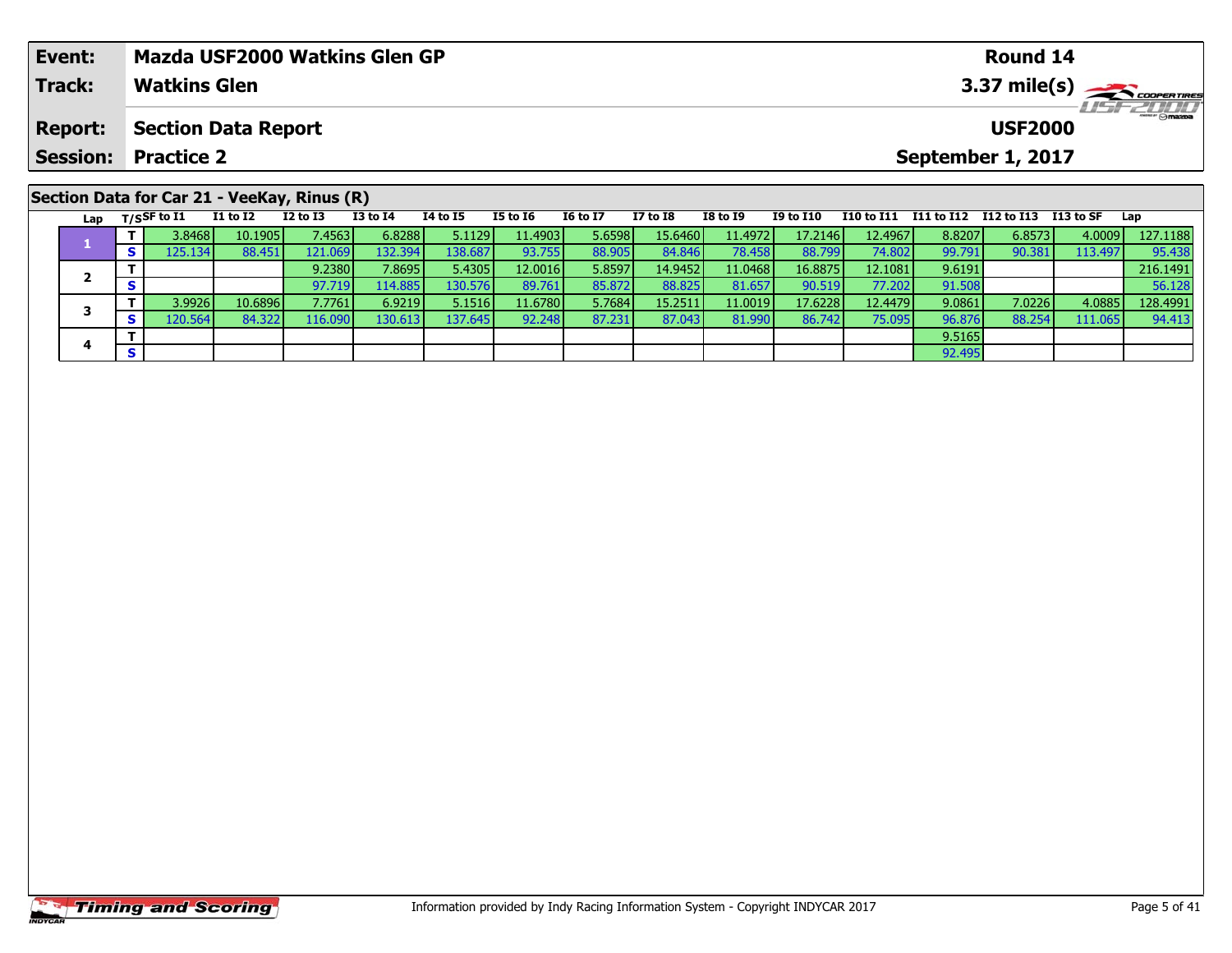| Event: | Mazda USF2000 Watkins Glen GP | Round 14 |
|---|---|---|
| Track: | Watkins Glen | 3.37 mile(s) |
| Report: | Section Data Report | USF2000 |
| Session: | Practice 2 | September 1, 2017 |

## Section Data for Car 21 - VeeKay, Rinus (R)

| Lap | T/S | SF to I1 | I1 to I2 | I2 to I3 | I3 to I4 | I4 to I5 | I5 to I6 | I6 to I7 | I7 to I8 | I8 to I9 | I9 to I10 | I10 to I11 | I11 to I12 | I12 to I13 | I13 to SF | Lap |
|---|---|---|---|---|---|---|---|---|---|---|---|---|---|---|---|---|
| 1 | T | 3.8468 | 10.1905 | 7.4563 | 6.8288 | 5.1129 | 11.4903 | 5.6598 | 15.6460 | 11.4972 | 17.2146 | 12.4967 | 8.8207 | 6.8573 | 4.0009 | 127.1188 |
| | S | 125.134 | 88.451 | 121.069 | 132.394 | 138.687 | 93.755 | 88.905 | 84.846 | 78.458 | 88.799 | 74.802 | 99.791 | 90.381 | 113.497 | 95.438 |
| 2 | T | | | 9.2380 | 7.8695 | 5.4305 | 12.0016 | 5.8597 | 14.9452 | 11.0468 | 16.8875 | 12.1081 | 9.6191 | | | 216.1491 |
| | S | | | 97.719 | 114.885 | 130.576 | 89.761 | 85.872 | 88.825 | 81.657 | 90.519 | 77.202 | 91.508 | | | 56.128 |
| 3 | T | 3.9926 | 10.6896 | 7.7761 | 6.9219 | 5.1516 | 11.6780 | 5.7684 | 15.2511 | 11.0019 | 17.6228 | 12.4479 | 9.0861 | 7.0226 | 4.0885 | 128.4991 |
| | S | 120.564 | 84.322 | 116.090 | 130.613 | 137.645 | 92.248 | 87.231 | 87.043 | 81.990 | 86.742 | 75.095 | 96.876 | 88.254 | 111.065 | 94.413 |
| 4 | T | | | | | | | | | | | | 9.5165 | | | |
| | S | | | | | | | | | | | | 92.495 | | | |

Information provided by Indy Racing Information System - Copyright INDYCAR 2017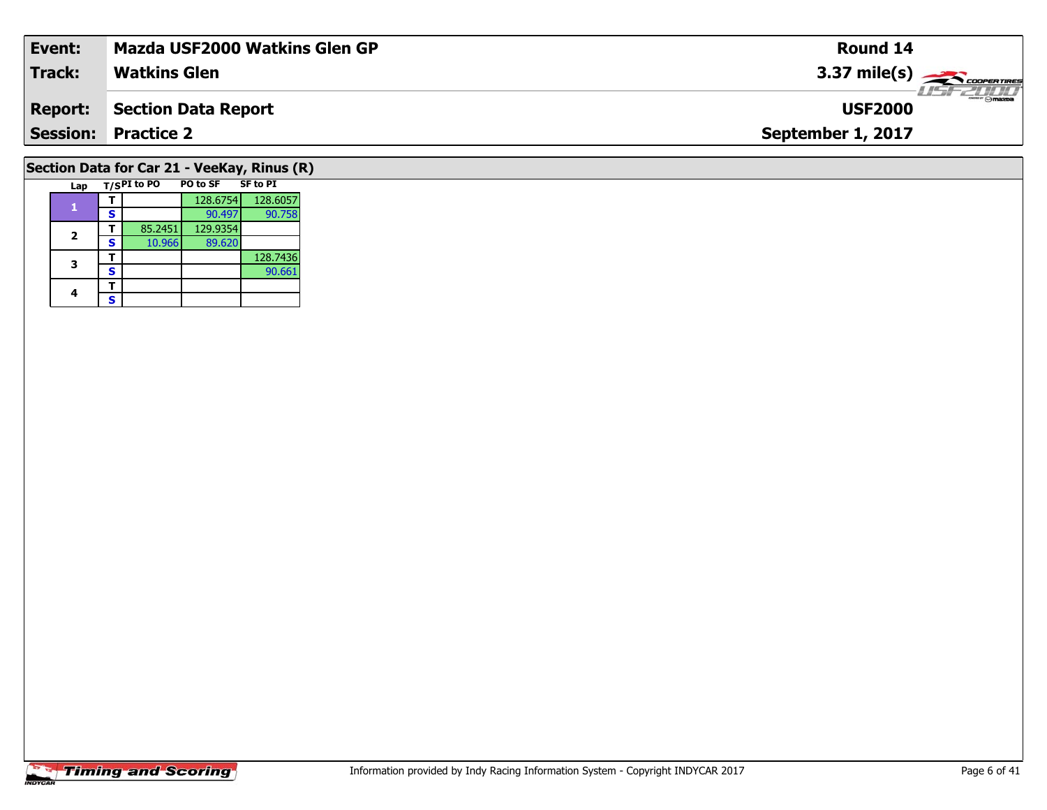| Event: | Mazda USF2000 Watkins Glen GP | Round 14 |
|---|---|---|
| Track: | Watkins Glen | 3.37 mile(s) |
| Report: | Section Data Report | USF2000 |
| Session: | Practice 2 | September 1, 2017 |

## Section Data for Car 21 - VeeKay, Rinus (R)

| Lap | T/S | PI to PO | PO to SF | SF to PI |
|---|---|---|---|---|
| 1 | T | | 128.6754 | 128.6057 |
| | S | | 90.497 | 90.758 |
| 2 | T | 85.2451 | 129.9354 | |
| | S | 10.966 | 89.620 | |
| 3 | T | | | 128.7436 |
| | S | | | 90.661 |
| 4 | T | | | |
| | S | | | |

Timing and Scoring

Information provided by Indy Racing Information System - Copyright INDYCAR 2017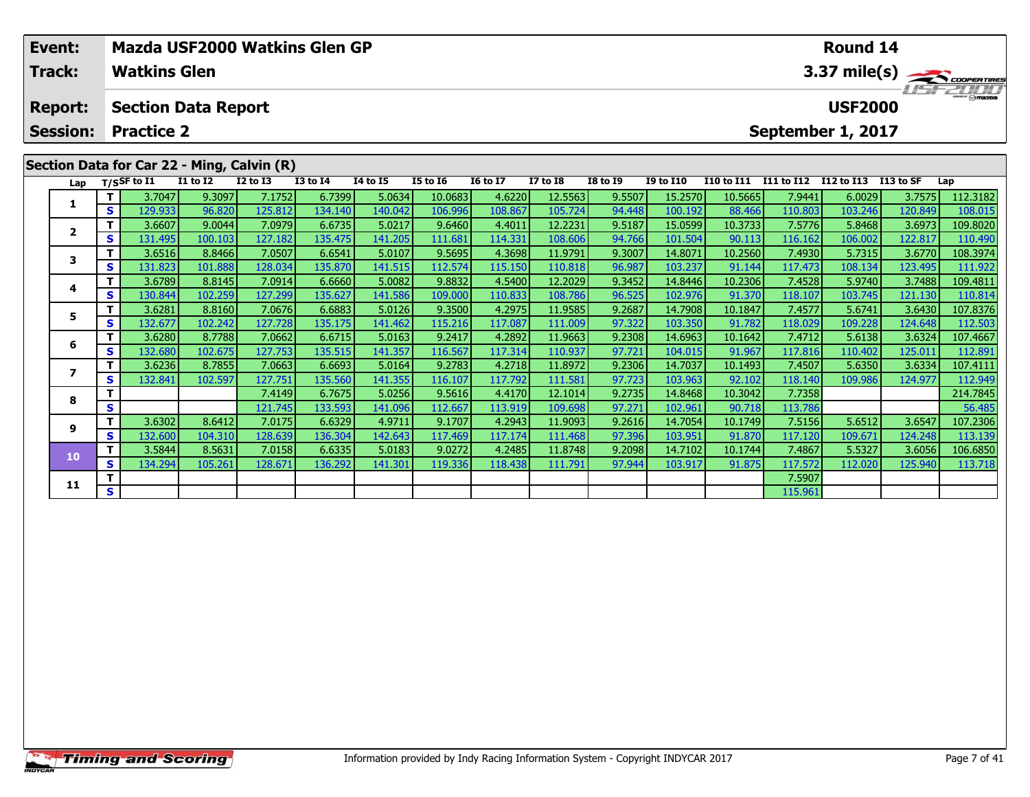| Event: | Mazda USF2000 Watkins Glen GP | Round 14 |
|---|---|---|
| Track: | Watkins Glen | 3.37 mile(s) |
| Report: | Section Data Report | USF2000 |
| Session: | Practice 2 | September 1, 2017 |

## Section Data for Car 22 - Ming, Calvin (R)

| Lap | T/S | SF to I1 | I1 to I2 | I2 to I3 | I3 to I4 | I4 to I5 | I5 to I6 | I6 to I7 | I7 to I8 | I8 to I9 | I9 to I10 | I10 to I11 | I11 to I12 | I12 to I13 | I13 to SF | Lap |
|---|---|---|---|---|---|---|---|---|---|---|---|---|---|---|---|---|
| 1 | T | 3.7047 | 9.3097 | 7.1752 | 6.7399 | 5.0634 | 10.0683 | 4.6220 | 12.5563 | 9.5507 | 15.2570 | 10.5665 | 7.9441 | 6.0029 | 3.7575 | 112.3182 |
| | S | 129.933 | 96.820 | 125.812 | 134.140 | 140.042 | 106.996 | 108.867 | 105.724 | 94.448 | 100.192 | 88.466 | 110.803 | 103.246 | 120.849 | 108.015 |
| 2 | T | 3.6607 | 9.0044 | 7.0979 | 6.6735 | 5.0217 | 9.6460 | 4.4011 | 12.2231 | 9.5187 | 15.0599 | 10.3733 | 7.5776 | 5.8468 | 3.6973 | 109.8020 |
| | S | 131.495 | 100.103 | 127.182 | 135.475 | 141.205 | 111.681 | 114.331 | 108.606 | 94.766 | 101.504 | 90.113 | 116.162 | 106.002 | 122.817 | 110.490 |
| 3 | T | 3.6516 | 8.8466 | 7.0507 | 6.6541 | 5.0107 | 9.5695 | 4.3698 | 11.9791 | 9.3007 | 14.8071 | 10.2560 | 7.4930 | 5.7315 | 3.6770 | 108.3974 |
| | S | 131.823 | 101.888 | 128.034 | 135.870 | 141.515 | 112.574 | 115.150 | 110.818 | 96.987 | 103.237 | 91.144 | 117.473 | 108.134 | 123.495 | 111.922 |
| 4 | T | 3.6789 | 8.8145 | 7.0914 | 6.6660 | 5.0082 | 9.8832 | 4.5400 | 12.2029 | 9.3452 | 14.8446 | 10.2306 | 7.4528 | 5.9740 | 3.7488 | 109.4811 |
| | S | 130.844 | 102.259 | 127.299 | 135.627 | 141.586 | 109.000 | 110.833 | 108.786 | 96.525 | 102.976 | 91.370 | 118.107 | 103.745 | 121.130 | 110.814 |
| 5 | T | 3.6281 | 8.8160 | 7.0676 | 6.6883 | 5.0126 | 9.3500 | 4.2975 | 11.9585 | 9.2687 | 14.7908 | 10.1847 | 7.4577 | 5.6741 | 3.6430 | 107.8376 |
| | S | 132.677 | 102.242 | 127.728 | 135.175 | 141.462 | 115.216 | 117.087 | 111.009 | 97.322 | 103.350 | 91.782 | 118.029 | 109.228 | 124.648 | 112.503 |
| 6 | T | 3.6280 | 8.7788 | 7.0662 | 6.6715 | 5.0163 | 9.2417 | 4.2892 | 11.9663 | 9.2308 | 14.6963 | 10.1642 | 7.4712 | 5.6138 | 3.6324 | 107.4667 |
| | S | 132.680 | 102.675 | 127.753 | 135.515 | 141.357 | 116.567 | 117.314 | 110.937 | 97.721 | 104.015 | 91.967 | 117.816 | 110.402 | 125.011 | 112.891 |
| 7 | T | 3.6236 | 8.7855 | 7.0663 | 6.6693 | 5.0164 | 9.2783 | 4.2718 | 11.8972 | 9.2306 | 14.7037 | 10.1493 | 7.4507 | 5.6350 | 3.6334 | 107.4111 |
| | S | 132.841 | 102.597 | 127.751 | 135.560 | 141.355 | 116.107 | 117.792 | 111.581 | 97.723 | 103.963 | 92.102 | 118.140 | 109.986 | 124.977 | 112.949 |
| 8 | T | | | 7.4149 | 6.7675 | 5.0256 | 9.5616 | 4.4170 | 12.1014 | 9.2735 | 14.8468 | 10.3042 | 7.7358 | | | 214.7845 |
| | S | | | 121.745 | 133.593 | 141.096 | 112.667 | 113.919 | 109.698 | 97.271 | 102.961 | 90.718 | 113.786 | | | 56.485 |
| 9 | T | 3.6302 | 8.6412 | 7.0175 | 6.6329 | 4.9711 | 9.1707 | 4.2943 | 11.9093 | 9.2616 | 14.7054 | 10.1749 | 7.5156 | 5.6512 | 3.6547 | 107.2306 |
| | S | 132.600 | 104.310 | 128.639 | 136.304 | 142.643 | 117.469 | 117.174 | 111.468 | 97.396 | 103.951 | 91.870 | 117.120 | 109.671 | 124.248 | 113.139 |
| 10 | T | 3.5844 | 8.5631 | 7.0158 | 6.6335 | 5.0183 | 9.0272 | 4.2485 | 11.8748 | 9.2098 | 14.7102 | 10.1744 | 7.4867 | 5.5327 | 3.6056 | 106.6850 |
| | S | 134.294 | 105.261 | 128.671 | 136.292 | 141.301 | 119.336 | 118.438 | 111.791 | 97.944 | 103.917 | 91.875 | 117.572 | 112.020 | 125.940 | 113.718 |
| 11 | T | | | | | | | | | | | | 7.5907 | | | |
| | S | | | | | | | | | | | | 115.961 | | | |

Information provided by Indy Racing Information System - Copyright INDYCAR 2017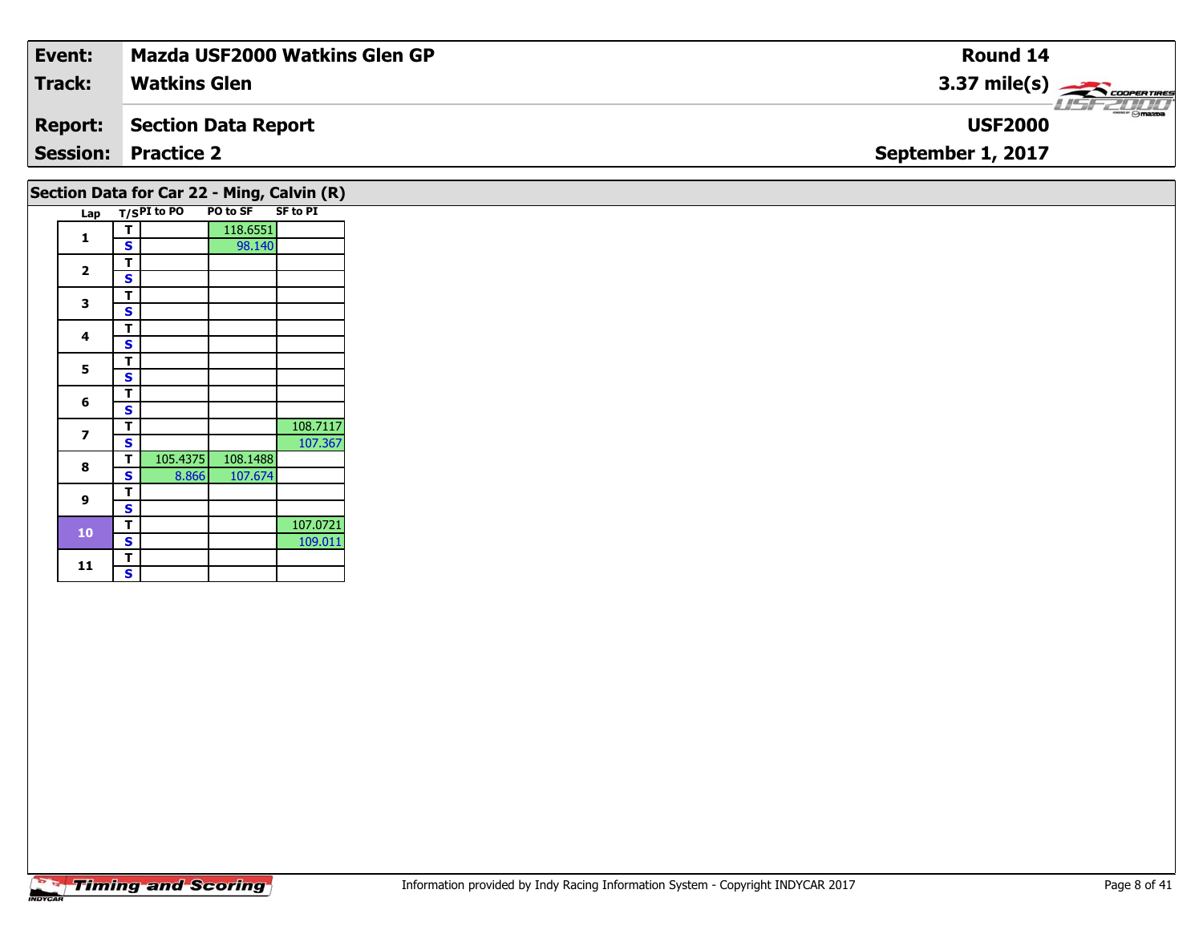| Event: | Mazda USF2000 Watkins Glen GP | Round 14 |
|---|---|---|
| Track: | Watkins Glen | 3.37 mile(s) |
| Report: | Section Data Report | USF2000 |
| Session: | Practice 2 | September 1, 2017 |

## Section Data for Car 22 - Ming, Calvin (R)

| Lap | T/S | PI to PO | PO to SF | SF to PI |
|---|---|---|---|---|
| 1 | T | | 118.6551 | |
| | S | | 98.140 | |
| 2 | T | | | |
| | S | | | |
| 3 | T | | | |
| | S | | | |
| 4 | T | | | |
| | S | | | |
| 5 | T | | | |
| | S | | | |
| 6 | T | | | |
| | S | | | |
| 7 | T | | | 108.7117 |
| | S | | | 107.367 |
| 8 | T | 105.4375 | 108.1488 | |
| | S | 8.866 | 107.674 | |
| 9 | T | | | |
| | S | | | |
| 10 | T | | | 107.0721 |
| | S | | | 109.011 |
| 11 | T | | | |
| | S | | | |

Information provided by Indy Racing Information System - Copyright INDYCAR 2017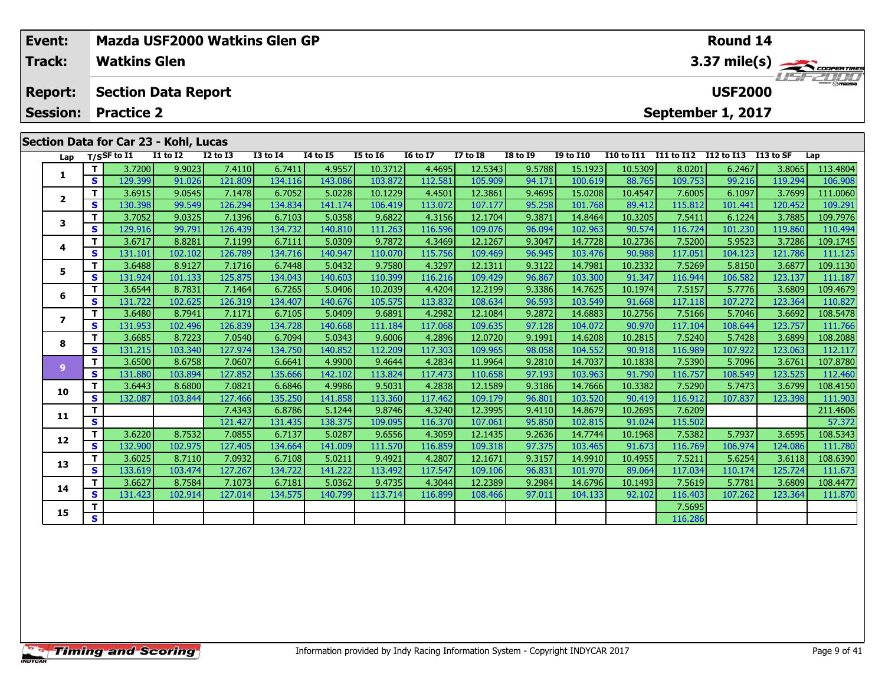| Event: | Mazda USF2000 Watkins Glen GP | Round 14 |
|---|---|---|
| Track: | Watkins Glen | 3.37 mile(s) |
| Report: | Section Data Report | USF2000 |
| Session: | Practice 2 | September 1, 2017 |

## Section Data for Car 23 - Kohl, Lucas

| Lap | T/S | SF to I1 | I1 to I2 | I2 to I3 | I3 to I4 | I4 to I5 | I5 to I6 | I6 to I7 | I7 to I8 | I8 to I9 | I9 to I10 | I10 to I11 | I11 to I12 | I12 to I13 | I13 to SF | Lap |
|---|---|---|---|---|---|---|---|---|---|---|---|---|---|---|---|---|
| 1 | T | 3.7200 | 9.9023 | 7.4110 | 6.7411 | 4.9557 | 10.3712 | 4.4695 | 12.5343 | 9.5788 | 15.1923 | 10.5309 | 8.0201 | 6.2467 | 3.8065 | 113.4804 |
| | S | 129.399 | 91.026 | 121.809 | 134.116 | 143.086 | 103.872 | 112.581 | 105.909 | 94.171 | 100.619 | 88.765 | 109.753 | 99.216 | 119.294 | 106.908 |
| 2 | T | 3.6915 | 9.0545 | 7.1478 | 6.7052 | 5.0228 | 10.1229 | 4.4501 | 12.3861 | 9.4695 | 15.0208 | 10.4547 | 7.6005 | 6.1097 | 3.7699 | 111.0060 |
| | S | 130.398 | 99.549 | 126.294 | 134.834 | 141.174 | 106.419 | 113.072 | 107.177 | 95.258 | 101.768 | 89.412 | 115.812 | 101.441 | 120.452 | 109.291 |
| 3 | T | 3.7052 | 9.0325 | 7.1396 | 6.7103 | 5.0358 | 9.6822 | 4.3156 | 12.1704 | 9.3871 | 14.8464 | 10.3205 | 7.5411 | 6.1224 | 3.7885 | 109.7976 |
| | S | 129.916 | 99.791 | 126.439 | 134.732 | 140.810 | 111.263 | 116.596 | 109.076 | 96.094 | 102.963 | 90.574 | 116.724 | 101.230 | 119.860 | 110.494 |
| 4 | T | 3.6717 | 8.8281 | 7.1199 | 6.7111 | 5.0309 | 9.7872 | 4.3469 | 12.1267 | 9.3047 | 14.7728 | 10.2736 | 7.5200 | 5.9523 | 3.7286 | 109.1745 |
| | S | 131.101 | 102.102 | 126.789 | 134.716 | 140.947 | 110.070 | 115.756 | 109.469 | 96.945 | 103.476 | 90.988 | 117.051 | 104.123 | 121.786 | 111.125 |
| 5 | T | 3.6488 | 8.9127 | 7.1716 | 6.7448 | 5.0432 | 9.7580 | 4.3297 | 12.1311 | 9.3122 | 14.7981 | 10.2332 | 7.5269 | 5.8150 | 3.6877 | 109.1130 |
| | S | 131.924 | 101.133 | 125.875 | 134.043 | 140.603 | 110.399 | 116.216 | 109.429 | 96.867 | 103.300 | 91.347 | 116.944 | 106.582 | 123.137 | 111.187 |
| 6 | T | 3.6544 | 8.7831 | 7.1464 | 6.7265 | 5.0406 | 10.2039 | 4.4204 | 12.2199 | 9.3386 | 14.7625 | 10.1974 | 7.5157 | 5.7776 | 3.6809 | 109.4679 |
| | S | 131.722 | 102.625 | 126.319 | 134.407 | 140.676 | 105.575 | 113.832 | 108.634 | 96.593 | 103.549 | 91.668 | 117.118 | 107.272 | 123.364 | 110.827 |
| 7 | T | 3.6480 | 8.7941 | 7.1171 | 6.7105 | 5.0409 | 9.6891 | 4.2982 | 12.1084 | 9.2872 | 14.6883 | 10.2756 | 7.5166 | 5.7046 | 3.6692 | 108.5478 |
| | S | 131.953 | 102.496 | 126.839 | 134.728 | 140.668 | 111.184 | 117.068 | 109.635 | 97.128 | 104.072 | 90.970 | 117.104 | 108.644 | 123.757 | 111.766 |
| 8 | T | 3.6685 | 8.7223 | 7.0540 | 6.7094 | 5.0343 | 9.6006 | 4.2896 | 12.0720 | 9.1991 | 14.6208 | 10.2815 | 7.5240 | 5.7428 | 3.6899 | 108.2088 |
| | S | 131.215 | 103.340 | 127.974 | 134.750 | 140.852 | 112.209 | 117.303 | 109.965 | 98.058 | 104.552 | 90.918 | 116.989 | 107.922 | 123.063 | 112.117 |
| 9 | T | 3.6500 | 8.6758 | 7.0607 | 6.6641 | 4.9900 | 9.4644 | 4.2834 | 11.9964 | 9.2810 | 14.7037 | 10.1838 | 7.5390 | 5.7096 | 3.6761 | 107.8780 |
| | S | 131.880 | 103.894 | 127.852 | 135.666 | 142.102 | 113.824 | 117.473 | 110.658 | 97.193 | 103.963 | 91.790 | 116.757 | 108.549 | 123.525 | 112.460 |
| 10 | T | 3.6443 | 8.6800 | 7.0821 | 6.6846 | 4.9986 | 9.5031 | 4.2838 | 12.1589 | 9.3186 | 14.7666 | 10.3382 | 7.5290 | 5.7473 | 3.6799 | 108.4150 |
| | S | 132.087 | 103.844 | 127.466 | 135.250 | 141.858 | 113.360 | 117.462 | 109.179 | 96.801 | 103.520 | 90.419 | 116.912 | 107.837 | 123.398 | 111.903 |
| 11 | T | | | 7.4343 | 6.8786 | 5.1244 | 9.8746 | 4.3240 | 12.3995 | 9.4110 | 14.8679 | 10.2695 | 7.6209 | | | 211.4606 |
| | S | | | 121.427 | 131.435 | 138.375 | 109.095 | 116.370 | 107.061 | 95.850 | 102.815 | 91.024 | 115.502 | | | 57.372 |
| 12 | T | 3.6220 | 8.7532 | 7.0855 | 6.7137 | 5.0287 | 9.6556 | 4.3059 | 12.1435 | 9.2636 | 14.7744 | 10.1968 | 7.5382 | 5.7937 | 3.6595 | 108.5343 |
| | S | 132.900 | 102.975 | 127.405 | 134.664 | 141.009 | 111.570 | 116.859 | 109.318 | 97.375 | 103.465 | 91.673 | 116.769 | 106.974 | 124.086 | 111.780 |
| 13 | T | 3.6025 | 8.7110 | 7.0932 | 6.7108 | 5.0211 | 9.4921 | 4.2807 | 12.1671 | 9.3157 | 14.9910 | 10.4955 | 7.5211 | 5.6254 | 3.6118 | 108.6390 |
| | S | 133.619 | 103.474 | 127.267 | 134.722 | 141.222 | 113.492 | 117.547 | 109.106 | 96.831 | 101.970 | 89.064 | 117.034 | 110.174 | 125.724 | 111.673 |
| 14 | T | 3.6627 | 8.7584 | 7.1073 | 6.7181 | 5.0362 | 9.4735 | 4.3044 | 12.2389 | 9.2984 | 14.6796 | 10.1493 | 7.5619 | 5.7781 | 3.6809 | 108.4477 |
| | S | 131.423 | 102.914 | 127.014 | 134.575 | 140.799 | 113.714 | 116.899 | 108.466 | 97.011 | 104.133 | 92.102 | 116.403 | 107.262 | 123.364 | 111.870 |
| 15 | T | | | | | | | | | | | | 7.5695 | | | |
| | S | | | | | | | | | | | | 116.286 | | | |

Information provided by Indy Racing Information System - Copyright INDYCAR 2017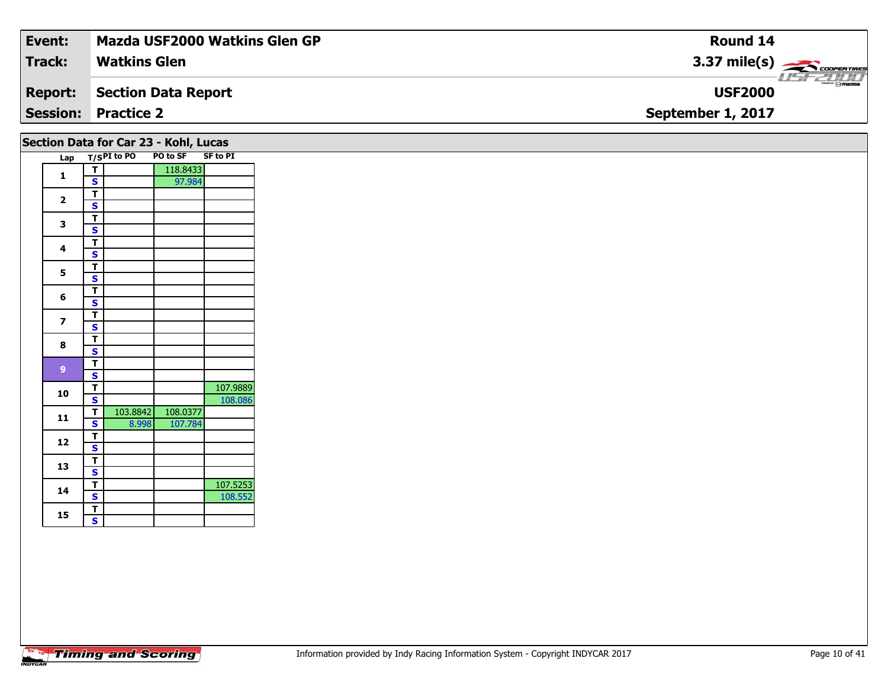| Event: | Mazda USF2000 Watkins Glen GP | Round 14 |
|---|---|---|
| Track: | Watkins Glen | 3.37 mile(s) |
| Report: | Section Data Report | USF2000 |
| Session: | Practice 2 | September 1, 2017 |

## Section Data for Car 23 - Kohl, Lucas

| Lap | T/S | PI to PO | PO to SF | SF to PI |
|---|---|---|---|---|
| 1 | T | | 118.8433 | |
| | S | | 97.984 | |
| 2 | T | | | |
| | S | | | |
| 3 | T | | | |
| | S | | | |
| 4 | T | | | |
| | S | | | |
| 5 | T | | | |
| | S | | | |
| 6 | T | | | |
| | S | | | |
| 7 | T | | | |
| | S | | | |
| 8 | T | | | |
| | S | | | |
| 9 | T | | | |
| | S | | | |
| 10 | T | | | 107.9889 |
| | S | | | 108.086 |
| 11 | T | 103.8842 | 108.0377 | |
| | S | 8.998 | 107.784 | |
| 12 | T | | | |
| | S | | | |
| 13 | T | | | |
| | S | | | |
| 14 | T | | | 107.5253 |
| | S | | | 108.552 |
| 15 | T | | | |
| | S | | | |

Information provided by Indy Racing Information System - Copyright INDYCAR 2017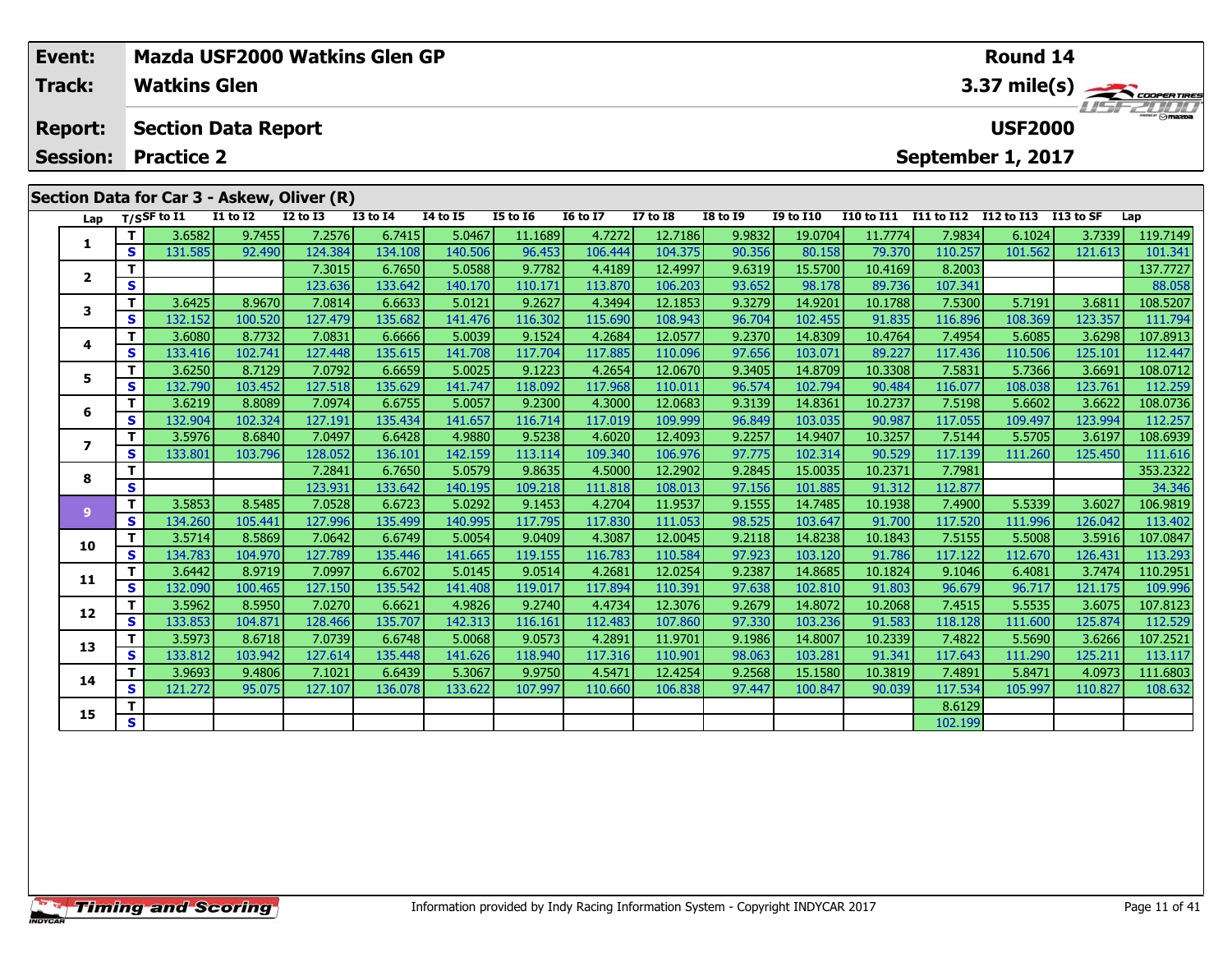| Event: | Mazda USF2000 Watkins Glen GP | Round 14 |
|---|---|---|
| Track: | Watkins Glen | 3.37 mile(s) |
| Report: | Section Data Report | USF2000 |
| Session: | Practice 2 | September 1, 2017 |

## Section Data for Car 3 - Askew, Oliver (R)

| Lap | T/S | SF to I1 | I1 to I2 | I2 to I3 | I3 to I4 | I4 to I5 | I5 to I6 | I6 to I7 | I7 to I8 | I8 to I9 | I9 to I10 | I10 to I11 | I11 to I12 | I12 to I13 | I13 to SF | Lap |
|---|---|---|---|---|---|---|---|---|---|---|---|---|---|---|---|---|
| 1 | T | 3.6582 | 9.7455 | 7.2576 | 6.7415 | 5.0467 | 11.1689 | 4.7272 | 12.7186 | 9.9832 | 19.0704 | 11.7774 | 7.9834 | 6.1024 | 3.7339 | 119.7149 |
| | S | 131.585 | 92.490 | 124.384 | 134.108 | 140.506 | 96.453 | 106.444 | 104.375 | 90.356 | 80.158 | 79.370 | 110.257 | 101.562 | 121.613 | 101.341 |
| 2 | T | | | 7.3015 | 6.7650 | 5.0588 | 9.7782 | 4.4189 | 12.4997 | 9.6319 | 15.5700 | 10.4169 | 8.2003 | | | 137.7727 |
| | S | | | 123.636 | 133.642 | 140.170 | 110.171 | 113.870 | 106.203 | 93.652 | 98.178 | 89.736 | 107.341 | | | 88.058 |
| 3 | T | 3.6425 | 8.9670 | 7.0814 | 6.6633 | 5.0121 | 9.2627 | 4.3494 | 12.1853 | 9.3279 | 14.9201 | 10.1788 | 7.5300 | 5.7191 | 3.6811 | 108.5207 |
| | S | 132.152 | 100.520 | 127.479 | 135.682 | 141.476 | 116.302 | 115.690 | 108.943 | 96.704 | 102.455 | 91.835 | 116.896 | 108.369 | 123.357 | 111.794 |
| 4 | T | 3.6080 | 8.7732 | 7.0831 | 6.6666 | 5.0039 | 9.1524 | 4.2684 | 12.0577 | 9.2370 | 14.8309 | 10.4764 | 7.4954 | 5.6085 | 3.6298 | 107.8913 |
| | S | 133.416 | 102.741 | 127.448 | 135.615 | 141.708 | 117.704 | 117.885 | 110.096 | 97.656 | 103.071 | 89.227 | 117.436 | 110.506 | 125.101 | 112.447 |
| 5 | T | 3.6250 | 8.7129 | 7.0792 | 6.6659 | 5.0025 | 9.1223 | 4.2654 | 12.0670 | 9.3405 | 14.8709 | 10.3308 | 7.5831 | 5.7366 | 3.6691 | 108.0712 |
| | S | 132.790 | 103.452 | 127.518 | 135.629 | 141.747 | 118.092 | 117.968 | 110.011 | 96.574 | 102.794 | 90.484 | 116.077 | 108.038 | 123.761 | 112.259 |
| 6 | T | 3.6219 | 8.8089 | 7.0974 | 6.6755 | 5.0057 | 9.2300 | 4.3000 | 12.0683 | 9.3139 | 14.8361 | 10.2737 | 7.5198 | 5.6602 | 3.6622 | 108.0736 |
| | S | 132.904 | 102.324 | 127.191 | 135.434 | 141.657 | 116.714 | 117.019 | 109.999 | 96.849 | 103.035 | 90.987 | 117.055 | 109.497 | 123.994 | 112.257 |
| 7 | T | 3.5976 | 8.6840 | 7.0497 | 6.6428 | 4.9880 | 9.5238 | 4.6020 | 12.4093 | 9.2257 | 14.9407 | 10.3257 | 7.5144 | 5.5705 | 3.6197 | 108.6939 |
| | S | 133.801 | 103.796 | 128.052 | 136.101 | 142.159 | 113.114 | 109.340 | 106.976 | 97.775 | 102.314 | 90.529 | 117.139 | 111.260 | 125.450 | 111.616 |
| 8 | T | | | 7.2841 | 6.7650 | 5.0579 | 9.8635 | 4.5000 | 12.2902 | 9.2845 | 15.0035 | 10.2371 | 7.7981 | | | 353.2322 |
| | S | | | 123.931 | 133.642 | 140.195 | 109.218 | 111.818 | 108.013 | 97.156 | 101.885 | 91.312 | 112.877 | | | 34.346 |
| 9 | T | 3.5853 | 8.5485 | 7.0528 | 6.6723 | 5.0292 | 9.1453 | 4.2704 | 11.9537 | 9.1555 | 14.7485 | 10.1938 | 7.4900 | 5.5339 | 3.6027 | 106.9819 |
| | S | 134.260 | 105.441 | 127.996 | 135.499 | 140.995 | 117.795 | 117.830 | 111.053 | 98.525 | 103.647 | 91.700 | 117.520 | 111.996 | 126.042 | 113.402 |
| 10 | T | 3.5714 | 8.5869 | 7.0642 | 6.6749 | 5.0054 | 9.0409 | 4.3087 | 12.0045 | 9.2118 | 14.8238 | 10.1843 | 7.5155 | 5.5008 | 3.5916 | 107.0847 |
| | S | 134.783 | 104.970 | 127.789 | 135.446 | 141.665 | 119.155 | 116.783 | 110.584 | 97.923 | 103.120 | 91.786 | 117.122 | 112.670 | 126.431 | 113.293 |
| 11 | T | 3.6442 | 8.9719 | 7.0997 | 6.6702 | 5.0145 | 9.0514 | 4.2681 | 12.0254 | 9.2387 | 14.8685 | 10.1824 | 9.1046 | 6.4081 | 3.7474 | 110.2951 |
| | S | 132.090 | 100.465 | 127.150 | 135.542 | 141.408 | 119.017 | 117.894 | 110.391 | 97.638 | 102.810 | 91.803 | 96.679 | 96.717 | 121.175 | 109.996 |
| 12 | T | 3.5962 | 8.5950 | 7.0270 | 6.6621 | 4.9826 | 9.2740 | 4.4734 | 12.3076 | 9.2679 | 14.8072 | 10.2068 | 7.4515 | 5.5535 | 3.6075 | 107.8123 |
| | S | 133.853 | 104.871 | 128.466 | 135.707 | 142.313 | 116.161 | 112.483 | 107.860 | 97.330 | 103.236 | 91.583 | 118.128 | 111.600 | 125.874 | 112.529 |
| 13 | T | 3.5973 | 8.6718 | 7.0739 | 6.6748 | 5.0068 | 9.0573 | 4.2891 | 11.9701 | 9.1986 | 14.8007 | 10.2339 | 7.4822 | 5.5690 | 3.6266 | 107.2521 |
| | S | 133.812 | 103.942 | 127.614 | 135.448 | 141.626 | 118.940 | 117.316 | 110.901 | 98.063 | 103.281 | 91.341 | 117.643 | 111.290 | 125.211 | 113.117 |
| 14 | T | 3.9693 | 9.4806 | 7.1021 | 6.6439 | 5.3067 | 9.9750 | 4.5471 | 12.4254 | 9.2568 | 15.1580 | 10.3819 | 7.4891 | 5.8471 | 4.0973 | 111.6803 |
| | S | 121.272 | 95.075 | 127.107 | 136.078 | 133.622 | 107.997 | 110.660 | 106.838 | 97.447 | 100.847 | 90.039 | 117.534 | 105.997 | 110.827 | 108.632 |
| 15 | T | | | | | | | | | | | | 8.6129 | | | |
| | S | | | | | | | | | | | | 102.199 | | | |

Information provided by Indy Racing Information System - Copyright INDYCAR 2017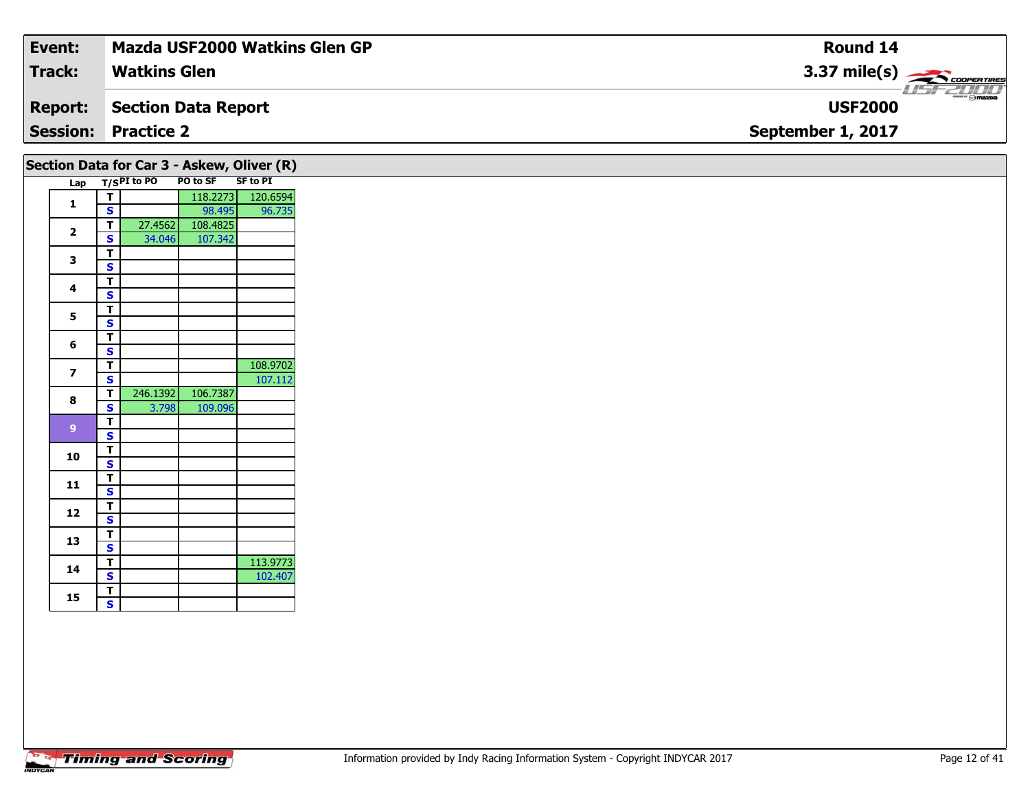| Event: | Mazda USF2000 Watkins Glen GP | Round 14 |
|---|---|---|
| Track: | Watkins Glen | 3.37 mile(s) |
| Report: | Section Data Report | USF2000 |
| Session: | Practice 2 | September 1, 2017 |

## Section Data for Car 3 - Askew, Oliver (R)

| Lap | T/S | PI to PO | PO to SF | SF to PI |
|---|---|---|---|---|
| 1 | T | | 118.2273 | 120.6594 |
| | S | | 98.495 | 96.735 |
| 2 | T | 27.4562 | 108.4825 | |
| | S | 34.046 | 107.342 | |
| 3 | T | | | |
| | S | | | |
| 4 | T | | | |
| | S | | | |
| 5 | T | | | |
| | S | | | |
| 6 | T | | | |
| | S | | | |
| 7 | T | | | 108.9702 |
| | S | | | 107.112 |
| 8 | T | 246.1392 | 106.7387 | |
| | S | 3.798 | 109.096 | |
| 9 | T | | | |
| | S | | | |
| 10 | T | | | |
| | S | | | |
| 11 | T | | | |
| | S | | | |
| 12 | T | | | |
| | S | | | |
| 13 | T | | | |
| | S | | | |
| 14 | T | | | 113.9773 |
| | S | | | 102.407 |
| 15 | T | | | |
| | S | | | |

Information provided by Indy Racing Information System - Copyright INDYCAR 2017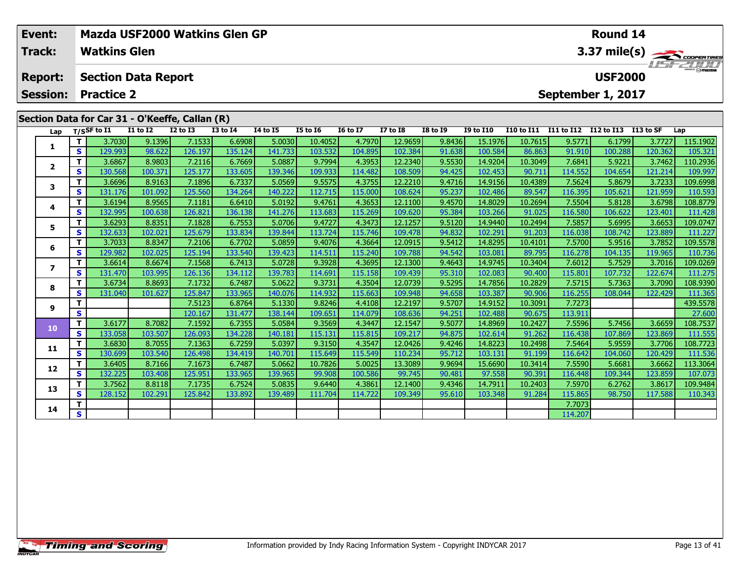| Event: | Mazda USF2000 Watkins Glen GP | Round 14 |
|---|---|---|
| Track: | Watkins Glen | 3.37 mile(s) |
| Report: | Section Data Report | USF2000 |
| Session: | Practice 2 | September 1, 2017 |

## Section Data for Car 31 - O'Keeffe, Callan (R)

| Lap | T/S | SF to I1 | I1 to I2 | I2 to I3 | I3 to I4 | I4 to I5 | I5 to I6 | I6 to I7 | I7 to I8 | I8 to I9 | I9 to I10 | I10 to I11 | I11 to I12 | I12 to I13 | I13 to SF | Lap |
|---|---|---|---|---|---|---|---|---|---|---|---|---|---|---|---|---|
| 1 | T | 3.7030 | 9.1396 | 7.1533 | 6.6908 | 5.0030 | 10.4052 | 4.7970 | 12.9659 | 9.8436 | 15.1976 | 10.7615 | 9.5771 | 6.1799 | 3.7727 | 115.1902 |
| | S | 129.993 | 98.622 | 126.197 | 135.124 | 141.733 | 103.532 | 104.895 | 102.384 | 91.638 | 100.584 | 86.863 | 91.910 | 100.288 | 120.362 | 105.321 |
| 2 | T | 3.6867 | 8.9803 | 7.2116 | 6.7669 | 5.0887 | 9.7994 | 4.3953 | 12.2340 | 9.5530 | 14.9204 | 10.3049 | 7.6841 | 5.9221 | 3.7462 | 110.2936 |
| | S | 130.568 | 100.371 | 125.177 | 133.605 | 139.346 | 109.933 | 114.482 | 108.509 | 94.425 | 102.453 | 90.711 | 114.552 | 104.654 | 121.214 | 109.997 |
| 3 | T | 3.6696 | 8.9163 | 7.1896 | 6.7337 | 5.0569 | 9.5575 | 4.3755 | 12.2210 | 9.4716 | 14.9156 | 10.4389 | 7.5624 | 5.8679 | 3.7233 | 109.6998 |
| | S | 131.176 | 101.092 | 125.560 | 134.264 | 140.222 | 112.715 | 115.000 | 108.624 | 95.237 | 102.486 | 89.547 | 116.395 | 105.621 | 121.959 | 110.593 |
| 4 | T | 3.6194 | 8.9565 | 7.1181 | 6.6410 | 5.0192 | 9.4761 | 4.3653 | 12.1100 | 9.4570 | 14.8029 | 10.2694 | 7.5504 | 5.8128 | 3.6798 | 108.8779 |
| | S | 132.995 | 100.638 | 126.821 | 136.138 | 141.276 | 113.683 | 115.269 | 109.620 | 95.384 | 103.266 | 91.025 | 116.580 | 106.622 | 123.401 | 111.428 |
| 5 | T | 3.6293 | 8.8351 | 7.1828 | 6.7553 | 5.0706 | 9.4727 | 4.3473 | 12.1257 | 9.5120 | 14.9440 | 10.2494 | 7.5857 | 5.6995 | 3.6653 | 109.0747 |
| | S | 132.633 | 102.021 | 125.679 | 133.834 | 139.844 | 113.724 | 115.746 | 109.478 | 94.832 | 102.291 | 91.203 | 116.038 | 108.742 | 123.889 | 111.227 |
| 6 | T | 3.7033 | 8.8347 | 7.2106 | 6.7702 | 5.0859 | 9.4076 | 4.3664 | 12.0915 | 9.5412 | 14.8295 | 10.4101 | 7.5700 | 5.9516 | 3.7852 | 109.5578 |
| | S | 129.982 | 102.025 | 125.194 | 133.540 | 139.423 | 114.511 | 115.240 | 109.788 | 94.542 | 103.081 | 89.795 | 116.278 | 104.135 | 119.965 | 110.736 |
| 7 | T | 3.6614 | 8.6674 | 7.1568 | 6.7413 | 5.0728 | 9.3928 | 4.3695 | 12.1300 | 9.4643 | 14.9745 | 10.3404 | 7.6012 | 5.7529 | 3.7016 | 109.0269 |
| | S | 131.470 | 103.995 | 126.136 | 134.112 | 139.783 | 114.691 | 115.158 | 109.439 | 95.310 | 102.083 | 90.400 | 115.801 | 107.732 | 122.674 | 111.275 |
| 8 | T | 3.6734 | 8.8693 | 7.1732 | 6.7487 | 5.0622 | 9.3731 | 4.3504 | 12.0739 | 9.5295 | 14.7856 | 10.2829 | 7.5715 | 5.7363 | 3.7090 | 108.9390 |
| | S | 131.040 | 101.627 | 125.847 | 133.965 | 140.076 | 114.932 | 115.663 | 109.948 | 94.658 | 103.387 | 90.906 | 116.255 | 108.044 | 122.429 | 111.365 |
| 9 | T | | | 7.5123 | 6.8764 | 5.1330 | 9.8246 | 4.4108 | 12.2197 | 9.5707 | 14.9152 | 10.3091 | 7.7273 | | | 439.5578 |
| | S | | | 120.167 | 131.477 | 138.144 | 109.651 | 114.079 | 108.636 | 94.251 | 102.488 | 90.675 | 113.911 | | | 27.600 |
| 10 | T | 3.6177 | 8.7082 | 7.1592 | 6.7355 | 5.0584 | 9.3569 | 4.3447 | 12.1547 | 9.5077 | 14.8969 | 10.2427 | 7.5596 | 5.7456 | 3.6659 | 108.7537 |
| | S | 133.058 | 103.507 | 126.093 | 134.228 | 140.181 | 115.131 | 115.815 | 109.217 | 94.875 | 102.614 | 91.262 | 116.438 | 107.869 | 123.869 | 111.555 |
| 11 | T | 3.6830 | 8.7055 | 7.1363 | 6.7259 | 5.0397 | 9.3150 | 4.3547 | 12.0426 | 9.4246 | 14.8223 | 10.2498 | 7.5464 | 5.9559 | 3.7706 | 108.7723 |
| | S | 130.699 | 103.540 | 126.498 | 134.419 | 140.701 | 115.649 | 115.549 | 110.234 | 95.712 | 103.131 | 91.199 | 116.642 | 104.060 | 120.429 | 111.536 |
| 12 | T | 3.6405 | 8.7166 | 7.1673 | 6.7487 | 5.0662 | 10.7826 | 5.0025 | 13.3089 | 9.9694 | 15.6690 | 10.3414 | 7.5590 | 5.6681 | 3.6662 | 113.3064 |
| | S | 132.225 | 103.408 | 125.951 | 133.965 | 139.965 | 99.908 | 100.586 | 99.745 | 90.481 | 97.558 | 90.391 | 116.448 | 109.344 | 123.859 | 107.073 |
| 13 | T | 3.7562 | 8.8118 | 7.1735 | 6.7524 | 5.0835 | 9.6440 | 4.3861 | 12.1400 | 9.4346 | 14.7911 | 10.2403 | 7.5970 | 6.2762 | 3.8617 | 109.9484 |
| | S | 128.152 | 102.291 | 125.842 | 133.892 | 139.489 | 111.704 | 114.722 | 109.349 | 95.610 | 103.348 | 91.284 | 115.865 | 98.750 | 117.588 | 110.343 |
| 14 | T | | | | | | | | | | | | 7.7073 | | | |
| | S | | | | | | | | | | | | 114.207 | | | |

Information provided by Indy Racing Information System - Copyright INDYCAR 2017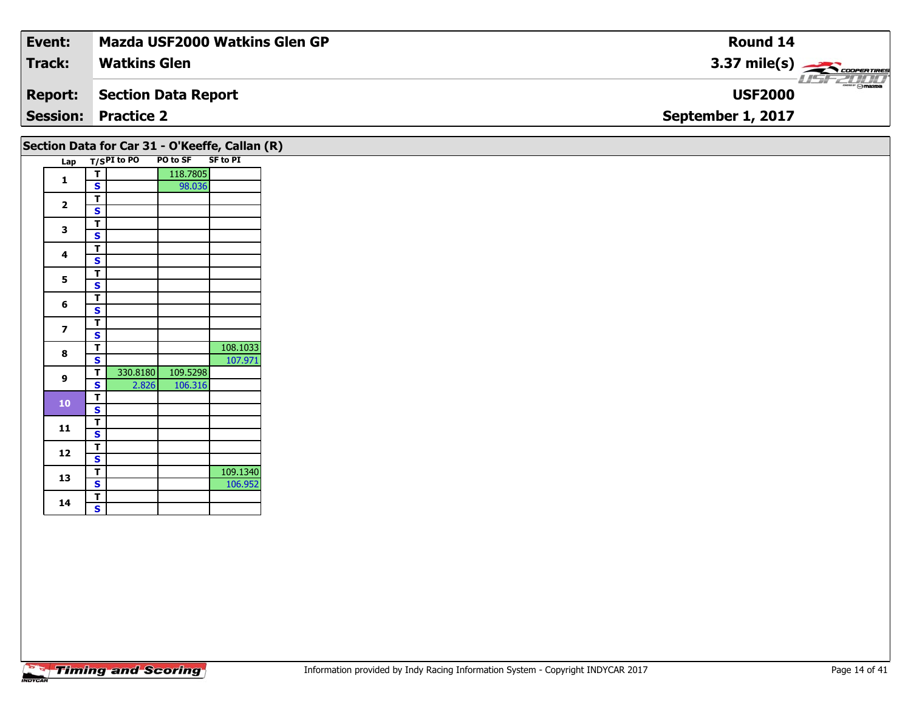| Event: | Mazda USF2000 Watkins Glen GP | Round 14 |
|---|---|---|
| Track: | Watkins Glen | 3.37 mile(s) |
| Report: | Section Data Report | USF2000 |
| Session: | Practice 2 | September 1, 2017 |

## Section Data for Car 31 - O'Keeffe, Callan (R)

| Lap | T/S | PI to PO | PO to SF | SF to PI |
|---|---|---|---|---|
| 1 | T | | 118.7805 | |
| | S | | 98.036 | |
| 2 | T | | | |
| | S | | | |
| 3 | T | | | |
| | S | | | |
| 4 | T | | | |
| | S | | | |
| 5 | T | | | |
| | S | | | |
| 6 | T | | | |
| | S | | | |
| 7 | T | | | |
| | S | | | |
| 8 | T | | | 108.1033 |
| | S | | | 107.971 |
| 9 | T | 330.8180 | 109.5298 | |
| | S | 2.826 | 106.316 | |
| 10 | T | | | |
| | S | | | |
| 11 | T | | | |
| | S | | | |
| 12 | T | | | |
| | S | | | |
| 13 | T | | | 109.1340 |
| | S | | | 106.952 |
| 14 | T | | | |
| | S | | | |

Information provided by Indy Racing Information System - Copyright INDYCAR 2017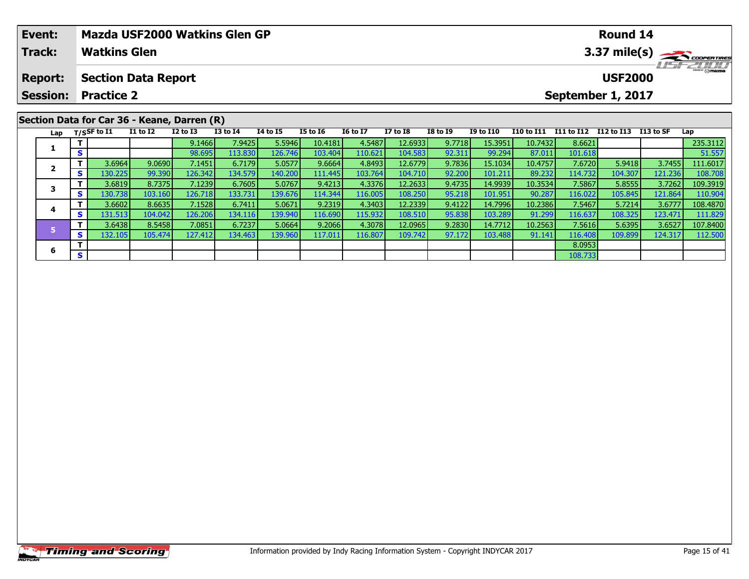| Event: | Mazda USF2000 Watkins Glen GP | Round 14 |
|---|---|---|
| Track: | Watkins Glen | 3.37 mile(s) |
| Report: | Section Data Report | USF2000 |
| Session: | Practice 2 | September 1, 2017 |

## Section Data for Car 36 - Keane, Darren (R)

| Lap | T/S | SF to I1 | I1 to I2 | I2 to I3 | I3 to I4 | I4 to I5 | I5 to I6 | I6 to I7 | I7 to I8 | I8 to I9 | I9 to I10 | I10 to I11 | I11 to I12 | I12 to I13 | I13 to SF | Lap |
|---|---|---|---|---|---|---|---|---|---|---|---|---|---|---|---|---|
| 1 | T | | | 9.1466 | 7.9425 | 5.5946 | 10.4181 | 4.5487 | 12.6933 | 9.7718 | 15.3951 | 10.7432 | 8.6621 | | | 235.3112 |
| | S | | | 98.695 | 113.830 | 126.746 | 103.404 | 110.621 | 104.583 | 92.311 | 99.294 | 87.011 | 101.618 | | | 51.557 |
| 2 | T | 3.6964 | 9.0690 | 7.1451 | 6.7179 | 5.0577 | 9.6664 | 4.8493 | 12.6779 | 9.7836 | 15.1034 | 10.4757 | 7.6720 | 5.9418 | 3.7455 | 111.6017 |
| | S | 130.225 | 99.390 | 126.342 | 134.579 | 140.200 | 111.445 | 103.764 | 104.710 | 92.200 | 101.211 | 89.232 | 114.732 | 104.307 | 121.236 | 108.708 |
| 3 | T | 3.6819 | 8.7375 | 7.1239 | 6.7605 | 5.0767 | 9.4213 | 4.3376 | 12.2633 | 9.4735 | 14.9939 | 10.3534 | 7.5867 | 5.8555 | 3.7262 | 109.3919 |
| | S | 130.738 | 103.160 | 126.718 | 133.731 | 139.676 | 114.344 | 116.005 | 108.250 | 95.218 | 101.951 | 90.287 | 116.022 | 105.845 | 121.864 | 110.904 |
| 4 | T | 3.6602 | 8.6635 | 7.1528 | 6.7411 | 5.0671 | 9.2319 | 4.3403 | 12.2339 | 9.4122 | 14.7996 | 10.2386 | 7.5467 | 5.7214 | 3.6777 | 108.4870 |
| | S | 131.513 | 104.042 | 126.206 | 134.116 | 139.940 | 116.690 | 115.932 | 108.510 | 95.838 | 103.289 | 91.299 | 116.637 | 108.325 | 123.471 | 111.829 |
| 5 | T | 3.6438 | 8.5458 | 7.0851 | 6.7237 | 5.0664 | 9.2066 | 4.3078 | 12.0965 | 9.2830 | 14.7712 | 10.2563 | 7.5616 | 5.6395 | 3.6527 | 107.8400 |
| | S | 132.105 | 105.474 | 127.412 | 134.463 | 139.960 | 117.011 | 116.807 | 109.742 | 97.172 | 103.488 | 91.141 | 116.408 | 109.899 | 124.317 | 112.500 |
| 6 | T | | | | | | | | | | | | 8.0953 | | | |
| | S | | | | | | | | | | | | 108.733 | | | |

Information provided by Indy Racing Information System - Copyright INDYCAR 2017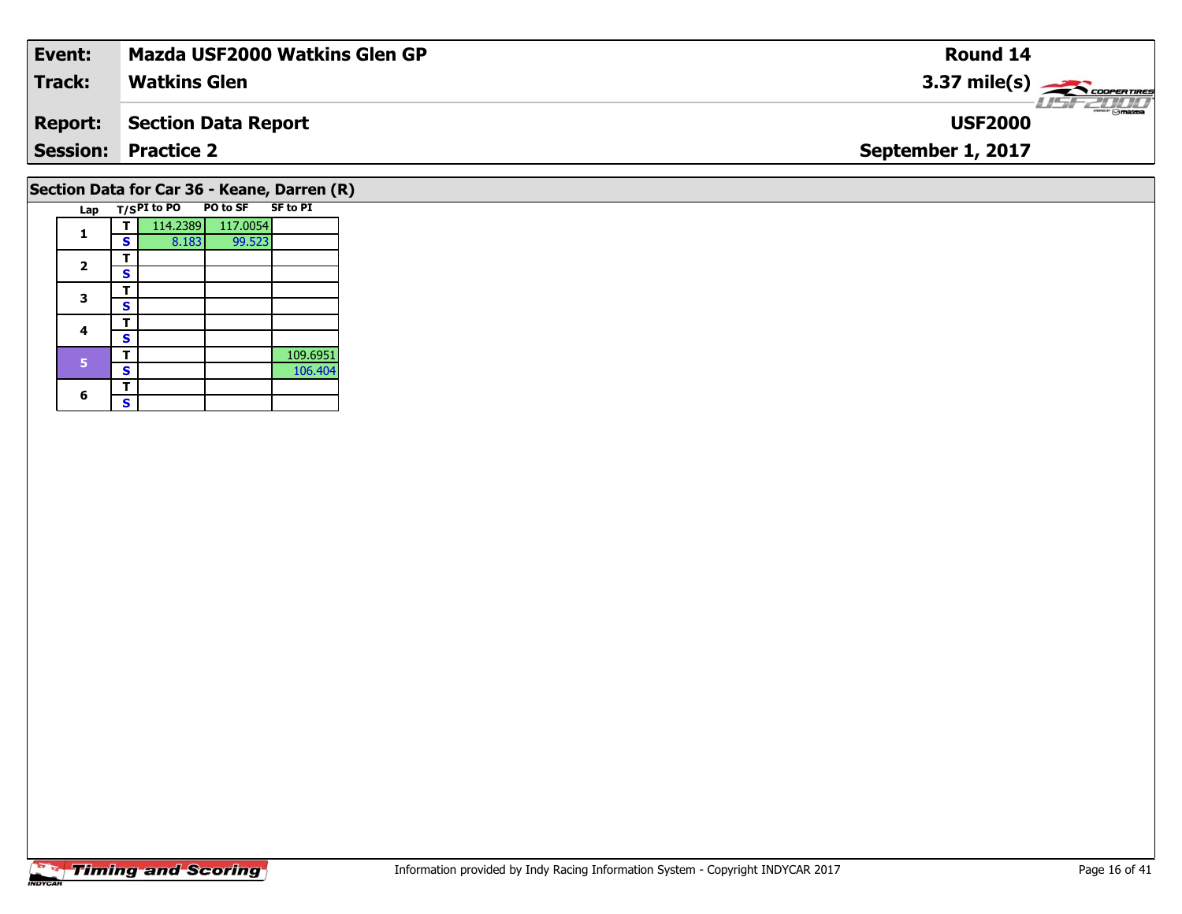| Event: | Mazda USF2000 Watkins Glen GP | Round 14 |
|---|---|---|
| Track: | Watkins Glen | 3.37 mile(s) |
| Report: | Section Data Report | USF2000 |
| Session: | Practice 2 | September 1, 2017 |

## Section Data for Car 36 - Keane, Darren (R)

| Lap | T/S | PI to PO | PO to SF | SF to PI |
|---|---|---|---|---|
| 1 | T | 114.2389 | 117.0054 | |
| | S | 8.183 | 99.523 | |
| 2 | T | | | |
| | S | | | |
| 3 | T | | | |
| | S | | | |
| 4 | T | | | |
| | S | | | |
| 5 | T | | | 109.6951 |
| | S | | | 106.404 |
| 6 | T | | | |
| | S | | | |

Timing and Scoring

Information provided by Indy Racing Information System - Copyright INDYCAR 2017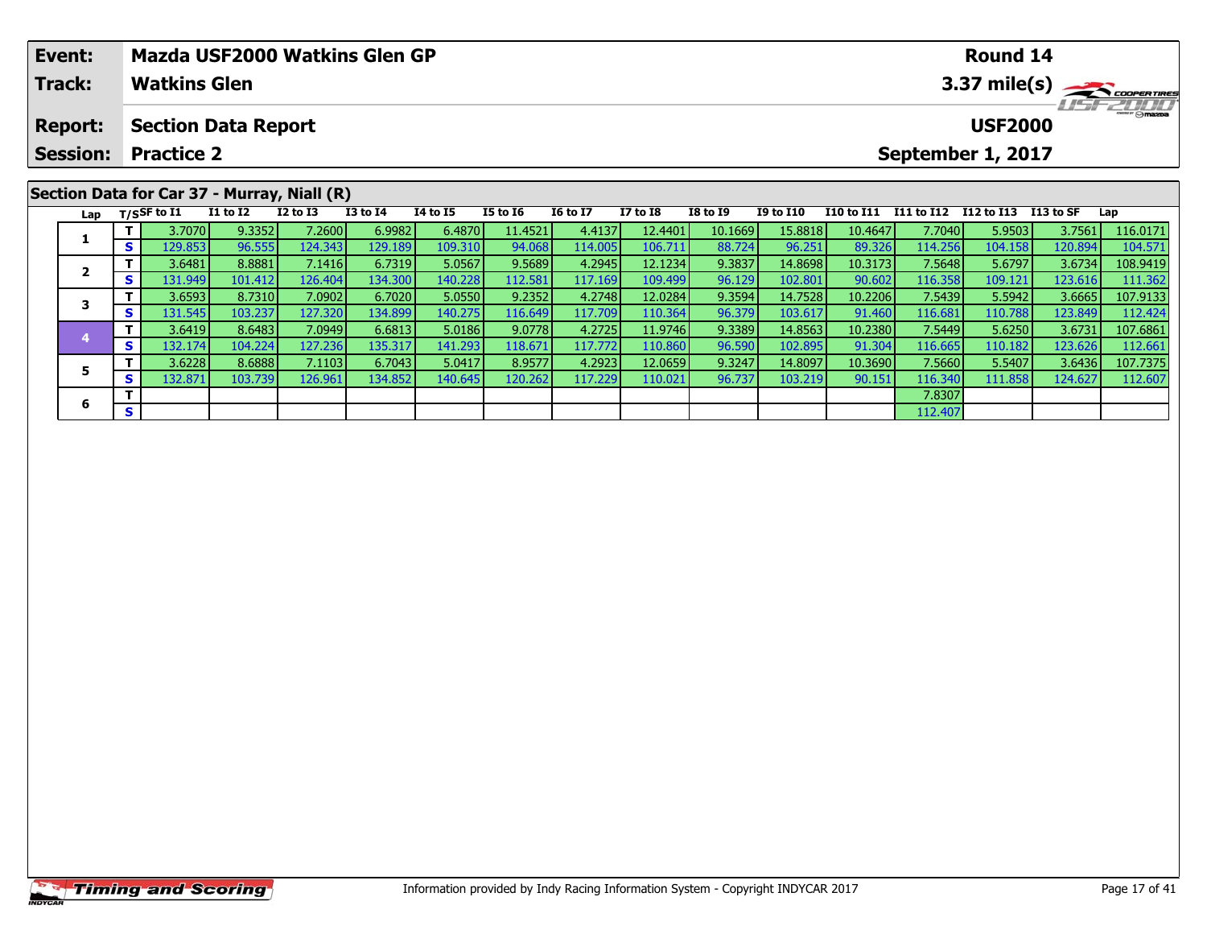| Event: | Mazda USF2000 Watkins Glen GP | Round 14 |
|---|---|---|
| Track: | Watkins Glen | 3.37 mile(s) |
| Report: | Section Data Report | USF2000 |
| Session: | Practice 2 | September 1, 2017 |

## Section Data for Car 37 - Murray, Niall (R)

| Lap | T/S | SF to I1 | I1 to I2 | I2 to I3 | I3 to I4 | I4 to I5 | I5 to I6 | I6 to I7 | I7 to I8 | I8 to I9 | I9 to I10 | I10 to I11 | I11 to I12 | I12 to I13 | I13 to SF | Lap |
|---|---|---|---|---|---|---|---|---|---|---|---|---|---|---|---|---|
| 1 | T | 3.7070 | 9.3352 | 7.2600 | 6.9982 | 6.4870 | 11.4521 | 4.4137 | 12.4401 | 10.1669 | 15.8818 | 10.4647 | 7.7040 | 5.9503 | 3.7561 | 116.0171 |
| | S | 129.853 | 96.555 | 124.343 | 129.189 | 109.310 | 94.068 | 114.005 | 106.711 | 88.724 | 96.251 | 89.326 | 114.256 | 104.158 | 120.894 | 104.571 |
| 2 | T | 3.6481 | 8.8881 | 7.1416 | 6.7319 | 5.0567 | 9.5689 | 4.2945 | 12.1234 | 9.3837 | 14.8698 | 10.3173 | 7.5648 | 5.6797 | 3.6734 | 108.9419 |
| | S | 131.949 | 101.412 | 126.404 | 134.300 | 140.228 | 112.581 | 117.169 | 109.499 | 96.129 | 102.801 | 90.602 | 116.358 | 109.121 | 123.616 | 111.362 |
| 3 | T | 3.6593 | 8.7310 | 7.0902 | 6.7020 | 5.0550 | 9.2352 | 4.2748 | 12.0284 | 9.3594 | 14.7528 | 10.2206 | 7.5439 | 5.5942 | 3.6665 | 107.9133 |
| | S | 131.545 | 103.237 | 127.320 | 134.899 | 140.275 | 116.649 | 117.709 | 110.364 | 96.379 | 103.617 | 91.460 | 116.681 | 110.788 | 123.849 | 112.424 |
| 4 | T | 3.6419 | 8.6483 | 7.0949 | 6.6813 | 5.0186 | 9.0778 | 4.2725 | 11.9746 | 9.3389 | 14.8563 | 10.2380 | 7.5449 | 5.6250 | 3.6731 | 107.6861 |
| | S | 132.174 | 104.224 | 127.236 | 135.317 | 141.293 | 118.671 | 117.772 | 110.860 | 96.590 | 102.895 | 91.304 | 116.665 | 110.182 | 123.626 | 112.661 |
| 5 | T | 3.6228 | 8.6888 | 7.1103 | 6.7043 | 5.0417 | 8.9577 | 4.2923 | 12.0659 | 9.3247 | 14.8097 | 10.3690 | 7.5660 | 5.5407 | 3.6436 | 107.7375 |
| | S | 132.871 | 103.739 | 126.961 | 134.852 | 140.645 | 120.262 | 117.229 | 110.021 | 96.737 | 103.219 | 90.151 | 116.340 | 111.858 | 124.627 | 112.607 |
| 6 | T | | | | | | | | | | | | 7.8307 | | | |
| | S | | | | | | | | | | | | 112.407 | | | |

Information provided by Indy Racing Information System - Copyright INDYCAR 2017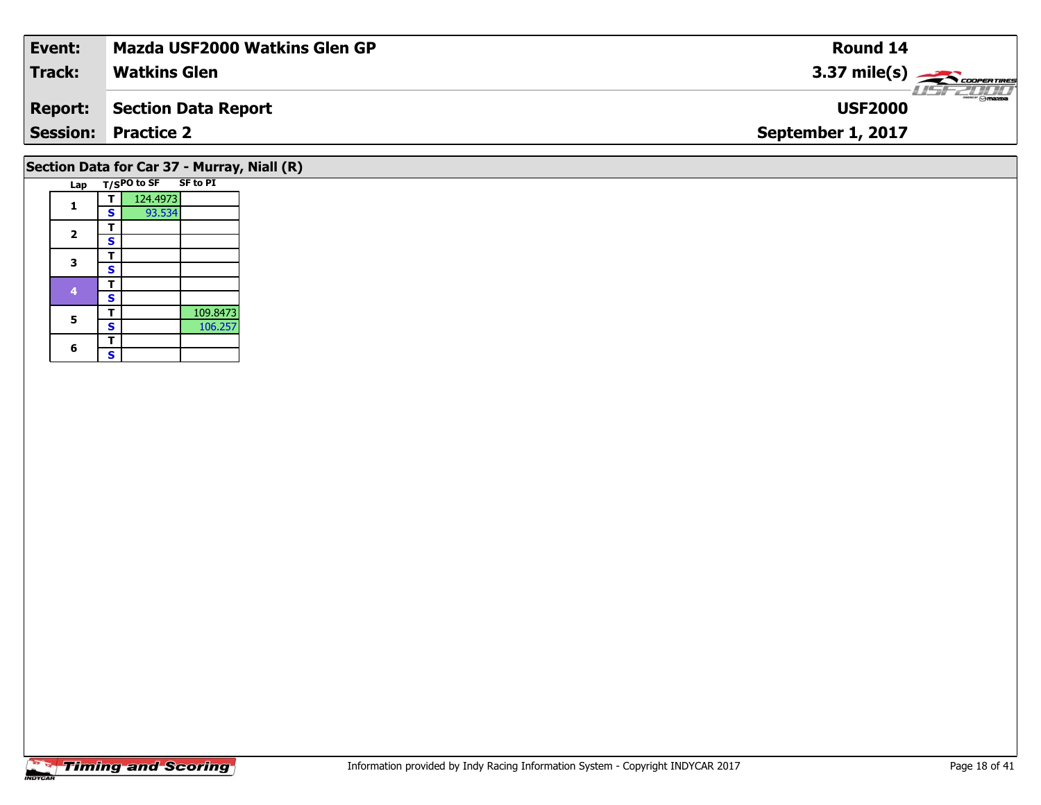| Event: | Mazda USF2000 Watkins Glen GP | Round 14 |
|---|---|---|
| Track: | Watkins Glen | 3.37 mile(s) |
| Report: | Section Data Report | USF2000 |
| Session: | Practice 2 | September 1, 2017 |

## Section Data for Car 37 - Murray, Niall (R)

| Lap | T/S | PO to SF | SF to PI |
|---|---|---|---|
| 1 | T | 124.4973 | |
| | S | 93.534 | |
| 2 | T | | |
| | S | | |
| 3 | T | | |
| | S | | |
| 4 | T | | |
| | S | | |
| 5 | T | | 109.8473 |
| | S | | 106.257 |
| 6 | T | | |
| | S | | |

Information provided by Indy Racing Information System - Copyright INDYCAR 2017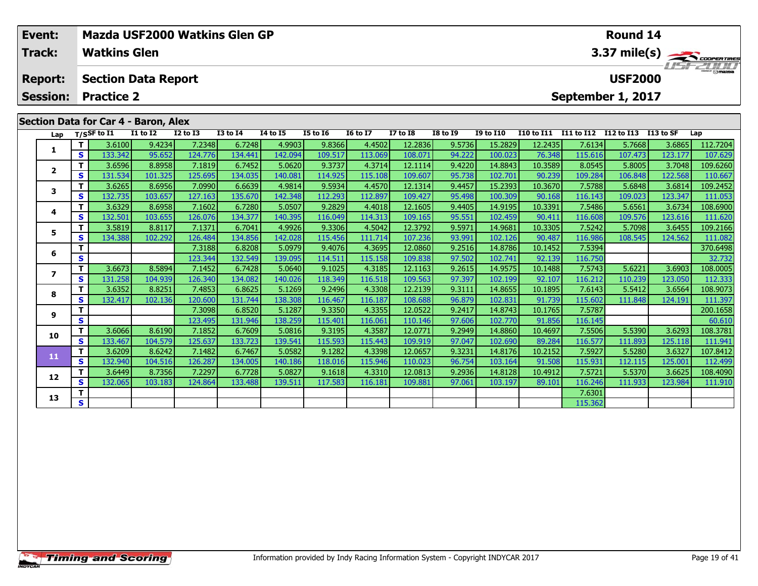| Event: | Mazda USF2000 Watkins Glen GP | Round 14 |
|---|---|---|
| Track: | Watkins Glen | 3.37 mile(s) |
| Report: | Section Data Report | USF2000 |
| Session: | Practice 2 | September 1, 2017 |

## Section Data for Car 4 - Baron, Alex

| Lap | T/S | SF to I1 | I1 to I2 | I2 to I3 | I3 to I4 | I4 to I5 | I5 to I6 | I6 to I7 | I7 to I8 | I8 to I9 | I9 to I10 | I10 to I11 | I11 to I12 | I12 to I13 | I13 to SF | Lap |
|---|---|---|---|---|---|---|---|---|---|---|---|---|---|---|---|---|
| 1 | T | 3.6100 | 9.4234 | 7.2348 | 6.7248 | 4.9903 | 9.8366 | 4.4502 | 12.2836 | 9.5736 | 15.2829 | 12.2435 | 7.6134 | 5.7668 | 3.6865 | 112.7204 |
| | S | 133.342 | 95.652 | 124.776 | 134.441 | 142.094 | 109.517 | 113.069 | 108.071 | 94.222 | 100.023 | 76.348 | 115.616 | 107.473 | 123.177 | 107.629 |
| 2 | T | 3.6596 | 8.8958 | 7.1819 | 6.7452 | 5.0620 | 9.3737 | 4.3714 | 12.1114 | 9.4220 | 14.8843 | 10.3589 | 8.0545 | 5.8005 | 3.7048 | 109.6260 |
| | S | 131.534 | 101.325 | 125.695 | 134.035 | 140.081 | 114.925 | 115.108 | 109.607 | 95.738 | 102.701 | 90.239 | 109.284 | 106.848 | 122.568 | 110.667 |
| 3 | T | 3.6265 | 8.6956 | 7.0990 | 6.6639 | 4.9814 | 9.5934 | 4.4570 | 12.1314 | 9.4457 | 15.2393 | 10.3670 | 7.5788 | 5.6848 | 3.6814 | 109.2452 |
| | S | 132.735 | 103.657 | 127.163 | 135.670 | 142.348 | 112.293 | 112.897 | 109.427 | 95.498 | 100.309 | 90.168 | 116.143 | 109.023 | 123.347 | 111.053 |
| 4 | T | 3.6329 | 8.6958 | 7.1602 | 6.7280 | 5.0507 | 9.2829 | 4.4018 | 12.1605 | 9.4405 | 14.9195 | 10.3391 | 7.5486 | 5.6561 | 3.6734 | 108.6900 |
| | S | 132.501 | 103.655 | 126.076 | 134.377 | 140.395 | 116.049 | 114.313 | 109.165 | 95.551 | 102.459 | 90.411 | 116.608 | 109.576 | 123.616 | 111.620 |
| 5 | T | 3.5819 | 8.8117 | 7.1371 | 6.7041 | 4.9926 | 9.3306 | 4.5042 | 12.3792 | 9.5971 | 14.9681 | 10.3305 | 7.5242 | 5.7098 | 3.6455 | 109.2166 |
| | S | 134.388 | 102.292 | 126.484 | 134.856 | 142.028 | 115.456 | 111.714 | 107.236 | 93.991 | 102.126 | 90.487 | 116.986 | 108.545 | 124.562 | 111.082 |
| 6 | T | | | 7.3188 | 6.8208 | 5.0979 | 9.4076 | 4.3695 | 12.0860 | 9.2516 | 14.8786 | 10.1452 | 7.5394 | | | 370.6498 |
| | S | | | 123.344 | 132.549 | 139.095 | 114.511 | 115.158 | 109.838 | 97.502 | 102.741 | 92.139 | 116.750 | | | 32.732 |
| 7 | T | 3.6673 | 8.5894 | 7.1452 | 6.7428 | 5.0640 | 9.1025 | 4.3185 | 12.1163 | 9.2615 | 14.9575 | 10.1488 | 7.5743 | 5.6221 | 3.6903 | 108.0005 |
| | S | 131.258 | 104.939 | 126.340 | 134.082 | 140.026 | 118.349 | 116.518 | 109.563 | 97.397 | 102.199 | 92.107 | 116.212 | 110.239 | 123.050 | 112.333 |
| 8 | T | 3.6352 | 8.8251 | 7.4853 | 6.8625 | 5.1269 | 9.2496 | 4.3308 | 12.2139 | 9.3111 | 14.8655 | 10.1895 | 7.6143 | 5.5412 | 3.6564 | 108.9073 |
| | S | 132.417 | 102.136 | 120.600 | 131.744 | 138.308 | 116.467 | 116.187 | 108.688 | 96.879 | 102.831 | 91.739 | 115.602 | 111.848 | 124.191 | 111.397 |
| 9 | T | | | 7.3098 | 6.8520 | 5.1287 | 9.3350 | 4.3355 | 12.0522 | 9.2417 | 14.8743 | 10.1765 | 7.5787 | | | 200.1658 |
| | S | | | 123.495 | 131.946 | 138.259 | 115.401 | 116.061 | 110.146 | 97.606 | 102.770 | 91.856 | 116.145 | | | 60.610 |
| 10 | T | 3.6066 | 8.6190 | 7.1852 | 6.7609 | 5.0816 | 9.3195 | 4.3587 | 12.0771 | 9.2949 | 14.8860 | 10.4697 | 7.5506 | 5.5390 | 3.6293 | 108.3781 |
| | S | 133.467 | 104.579 | 125.637 | 133.723 | 139.541 | 115.593 | 115.443 | 109.919 | 97.047 | 102.690 | 89.284 | 116.577 | 111.893 | 125.118 | 111.941 |
| 11 | T | 3.6209 | 8.6242 | 7.1482 | 6.7467 | 5.0582 | 9.1282 | 4.3398 | 12.0657 | 9.3231 | 14.8176 | 10.2152 | 7.5927 | 5.5280 | 3.6327 | 107.8412 |
| | S | 132.940 | 104.516 | 126.287 | 134.005 | 140.186 | 118.016 | 115.946 | 110.023 | 96.754 | 103.164 | 91.508 | 115.931 | 112.115 | 125.001 | 112.499 |
| 12 | T | 3.6449 | 8.7356 | 7.2297 | 6.7728 | 5.0827 | 9.1618 | 4.3310 | 12.0813 | 9.2936 | 14.8128 | 10.4912 | 7.5721 | 5.5370 | 3.6625 | 108.4090 |
| | S | 132.065 | 103.183 | 124.864 | 133.488 | 139.511 | 117.583 | 116.181 | 109.881 | 97.061 | 103.197 | 89.101 | 116.246 | 111.933 | 123.984 | 111.910 |
| 13 | T | | | | | | | | | | | | 7.6301 | | | |
| | S | | | | | | | | | | | | 115.362 | | | |

Information provided by Indy Racing Information System - Copyright INDYCAR 2017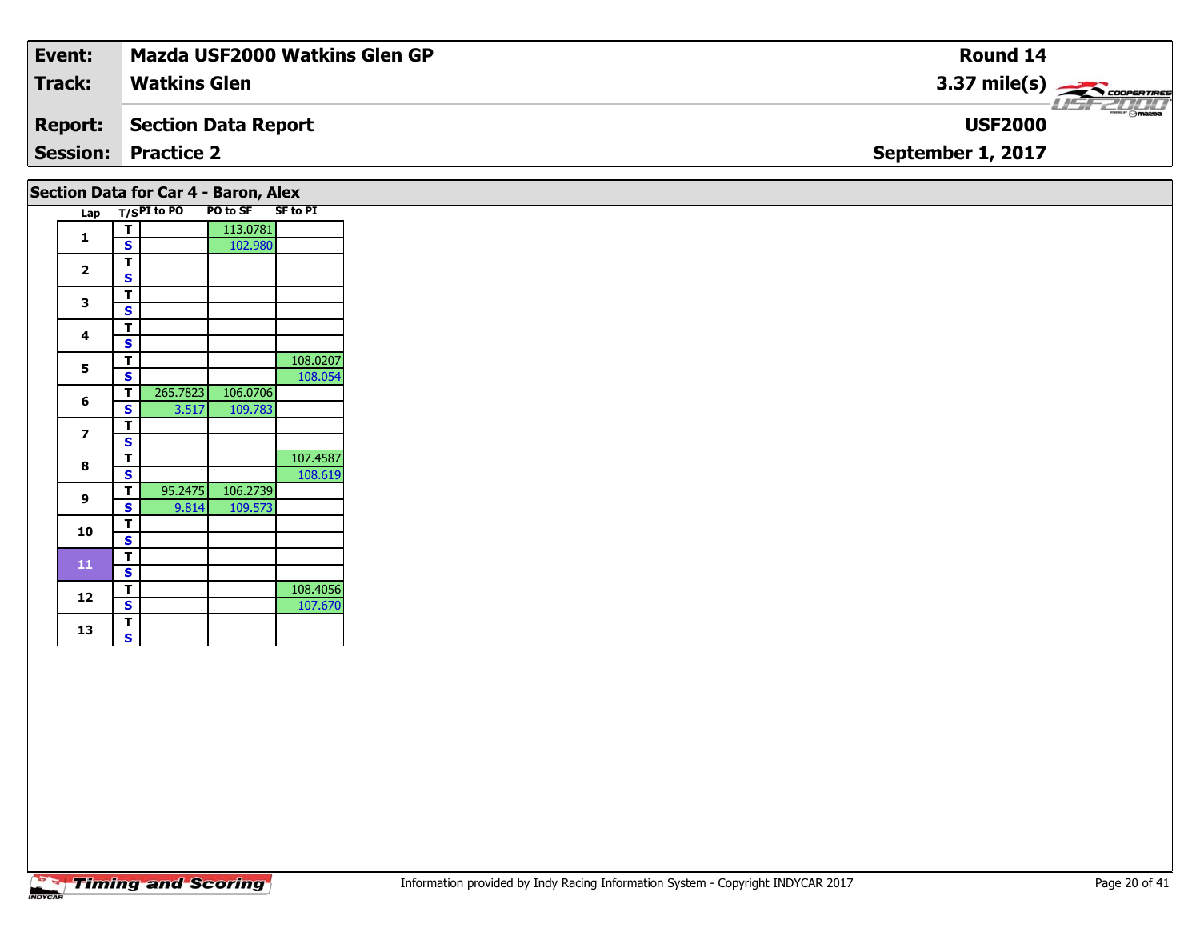| **Event:** | **Mazda USF2000 Watkins Glen GP** | **Round 14** |
|---|---|---|
| **Track:** | **Watkins Glen** | **3.37 mile(s)** |
| **Report:** | **Section Data Report** | **USF2000** |
| **Session:** | **Practice 2** | **September 1, 2017** |

## Section Data for Car 4 - Baron, Alex

| Lap | T/S | PI to PO | PO to SF | SF to PI |
|---|---|---|---|---|
| 1 | T | | 113.0781 | |
| | S | | 102.980 | |
| 2 | T | | | |
| | S | | | |
| 3 | T | | | |
| | S | | | |
| 4 | T | | | |
| | S | | | |
| 5 | T | | | 108.0207 |
| | S | | | 108.054 |
| 6 | T | 265.7823 | 106.0706 | |
| | S | 3.517 | 109.783 | |
| 7 | T | | | |
| | S | | | |
| 8 | T | | | 107.4587 |
| | S | | | 108.619 |
| 9 | T | 95.2475 | 106.2739 | |
| | S | 9.814 | 109.573 | |
| 10 | T | | | |
| | S | | | |
| 11 | T | | | |
| | S | | | |
| 12 | T | | | 108.4056 |
| | S | | | 107.670 |
| 13 | T | | | |
| | S | | | |

Timing and Scoring

Information provided by Indy Racing Information System - Copyright INDYCAR 2017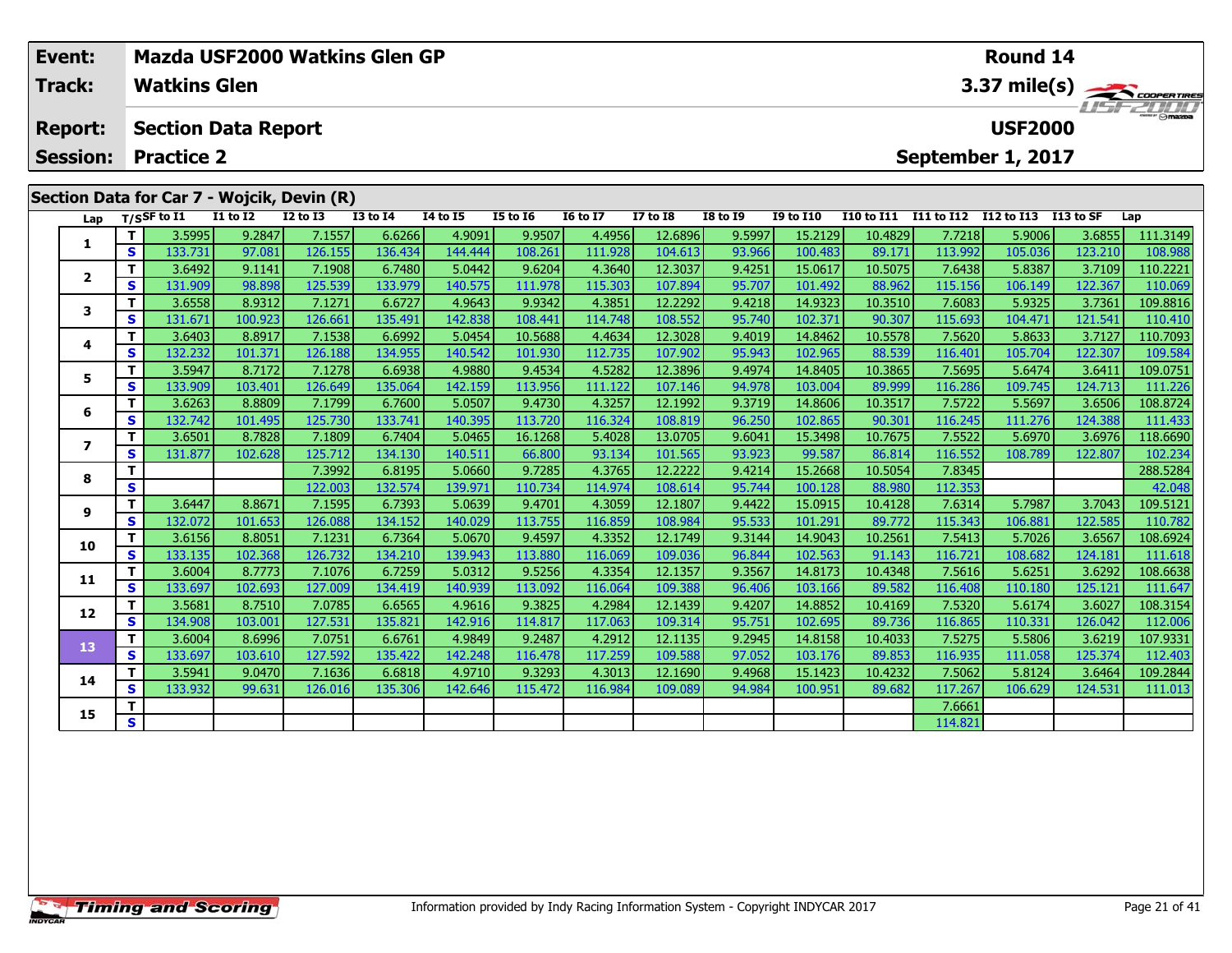| Event: | Mazda USF2000 Watkins Glen GP | Round 14 |
|---|---|---|
| Track: | Watkins Glen | 3.37 mile(s) |
| Report: | Section Data Report | USF2000 |
| Session: | Practice 2 | September 1, 2017 |

## Section Data for Car 7 - Wojcik, Devin (R)

| Lap | T/S | SF to I1 | I1 to I2 | I2 to I3 | I3 to I4 | I4 to I5 | I5 to I6 | I6 to I7 | I7 to I8 | I8 to I9 | I9 to I10 | I10 to I11 | I11 to I12 | I12 to I13 | I13 to SF | Lap |
|---|---|---|---|---|---|---|---|---|---|---|---|---|---|---|---|---|
| 1 | T | 3.5995 | 9.2847 | 7.1557 | 6.6266 | 4.9091 | 9.9507 | 4.4956 | 12.6896 | 9.5997 | 15.2129 | 10.4829 | 7.7218 | 5.9006 | 3.6855 | 111.3149 |
| | S | 133.731 | 97.081 | 126.155 | 136.434 | 144.444 | 108.261 | 111.928 | 104.613 | 93.966 | 100.483 | 89.171 | 113.992 | 105.036 | 123.210 | 108.988 |
| 2 | T | 3.6492 | 9.1141 | 7.1908 | 6.7480 | 5.0442 | 9.6204 | 4.3640 | 12.3037 | 9.4251 | 15.0617 | 10.5075 | 7.6438 | 5.8387 | 3.7109 | 110.2221 |
| | S | 131.909 | 98.898 | 125.539 | 133.979 | 140.575 | 111.978 | 115.303 | 107.894 | 95.707 | 101.492 | 88.962 | 115.156 | 106.149 | 122.367 | 110.069 |
| 3 | T | 3.6558 | 8.9312 | 7.1271 | 6.6727 | 4.9643 | 9.9342 | 4.3851 | 12.2292 | 9.4218 | 14.9323 | 10.3510 | 7.6083 | 5.9325 | 3.7361 | 109.8816 |
| | S | 131.671 | 100.923 | 126.661 | 135.491 | 142.838 | 108.441 | 114.748 | 108.552 | 95.740 | 102.371 | 90.307 | 115.693 | 104.471 | 121.541 | 110.410 |
| 4 | T | 3.6403 | 8.8917 | 7.1538 | 6.6992 | 5.0454 | 10.5688 | 4.4634 | 12.3028 | 9.4019 | 14.8462 | 10.5578 | 7.5620 | 5.8633 | 3.7127 | 110.7093 |
| | S | 132.232 | 101.371 | 126.188 | 134.955 | 140.542 | 101.930 | 112.735 | 107.902 | 95.943 | 102.965 | 88.539 | 116.401 | 105.704 | 122.307 | 109.584 |
| 5 | T | 3.5947 | 8.7172 | 7.1278 | 6.6938 | 4.9880 | 9.4534 | 4.5282 | 12.3896 | 9.4974 | 14.8405 | 10.3865 | 7.5695 | 5.6474 | 3.6411 | 109.0751 |
| | S | 133.909 | 103.401 | 126.649 | 135.064 | 142.159 | 113.956 | 111.122 | 107.146 | 94.978 | 103.004 | 89.999 | 116.286 | 109.745 | 124.713 | 111.226 |
| 6 | T | 3.6263 | 8.8809 | 7.1799 | 6.7600 | 5.0507 | 9.4730 | 4.3257 | 12.1992 | 9.3719 | 14.8606 | 10.3517 | 7.5722 | 5.5697 | 3.6506 | 108.8724 |
| | S | 132.742 | 101.495 | 125.730 | 133.741 | 140.395 | 113.720 | 116.324 | 108.819 | 96.250 | 102.865 | 90.301 | 116.245 | 111.276 | 124.388 | 111.433 |
| 7 | T | 3.6501 | 8.7828 | 7.1809 | 6.7404 | 5.0465 | 16.1268 | 5.4028 | 13.0705 | 9.6041 | 15.3498 | 10.7675 | 7.5522 | 5.6970 | 3.6976 | 118.6690 |
| | S | 131.877 | 102.628 | 125.712 | 134.130 | 140.511 | 66.800 | 93.134 | 101.565 | 93.923 | 99.587 | 86.814 | 116.552 | 108.789 | 122.807 | 102.234 |
| 8 | T | | | 7.3992 | 6.8195 | 5.0660 | 9.7285 | 4.3765 | 12.2222 | 9.4214 | 15.2668 | 10.5054 | 7.8345 | | | 288.5284 |
| | S | | | 122.003 | 132.574 | 139.971 | 110.734 | 114.974 | 108.614 | 95.744 | 100.128 | 88.980 | 112.353 | | | 42.048 |
| 9 | T | 3.6447 | 8.8671 | 7.1595 | 6.7393 | 5.0639 | 9.4701 | 4.3059 | 12.1807 | 9.4422 | 15.0915 | 10.4128 | 7.6314 | 5.7987 | 3.7043 | 109.5121 |
| | S | 132.072 | 101.653 | 126.088 | 134.152 | 140.029 | 113.755 | 116.859 | 108.984 | 95.533 | 101.291 | 89.772 | 115.343 | 106.881 | 122.585 | 110.782 |
| 10 | T | 3.6156 | 8.8051 | 7.1231 | 6.7364 | 5.0670 | 9.4597 | 4.3352 | 12.1749 | 9.3144 | 14.9043 | 10.2561 | 7.5413 | 5.7026 | 3.6567 | 108.6924 |
| | S | 133.135 | 102.368 | 126.732 | 134.210 | 139.943 | 113.880 | 116.069 | 109.036 | 96.844 | 102.563 | 91.143 | 116.721 | 108.682 | 124.181 | 111.618 |
| 11 | T | 3.6004 | 8.7773 | 7.1076 | 6.7259 | 5.0312 | 9.5256 | 4.3354 | 12.1357 | 9.3567 | 14.8173 | 10.4348 | 7.5616 | 5.6251 | 3.6292 | 108.6638 |
| | S | 133.697 | 102.693 | 127.009 | 134.419 | 140.939 | 113.092 | 116.064 | 109.388 | 96.406 | 103.166 | 89.582 | 116.408 | 110.180 | 125.121 | 111.647 |
| 12 | T | 3.5681 | 8.7510 | 7.0785 | 6.6565 | 4.9616 | 9.3825 | 4.2984 | 12.1439 | 9.4207 | 14.8852 | 10.4169 | 7.5320 | 5.6174 | 3.6027 | 108.3154 |
| | S | 134.908 | 103.001 | 127.531 | 135.821 | 142.916 | 114.817 | 117.063 | 109.314 | 95.751 | 102.695 | 89.736 | 116.865 | 110.331 | 126.042 | 112.006 |
| 13 | T | 3.6004 | 8.6996 | 7.0751 | 6.6761 | 4.9849 | 9.2487 | 4.2912 | 12.1135 | 9.2945 | 14.8158 | 10.4033 | 7.5275 | 5.5806 | 3.6219 | 107.9331 |
| | S | 133.697 | 103.610 | 127.592 | 135.422 | 142.248 | 116.478 | 117.259 | 109.588 | 97.052 | 103.176 | 89.853 | 116.935 | 111.058 | 125.374 | 112.403 |
| 14 | T | 3.5941 | 9.0470 | 7.1636 | 6.6818 | 4.9710 | 9.3293 | 4.3013 | 12.1690 | 9.4968 | 15.1423 | 10.4232 | 7.5062 | 5.8124 | 3.6464 | 109.2844 |
| | S | 133.932 | 99.631 | 126.016 | 135.306 | 142.646 | 115.472 | 116.984 | 109.089 | 94.984 | 100.951 | 89.682 | 117.267 | 106.629 | 124.531 | 111.013 |
| 15 | T | | | | | | | | | | | | 7.6661 | | | |
| | S | | | | | | | | | | | | 114.821 | | | |

Information provided by Indy Racing Information System - Copyright INDYCAR 2017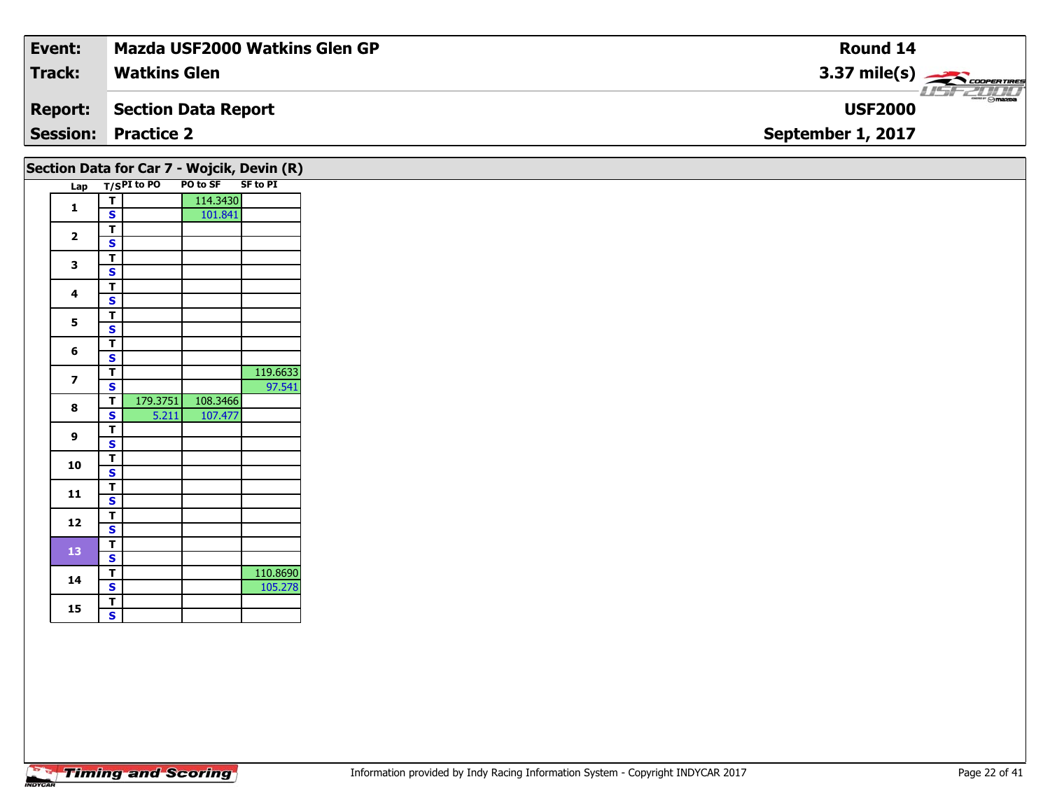| Event: | Mazda USF2000 Watkins Glen GP | Round 14 |
|---|---|---|
| Track: | Watkins Glen | 3.37 mile(s) |
| Report: | Section Data Report | USF2000 |
| Session: | Practice 2 | September 1, 2017 |

## Section Data for Car 7 - Wojcik, Devin (R)

| Lap | T/S | PI to PO | PO to SF | SF to PI |
|---|---|---|---|---|
| 1 | T | | 114.3430 | |
| | S | | 101.841 | |
| 2 | T | | | |
| | S | | | |
| 3 | T | | | |
| | S | | | |
| 4 | T | | | |
| | S | | | |
| 5 | T | | | |
| | S | | | |
| 6 | T | | | |
| | S | | | |
| 7 | T | | | 119.6633 |
| | S | | | 97.541 |
| 8 | T | 179.3751 | 108.3466 | |
| | S | 5.211 | 107.477 | |
| 9 | T | | | |
| | S | | | |
| 10 | T | | | |
| | S | | | |
| 11 | T | | | |
| | S | | | |
| 12 | T | | | |
| | S | | | |
| 13 | T | | | |
| | S | | | |
| 14 | T | | | 110.8690 |
| | S | | | 105.278 |
| 15 | T | | | |
| | S | | | |

Information provided by Indy Racing Information System - Copyright INDYCAR 2017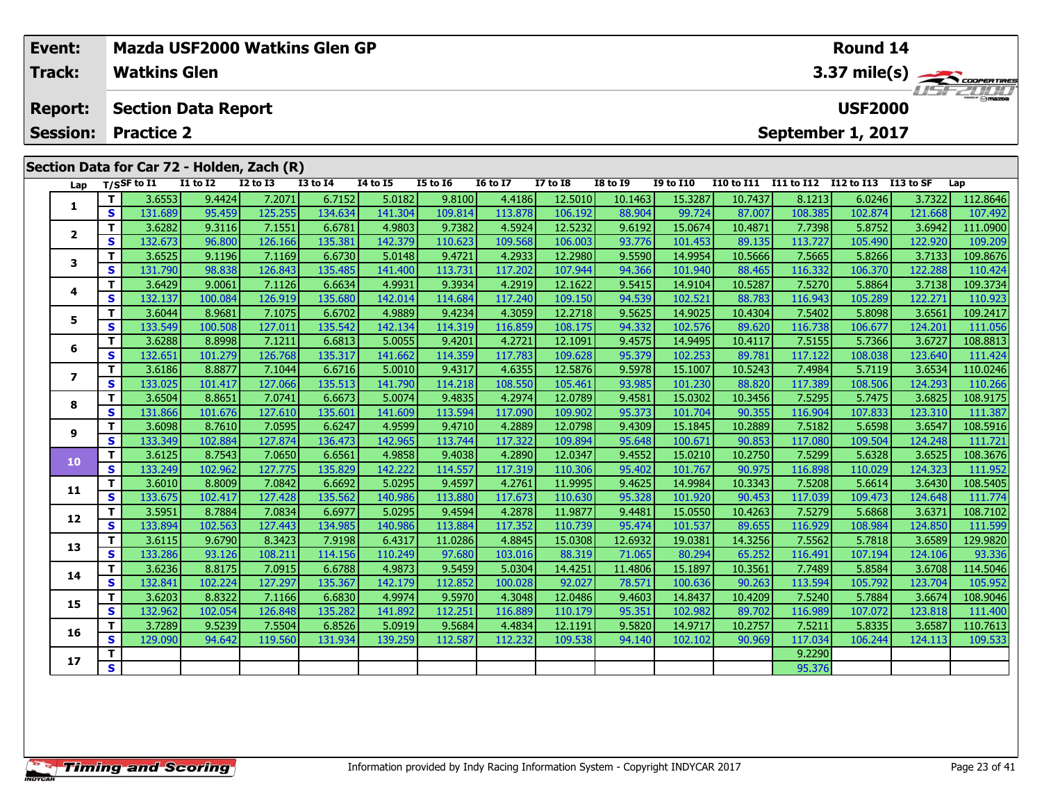| Event: | Mazda USF2000 Watkins Glen GP | Round 14 |
|---|---|---|
| Track: | Watkins Glen | 3.37 mile(s) |
| Report: | Section Data Report | USF2000 |
| Session: | Practice 2 | September 1, 2017 |

## Section Data for Car 72 - Holden, Zach (R)

| Lap | T/S | SF to I1 | I1 to I2 | I2 to I3 | I3 to I4 | I4 to I5 | I5 to I6 | I6 to I7 | I7 to I8 | I8 to I9 | I9 to I10 | I10 to I11 | I11 to I12 | I12 to I13 | I13 to SF | Lap |
|---|---|---|---|---|---|---|---|---|---|---|---|---|---|---|---|---|
| 1 | T | 3.6553 | 9.4424 | 7.2071 | 6.7152 | 5.0182 | 9.8100 | 4.4186 | 12.5010 | 10.1463 | 15.3287 | 10.7437 | 8.1213 | 6.0246 | 3.7322 | 112.8646 |
| | S | 131.689 | 95.459 | 125.255 | 134.634 | 141.304 | 109.814 | 113.878 | 106.192 | 88.904 | 99.724 | 87.007 | 108.385 | 102.874 | 121.668 | 107.492 |
| 2 | T | 3.6282 | 9.3116 | 7.1551 | 6.6781 | 4.9803 | 9.7382 | 4.5924 | 12.5232 | 9.6192 | 15.0674 | 10.4871 | 7.7398 | 5.8752 | 3.6942 | 111.0900 |
| | S | 132.673 | 96.800 | 126.166 | 135.381 | 142.379 | 110.623 | 109.568 | 106.003 | 93.776 | 101.453 | 89.135 | 113.727 | 105.490 | 122.920 | 109.209 |
| 3 | T | 3.6525 | 9.1196 | 7.1169 | 6.6730 | 5.0148 | 9.4721 | 4.2933 | 12.2980 | 9.5590 | 14.9954 | 10.5666 | 7.5665 | 5.8266 | 3.7133 | 109.8676 |
| | S | 131.790 | 98.838 | 126.843 | 135.485 | 141.400 | 113.731 | 117.202 | 107.944 | 94.366 | 101.940 | 88.465 | 116.332 | 106.370 | 122.288 | 110.424 |
| 4 | T | 3.6429 | 9.0061 | 7.1126 | 6.6634 | 4.9931 | 9.3934 | 4.2919 | 12.1622 | 9.5415 | 14.9104 | 10.5287 | 7.5270 | 5.8864 | 3.7138 | 109.3734 |
| | S | 132.137 | 100.084 | 126.919 | 135.680 | 142.014 | 114.684 | 117.240 | 109.150 | 94.539 | 102.521 | 88.783 | 116.943 | 105.289 | 122.271 | 110.923 |
| 5 | T | 3.6044 | 8.9681 | 7.1075 | 6.6702 | 4.9889 | 9.4234 | 4.3059 | 12.2718 | 9.5625 | 14.9025 | 10.4304 | 7.5402 | 5.8098 | 3.6561 | 109.2417 |
| | S | 133.549 | 100.508 | 127.011 | 135.542 | 142.134 | 114.319 | 116.859 | 108.175 | 94.332 | 102.576 | 89.620 | 116.738 | 106.677 | 124.201 | 111.056 |
| 6 | T | 3.6288 | 8.8998 | 7.1211 | 6.6813 | 5.0055 | 9.4201 | 4.2721 | 12.1091 | 9.4575 | 14.9495 | 10.4117 | 7.5155 | 5.7366 | 3.6727 | 108.8813 |
| | S | 132.651 | 101.279 | 126.768 | 135.317 | 141.662 | 114.359 | 117.783 | 109.628 | 95.379 | 102.253 | 89.781 | 117.122 | 108.038 | 123.640 | 111.424 |
| 7 | T | 3.6186 | 8.8877 | 7.1044 | 6.6716 | 5.0010 | 9.4317 | 4.6355 | 12.5876 | 9.5978 | 15.1007 | 10.5243 | 7.4984 | 5.7119 | 3.6534 | 110.0246 |
| | S | 133.025 | 101.417 | 127.066 | 135.513 | 141.790 | 114.218 | 108.550 | 105.461 | 93.985 | 101.230 | 88.820 | 117.389 | 108.506 | 124.293 | 110.266 |
| 8 | T | 3.6504 | 8.8651 | 7.0741 | 6.6673 | 5.0074 | 9.4835 | 4.2974 | 12.0789 | 9.4581 | 15.0302 | 10.3456 | 7.5295 | 5.7475 | 3.6825 | 108.9175 |
| | S | 131.866 | 101.676 | 127.610 | 135.601 | 141.609 | 113.594 | 117.090 | 109.902 | 95.373 | 101.704 | 90.355 | 116.904 | 107.833 | 123.310 | 111.387 |
| 9 | T | 3.6098 | 8.7610 | 7.0595 | 6.6247 | 4.9599 | 9.4710 | 4.2889 | 12.0798 | 9.4309 | 15.1845 | 10.2889 | 7.5182 | 5.6598 | 3.6547 | 108.5916 |
| | S | 133.349 | 102.884 | 127.874 | 136.473 | 142.965 | 113.744 | 117.322 | 109.894 | 95.648 | 100.671 | 90.853 | 117.080 | 109.504 | 124.248 | 111.721 |
| 10 | T | 3.6125 | 8.7543 | 7.0650 | 6.6561 | 4.9858 | 9.4038 | 4.2890 | 12.0347 | 9.4552 | 15.0210 | 10.2750 | 7.5299 | 5.6328 | 3.6525 | 108.3676 |
| | S | 133.249 | 102.962 | 127.775 | 135.829 | 142.222 | 114.557 | 117.319 | 110.306 | 95.402 | 101.767 | 90.975 | 116.898 | 110.029 | 124.323 | 111.952 |
| 11 | T | 3.6010 | 8.8009 | 7.0842 | 6.6692 | 5.0295 | 9.4597 | 4.2761 | 11.9995 | 9.4625 | 14.9984 | 10.3343 | 7.5208 | 5.6614 | 3.6430 | 108.5405 |
| | S | 133.675 | 102.417 | 127.428 | 135.562 | 140.986 | 113.880 | 117.673 | 110.630 | 95.328 | 101.920 | 90.453 | 117.039 | 109.473 | 124.648 | 111.774 |
| 12 | T | 3.5951 | 8.7884 | 7.0834 | 6.6977 | 5.0295 | 9.4594 | 4.2878 | 11.9877 | 9.4481 | 15.0550 | 10.4263 | 7.5279 | 5.6868 | 3.6371 | 108.7102 |
| | S | 133.894 | 102.563 | 127.443 | 134.985 | 140.986 | 113.884 | 117.352 | 110.739 | 95.474 | 101.537 | 89.655 | 116.929 | 108.984 | 124.850 | 111.599 |
| 13 | T | 3.6115 | 9.6790 | 8.3423 | 7.9198 | 6.4317 | 11.0286 | 4.8845 | 15.0308 | 12.6932 | 19.0381 | 14.3256 | 7.5562 | 5.7818 | 3.6589 | 129.9820 |
| | S | 133.286 | 93.126 | 108.211 | 114.156 | 110.249 | 97.680 | 103.016 | 88.319 | 71.065 | 80.294 | 65.252 | 116.491 | 107.194 | 124.106 | 93.336 |
| 14 | T | 3.6236 | 8.8175 | 7.0915 | 6.6788 | 4.9873 | 9.5459 | 5.0304 | 14.4251 | 11.4806 | 15.1897 | 10.3561 | 7.7489 | 5.8584 | 3.6708 | 114.5046 |
| | S | 132.841 | 102.224 | 127.297 | 135.367 | 142.179 | 112.852 | 100.028 | 92.027 | 78.571 | 100.636 | 90.263 | 113.594 | 105.792 | 123.704 | 105.952 |
| 15 | T | 3.6203 | 8.8322 | 7.1166 | 6.6830 | 4.9974 | 9.5970 | 4.3048 | 12.0486 | 9.4603 | 14.8437 | 10.4209 | 7.5240 | 5.7884 | 3.6674 | 108.9046 |
| | S | 132.962 | 102.054 | 126.848 | 135.282 | 141.892 | 112.251 | 116.889 | 110.179 | 95.351 | 102.982 | 89.702 | 116.989 | 107.072 | 123.818 | 111.400 |
| 16 | T | 3.7289 | 9.5239 | 7.5504 | 6.8526 | 5.0919 | 9.5684 | 4.4834 | 12.1191 | 9.5820 | 14.9717 | 10.2757 | 7.5211 | 5.8335 | 3.6587 | 110.7613 |
| | S | 129.090 | 94.642 | 119.560 | 131.934 | 139.259 | 112.587 | 112.232 | 109.538 | 94.140 | 102.102 | 90.969 | 117.034 | 106.244 | 124.113 | 109.533 |
| 17 | T | | | | | | | | | | | | 9.2290 | | | |
| | S | | | | | | | | | | | | 95.376 | | | |

Information provided by Indy Racing Information System - Copyright INDYCAR 2017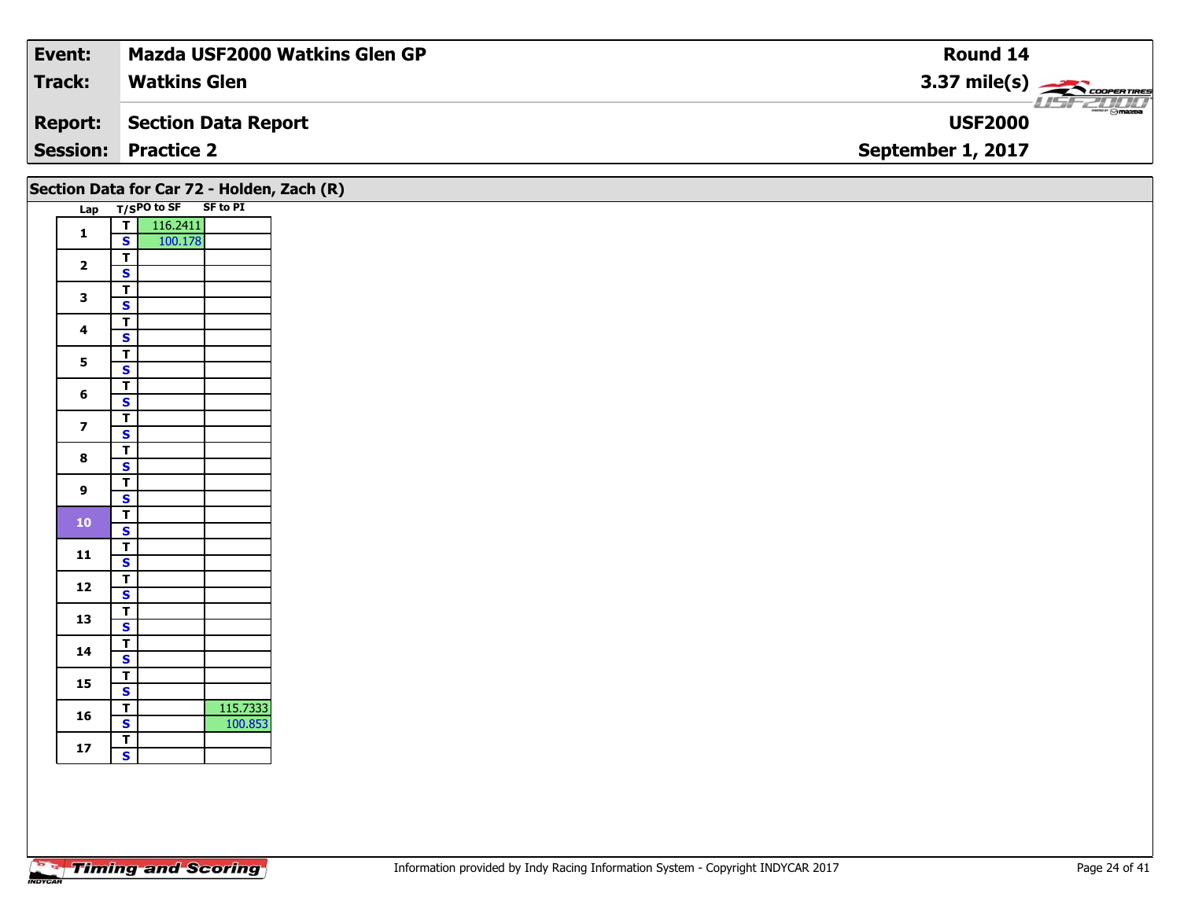| Event: | Mazda USF2000 Watkins Glen GP | Round 14 |
|---|---|---|
| Track: | Watkins Glen | 3.37 mile(s) |
| Report: | Section Data Report | USF2000 |
| Session: | Practice 2 | September 1, 2017 |

## Section Data for Car 72 - Holden, Zach (R)

| Lap | T/S | PO to SF | SF to PI |
|---|---|---|---|
| 1 | T | 116.2411 | |
| | S | 100.178 | |
| 2 | T | | |
| | S | | |
| 3 | T | | |
| | S | | |
| 4 | T | | |
| | S | | |
| 5 | T | | |
| | S | | |
| 6 | T | | |
| | S | | |
| 7 | T | | |
| | S | | |
| 8 | T | | |
| | S | | |
| 9 | T | | |
| | S | | |
| 10 | T | | |
| | S | | |
| 11 | T | | |
| | S | | |
| 12 | T | | |
| | S | | |
| 13 | T | | |
| | S | | |
| 14 | T | | |
| | S | | |
| 15 | T | | |
| | S | | |
| 16 | T | | 115.7333 |
| | S | | 100.853 |
| 17 | T | | |
| | S | | |

Information provided by Indy Racing Information System - Copyright INDYCAR 2017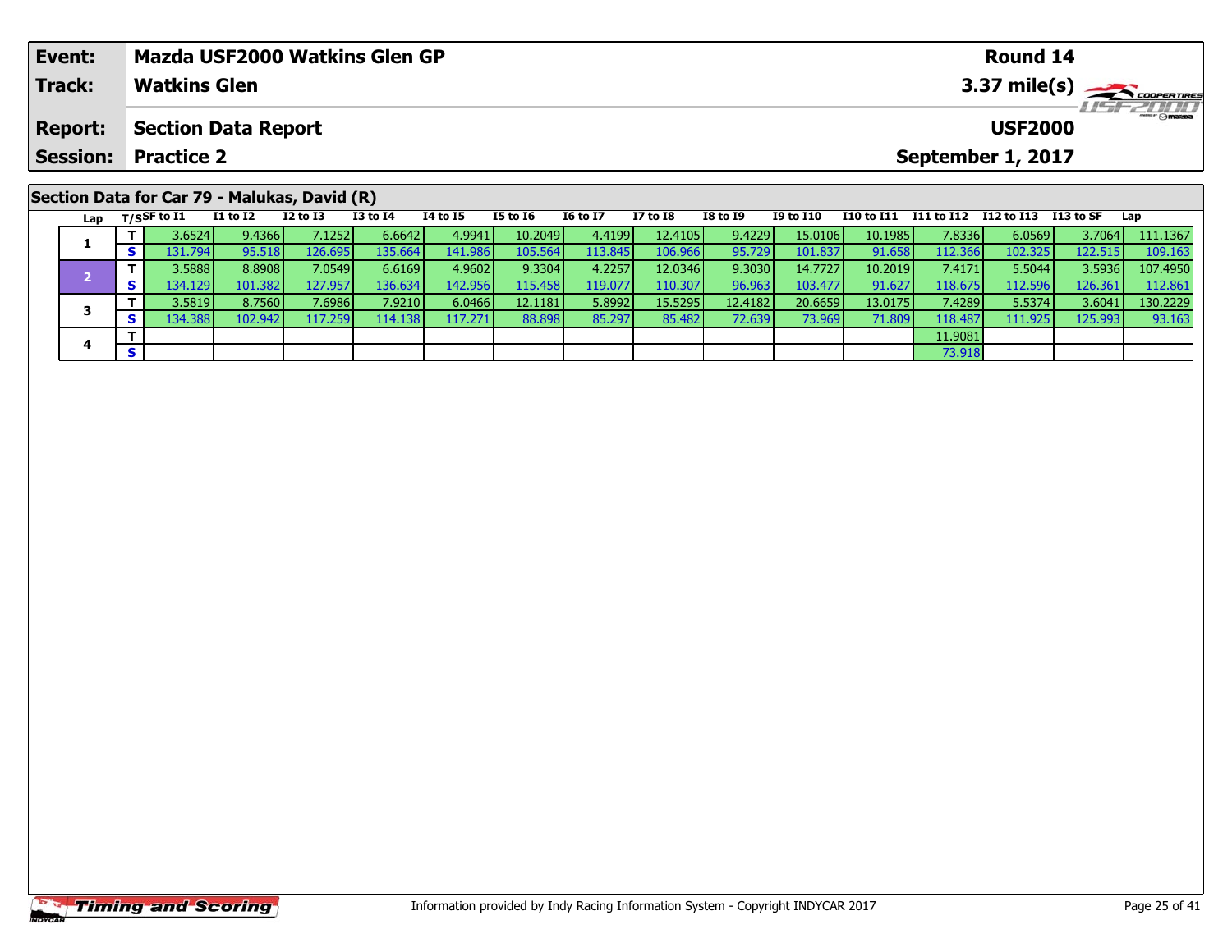| Event: | Mazda USF2000 Watkins Glen GP | Round 14 |
|---|---|---|
| Track: | Watkins Glen | 3.37 mile(s) |
| Report: | Section Data Report | USF2000 |
| Session: | Practice 2 | September 1, 2017 |

## Section Data for Car 79 - Malukas, David (R)

| Lap | T/S | SF to I1 | I1 to I2 | I2 to I3 | I3 to I4 | I4 to I5 | I5 to I6 | I6 to I7 | I7 to I8 | I8 to I9 | I9 to I10 | I10 to I11 | I11 to I12 | I12 to I13 | I13 to SF | Lap |
|---|---|---|---|---|---|---|---|---|---|---|---|---|---|---|---|---|
| 1 | T | 3.6524 | 9.4366 | 7.1252 | 6.6642 | 4.9941 | 10.2049 | 4.4199 | 12.4105 | 9.4229 | 15.0106 | 10.1985 | 7.8336 | 6.0569 | 3.7064 | 111.1367 |
| | S | 131.794 | 95.518 | 126.695 | 135.664 | 141.986 | 105.564 | 113.845 | 106.966 | 95.729 | 101.837 | 91.658 | 112.366 | 102.325 | 122.515 | 109.163 |
| 2 | T | 3.5888 | 8.8908 | 7.0549 | 6.6169 | 4.9602 | 9.3304 | 4.2257 | 12.0346 | 9.3030 | 14.7727 | 10.2019 | 7.4171 | 5.5044 | 3.5936 | 107.4950 |
| | S | 134.129 | 101.382 | 127.957 | 136.634 | 142.956 | 115.458 | 119.077 | 110.307 | 96.963 | 103.477 | 91.627 | 118.675 | 112.596 | 126.361 | 112.861 |
| 3 | T | 3.5819 | 8.7560 | 7.6986 | 7.9210 | 6.0466 | 12.1181 | 5.8992 | 15.5295 | 12.4182 | 20.6659 | 13.0175 | 7.4289 | 5.5374 | 3.6041 | 130.2229 |
| | S | 134.388 | 102.942 | 117.259 | 114.138 | 117.271 | 88.898 | 85.297 | 85.482 | 72.639 | 73.969 | 71.809 | 118.487 | 111.925 | 125.993 | 93.163 |
| 4 | T | | | | | | | | | | | | 11.9081 | | | |
| | S | | | | | | | | | | | | 73.918 | | | |

Information provided by Indy Racing Information System - Copyright INDYCAR 2017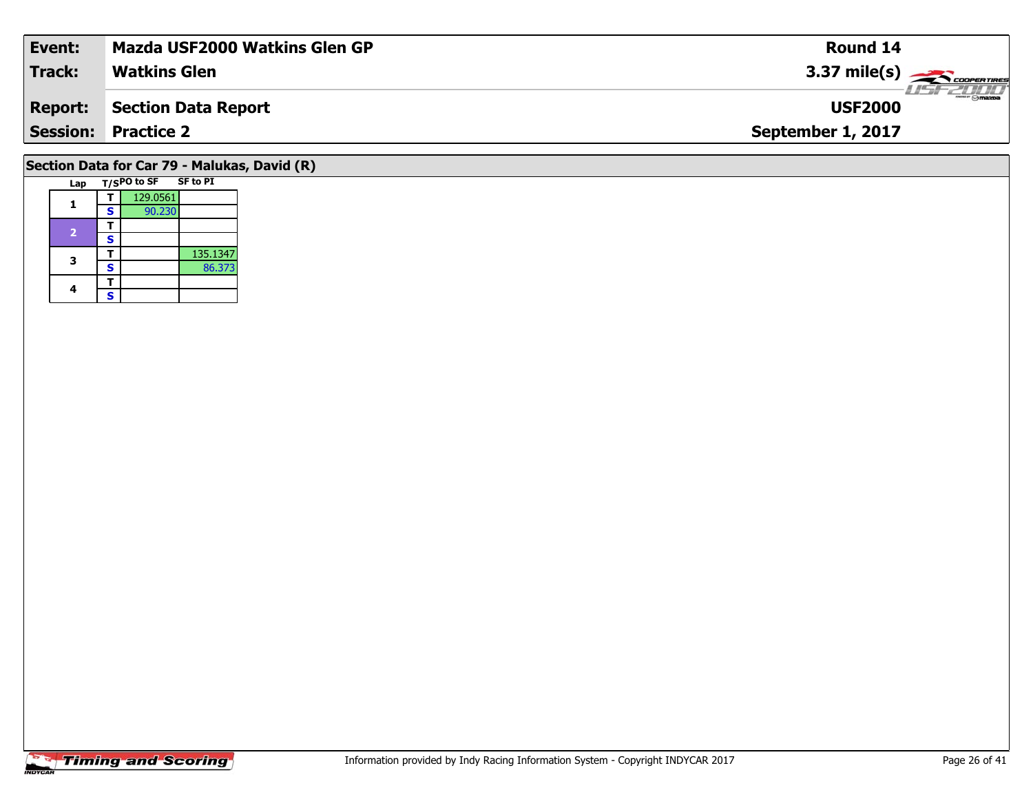| **Event:** | **Mazda USF2000 Watkins Glen GP** | **Round 14** |
|---|---|---|
| **Track:** | **Watkins Glen** | **3.37 mile(s)** |
| **Report:** | **Section Data Report** | **USF2000** |
| **Session:** | **Practice 2** | **September 1, 2017** |

## Section Data for Car 79 - Malukas, David (R)

| Lap | T/S | PO to SF | SF to PI |
|---|---|---|---|
| 1 | T | 129.0561 | |
| | S | 90.230 | |
| 2 | T | | |
| | S | | |
| 3 | T | | 135.1347 |
| | S | | 86.373 |
| 4 | T | | |
| | S | | |

Information provided by Indy Racing Information System - Copyright INDYCAR 2017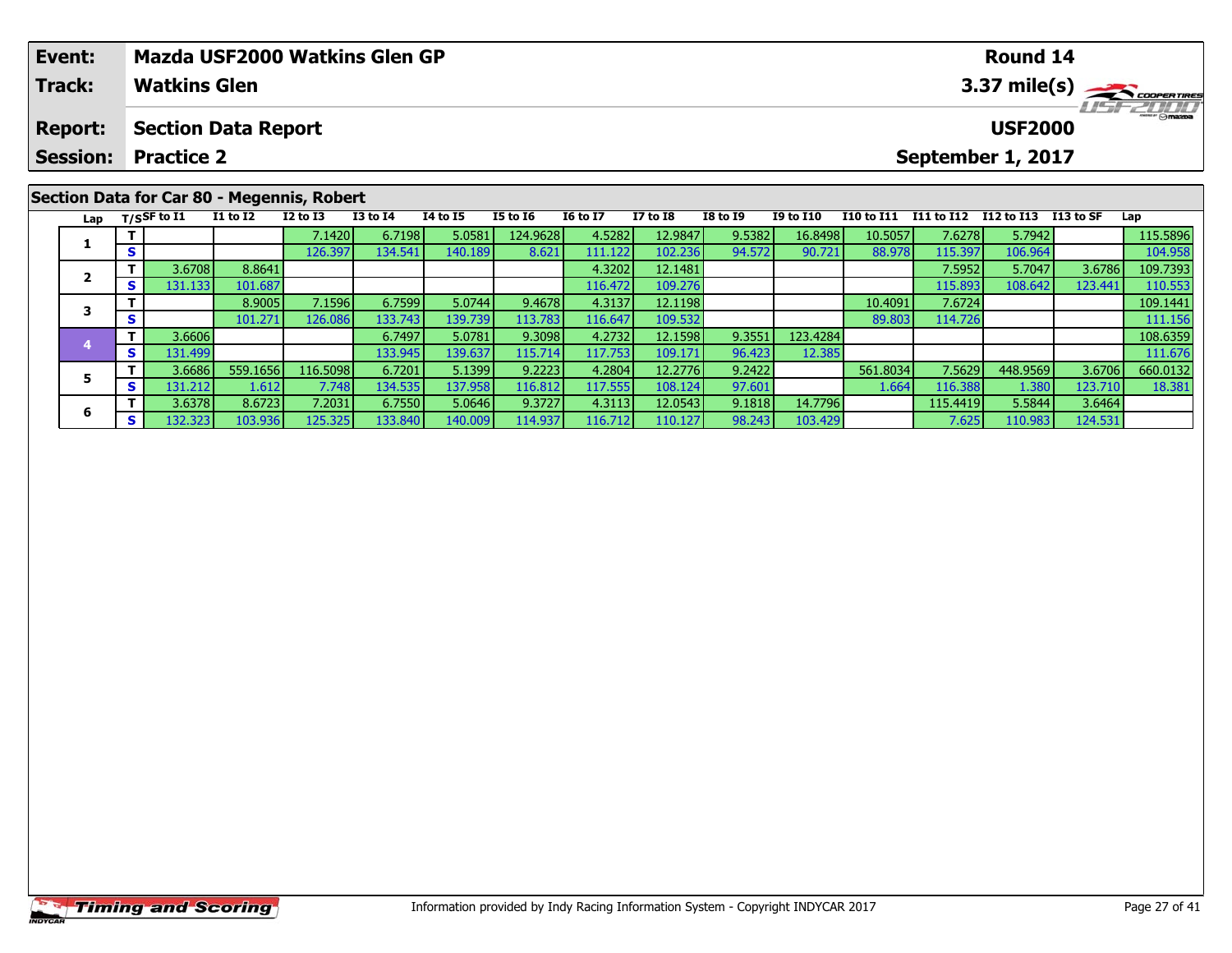| Event: | Mazda USF2000 Watkins Glen GP | Round 14 |
|---|---|---|
| Track: | Watkins Glen | 3.37 mile(s) |
| Report: | Section Data Report | USF2000 |
| Session: | Practice 2 | September 1, 2017 |

## Section Data for Car 80 - Megennis, Robert

| Lap | T/S | SF to I1 | I1 to I2 | I2 to I3 | I3 to I4 | I4 to I5 | I5 to I6 | I6 to I7 | I7 to I8 | I8 to I9 | I9 to I10 | I10 to I11 | I11 to I12 | I12 to I13 | I13 to SF | Lap |
|---|---|---|---|---|---|---|---|---|---|---|---|---|---|---|---|---|
| 1 | T | | | 7.1420 | 6.7198 | 5.0581 | 124.9628 | 4.5282 | 12.9847 | 9.5382 | 16.8498 | 10.5057 | 7.6278 | 5.7942 | | 115.5896 |
| | S | | | 126.397 | 134.541 | 140.189 | 8.621 | 111.122 | 102.236 | 94.572 | 90.721 | 88.978 | 115.397 | 106.964 | | 104.958 |
| 2 | T | 3.6708 | 8.8641 | | | | | 4.3202 | 12.1481 | | | | 7.5952 | 5.7047 | 3.6786 | 109.7393 |
| | S | 131.133 | 101.687 | | | | | 116.472 | 109.276 | | | | 115.893 | 108.642 | 123.441 | 110.553 |
| 3 | T | | 8.9005 | 7.1596 | 6.7599 | 5.0744 | 9.4678 | 4.3137 | 12.1198 | | | 10.4091 | 7.6724 | | | 109.1441 |
| | S | | 101.271 | 126.086 | 133.743 | 139.739 | 113.783 | 116.647 | 109.532 | | | 89.803 | 114.726 | | | 111.156 |
| 4 | T | 3.6606 | | | 6.7497 | 5.0781 | 9.3098 | 4.2732 | 12.1598 | 9.3551 | 123.4284 | | | | | 108.6359 |
| | S | 131.499 | | | 133.945 | 139.637 | 115.714 | 117.753 | 109.171 | 96.423 | 12.385 | | | | | 111.676 |
| 5 | T | 3.6686 | 559.1656 | 116.5098 | 6.7201 | 5.1399 | 9.2223 | 4.2804 | 12.2776 | 9.2422 | | 561.8034 | 7.5629 | 448.9569 | 3.6706 | 660.0132 |
| | S | 131.212 | 1.612 | 7.748 | 134.535 | 137.958 | 116.812 | 117.555 | 108.124 | 97.601 | | 1.664 | 116.388 | 1.380 | 123.710 | 18.381 |
| 6 | T | 3.6378 | 8.6723 | 7.2031 | 6.7550 | 5.0646 | 9.3727 | 4.3113 | 12.0543 | 9.1818 | 14.7796 | | 115.4419 | 5.5844 | 3.6464 | |
| | S | 132.323 | 103.936 | 125.325 | 133.840 | 140.009 | 114.937 | 116.712 | 110.127 | 98.243 | 103.429 | | 7.625 | 110.983 | 124.531 | |

Information provided by Indy Racing Information System - Copyright INDYCAR 2017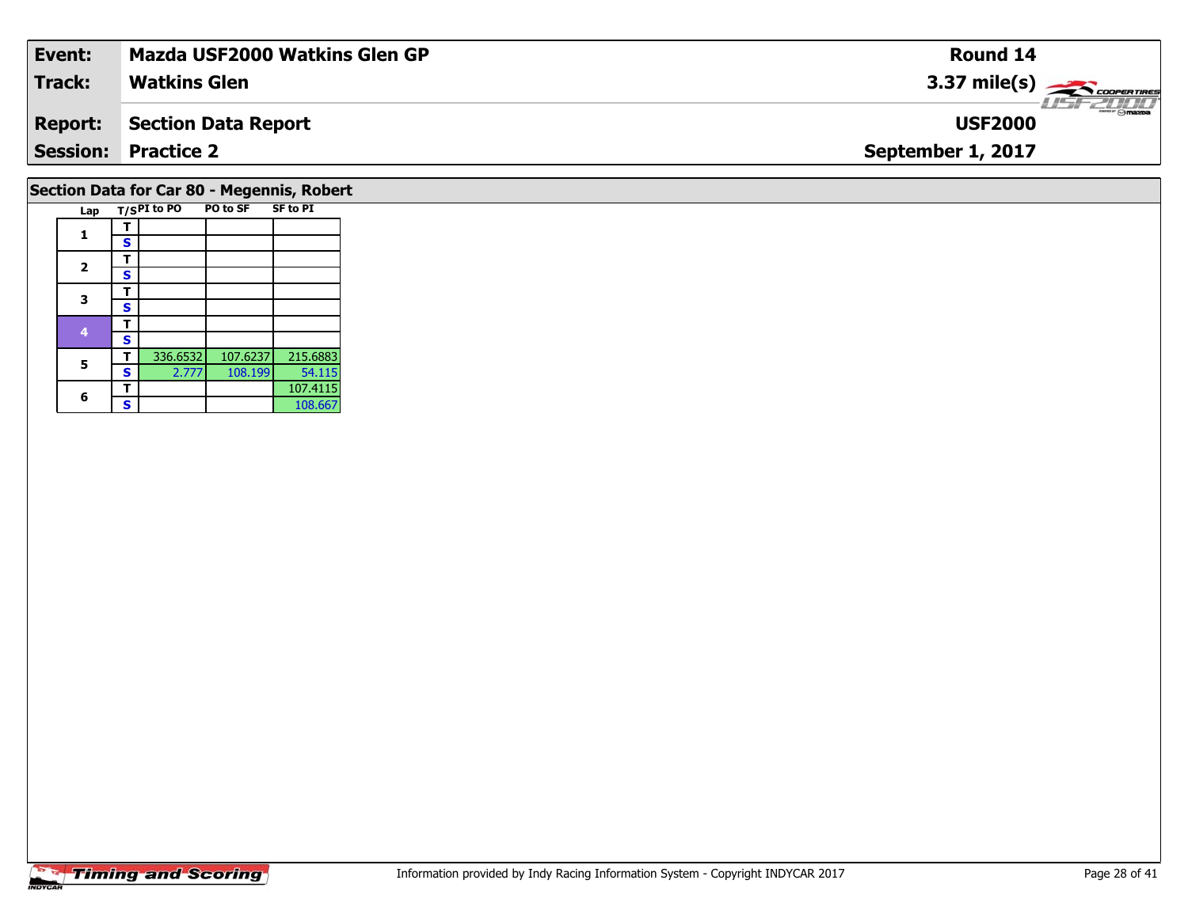| Event: | Mazda USF2000 Watkins Glen GP | Round 14 |
|---|---|---|
| Track: | Watkins Glen | 3.37 mile(s) |
| Report: | Section Data Report | USF2000 |
| Session: | Practice 2 | September 1, 2017 |

## Section Data for Car 80 - Megennis, Robert

| Lap | T/S | PI to PO | PO to SF | SF to PI |
|---|---|---|---|---|
| 1 | T | | | |
| | S | | | |
| 2 | T | | | |
| | S | | | |
| 3 | T | | | |
| | S | | | |
| 4 | T | | | |
| | S | | | |
| 5 | T | 336.6532 | 107.6237 | 215.6883 |
| | S | 2.777 | 108.199 | 54.115 |
| 6 | T | | | 107.4115 |
| | S | | | 108.667 |

Information provided by Indy Racing Information System - Copyright INDYCAR 2017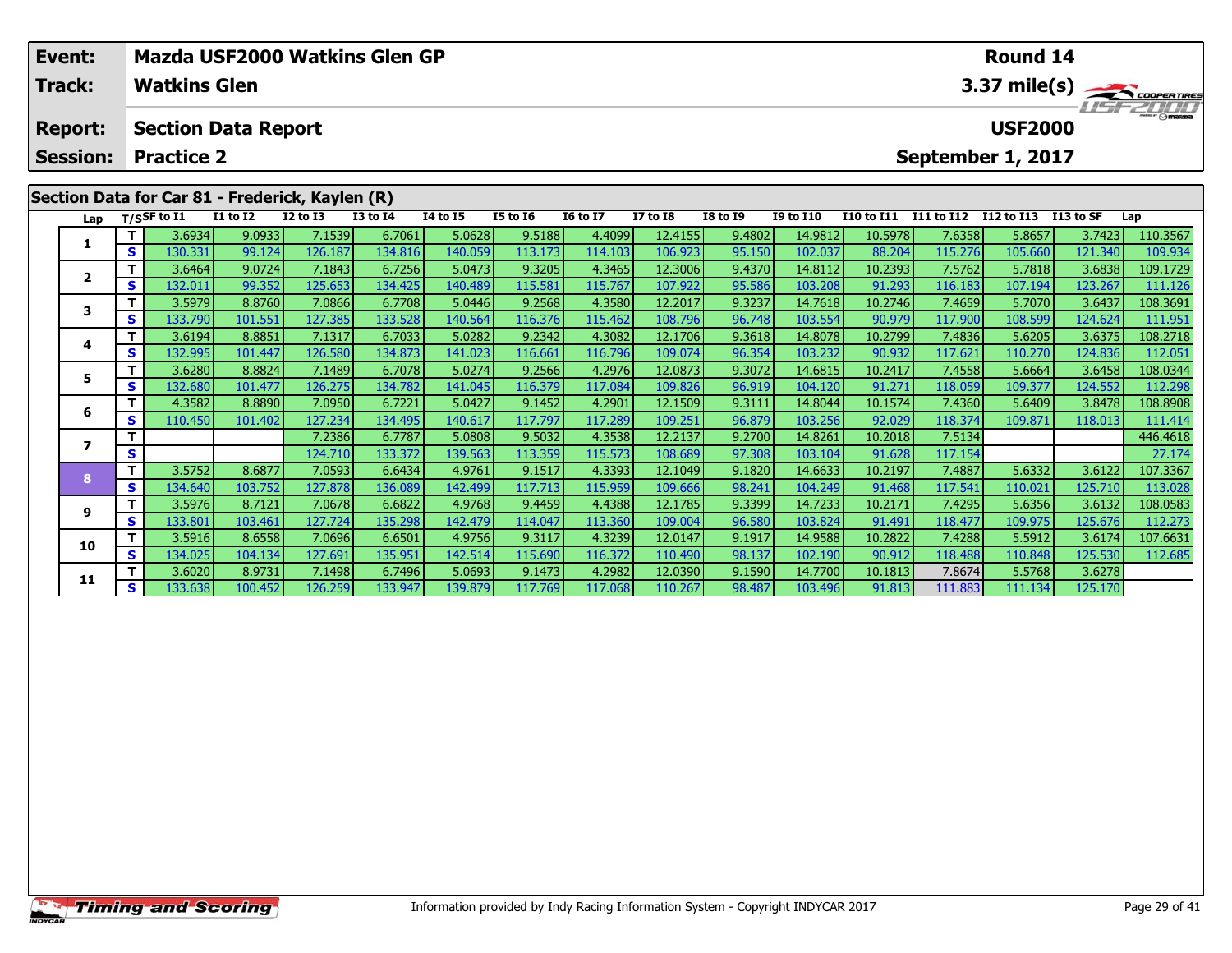| Event: | Mazda USF2000 Watkins Glen GP | Round 14 |
|---|---|---|
| Track: | Watkins Glen | 3.37 mile(s) |
| Report: | Section Data Report | USF2000 |
| Session: | Practice 2 | September 1, 2017 |

## Section Data for Car 81 - Frederick, Kaylen (R)

| Lap | T/S | SF to I1 | I1 to I2 | I2 to I3 | I3 to I4 | I4 to I5 | I5 to I6 | I6 to I7 | I7 to I8 | I8 to I9 | I9 to I10 | I10 to I11 | I11 to I12 | I12 to I13 | I13 to SF | Lap |
|---|---|---|---|---|---|---|---|---|---|---|---|---|---|---|---|---|
| 1 | T | 3.6934 | 9.0933 | 7.1539 | 6.7061 | 5.0628 | 9.5188 | 4.4099 | 12.4155 | 9.4802 | 14.9812 | 10.5978 | 7.6358 | 5.8657 | 3.7423 | 110.3567 |
| | S | 130.331 | 99.124 | 126.187 | 134.816 | 140.059 | 113.173 | 114.103 | 106.923 | 95.150 | 102.037 | 88.204 | 115.276 | 105.660 | 121.340 | 109.934 |
| 2 | T | 3.6464 | 9.0724 | 7.1843 | 6.7256 | 5.0473 | 9.3205 | 4.3465 | 12.3006 | 9.4370 | 14.8112 | 10.2393 | 7.5762 | 5.7818 | 3.6838 | 109.1729 |
| | S | 132.011 | 99.352 | 125.653 | 134.425 | 140.489 | 115.581 | 115.767 | 107.922 | 95.586 | 103.208 | 91.293 | 116.183 | 107.194 | 123.267 | 111.126 |
| 3 | T | 3.5979 | 8.8760 | 7.0866 | 6.7708 | 5.0446 | 9.2568 | 4.3580 | 12.2017 | 9.3237 | 14.7618 | 10.2746 | 7.4659 | 5.7070 | 3.6437 | 108.3691 |
| | S | 133.790 | 101.551 | 127.385 | 133.528 | 140.564 | 116.376 | 115.462 | 108.796 | 96.748 | 103.554 | 90.979 | 117.900 | 108.599 | 124.624 | 111.951 |
| 4 | T | 3.6194 | 8.8851 | 7.1317 | 6.7033 | 5.0282 | 9.2342 | 4.3082 | 12.1706 | 9.3618 | 14.8078 | 10.2799 | 7.4836 | 5.6205 | 3.6375 | 108.2718 |
| | S | 132.995 | 101.447 | 126.580 | 134.873 | 141.023 | 116.661 | 116.796 | 109.074 | 96.354 | 103.232 | 90.932 | 117.621 | 110.270 | 124.836 | 112.051 |
| 5 | T | 3.6280 | 8.8824 | 7.1489 | 6.7078 | 5.0274 | 9.2566 | 4.2976 | 12.0873 | 9.3072 | 14.6815 | 10.2417 | 7.4558 | 5.6664 | 3.6458 | 108.0344 |
| | S | 132.680 | 101.477 | 126.275 | 134.782 | 141.045 | 116.379 | 117.084 | 109.826 | 96.919 | 104.120 | 91.271 | 118.059 | 109.377 | 124.552 | 112.298 |
| 6 | T | 4.3582 | 8.8890 | 7.0950 | 6.7221 | 5.0427 | 9.1452 | 4.2901 | 12.1509 | 9.3111 | 14.8044 | 10.1574 | 7.4360 | 5.6409 | 3.8478 | 108.8908 |
| | S | 110.450 | 101.402 | 127.234 | 134.495 | 140.617 | 117.797 | 117.289 | 109.251 | 96.879 | 103.256 | 92.029 | 118.374 | 109.871 | 118.013 | 111.414 |
| 7 | T | | | 7.2386 | 6.7787 | 5.0808 | 9.5032 | 4.3538 | 12.2137 | 9.2700 | 14.8261 | 10.2018 | 7.5134 | | | 446.4618 |
| | S | | | 124.710 | 133.372 | 139.563 | 113.359 | 115.573 | 108.689 | 97.308 | 103.104 | 91.628 | 117.154 | | | 27.174 |
| 8 | T | 3.5752 | 8.6877 | 7.0593 | 6.6434 | 4.9761 | 9.1517 | 4.3393 | 12.1049 | 9.1820 | 14.6633 | 10.2197 | 7.4887 | 5.6332 | 3.6122 | 107.3367 |
| | S | 134.640 | 103.752 | 127.878 | 136.089 | 142.499 | 117.713 | 115.959 | 109.666 | 98.241 | 104.249 | 91.468 | 117.541 | 110.021 | 125.710 | 113.028 |
| 9 | T | 3.5976 | 8.7121 | 7.0678 | 6.6822 | 4.9768 | 9.4459 | 4.4388 | 12.1785 | 9.3399 | 14.7233 | 10.2171 | 7.4295 | 5.6356 | 3.6132 | 108.0583 |
| | S | 133.801 | 103.461 | 127.724 | 135.298 | 142.479 | 114.047 | 113.360 | 109.004 | 96.580 | 103.824 | 91.491 | 118.477 | 109.975 | 125.676 | 112.273 |
| 10 | T | 3.5916 | 8.6558 | 7.0696 | 6.6501 | 4.9756 | 9.3117 | 4.3239 | 12.0147 | 9.1917 | 14.9588 | 10.2822 | 7.4288 | 5.5912 | 3.6174 | 107.6631 |
| | S | 134.025 | 104.134 | 127.691 | 135.951 | 142.514 | 115.690 | 116.372 | 110.490 | 98.137 | 102.190 | 90.912 | 118.488 | 110.848 | 125.530 | 112.685 |
| 11 | T | 3.6020 | 8.9731 | 7.1498 | 6.7496 | 5.0693 | 9.1473 | 4.2982 | 12.0390 | 9.1590 | 14.7700 | 10.1813 | 7.8674 | 5.5768 | 3.6278 | |
| | S | 133.638 | 100.452 | 126.259 | 133.947 | 139.879 | 117.769 | 117.068 | 110.267 | 98.487 | 103.496 | 91.813 | 111.883 | 111.134 | 125.170 | |

Information provided by Indy Racing Information System - Copyright INDYCAR 2017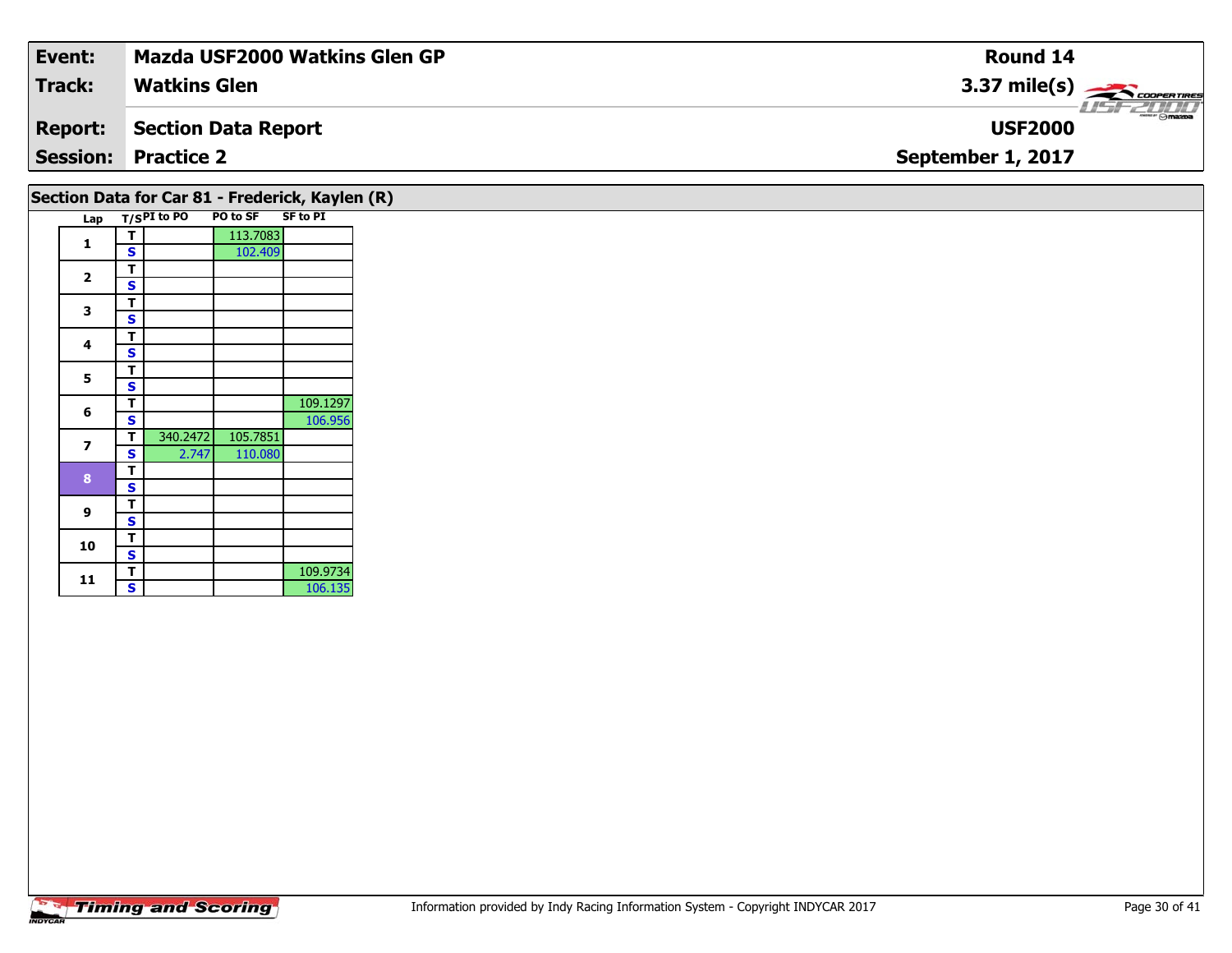| Event: | Mazda USF2000 Watkins Glen GP | Round 14 |
|---|---|---|
| Track: | Watkins Glen | 3.37 mile(s) |
| Report: | Section Data Report | USF2000 |
| Session: | Practice 2 | September 1, 2017 |

## Section Data for Car 81 - Frederick, Kaylen (R)

| Lap | T/S | PI to PO | PO to SF | SF to PI |
|---|---|---|---|---|
| 1 | T | | 113.7083 | |
| | S | | 102.409 | |
| 2 | T | | | |
| | S | | | |
| 3 | T | | | |
| | S | | | |
| 4 | T | | | |
| | S | | | |
| 5 | T | | | |
| | S | | | |
| 6 | T | | | 109.1297 |
| | S | | | 106.956 |
| 7 | T | 340.2472 | 105.7851 | |
| | S | 2.747 | 110.080 | |
| 8 | T | | | |
| | S | | | |
| 9 | T | | | |
| | S | | | |
| 10 | T | | | |
| | S | | | |
| 11 | T | | | 109.9734 |
| | S | | | 106.135 |

Information provided by Indy Racing Information System - Copyright INDYCAR 2017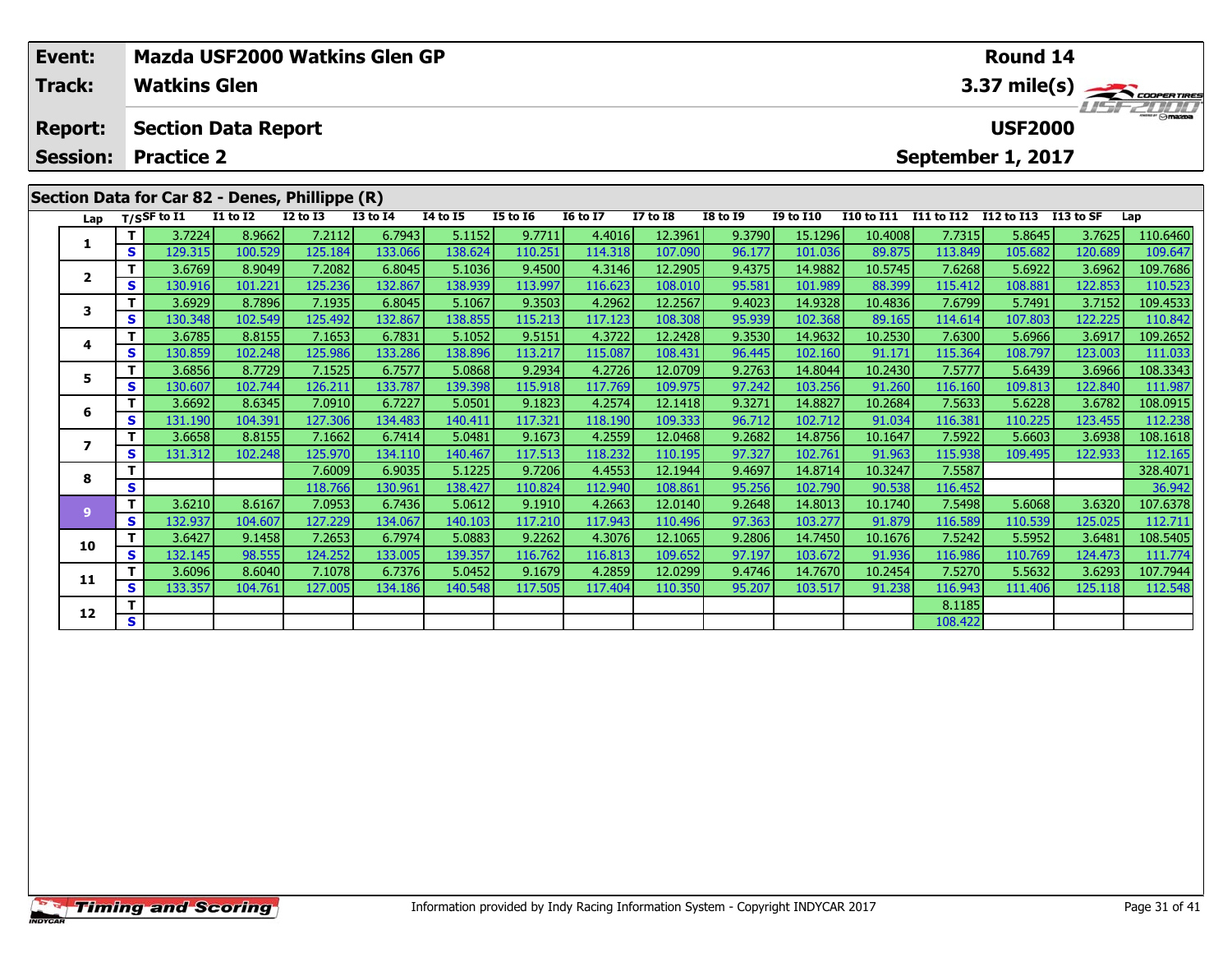| Event: | Mazda USF2000 Watkins Glen GP | Round 14 |
|---|---|---|
| Track: | Watkins Glen | 3.37 mile(s) |
| Report: | Section Data Report | USF2000 |
| Session: | Practice 2 | September 1, 2017 |

## Section Data for Car 82 - Denes, Phillippe (R)

| Lap | T/S | SF to I1 | I1 to I2 | I2 to I3 | I3 to I4 | I4 to I5 | I5 to I6 | I6 to I7 | I7 to I8 | I8 to I9 | I9 to I10 | I10 to I11 | I11 to I12 | I12 to I13 | I13 to SF | Lap |
|---|---|---|---|---|---|---|---|---|---|---|---|---|---|---|---|---|
| 1 | T | 3.7224 | 8.9662 | 7.2112 | 6.7943 | 5.1152 | 9.7711 | 4.4016 | 12.3961 | 9.3790 | 15.1296 | 10.4008 | 7.7315 | 5.8645 | 3.7625 | 110.6460 |
| | S | 129.315 | 100.529 | 125.184 | 133.066 | 138.624 | 110.251 | 114.318 | 107.090 | 96.177 | 101.036 | 89.875 | 113.849 | 105.682 | 120.689 | 109.647 |
| 2 | T | 3.6769 | 8.9049 | 7.2082 | 6.8045 | 5.1036 | 9.4500 | 4.3146 | 12.2905 | 9.4375 | 14.9882 | 10.5745 | 7.6268 | 5.6922 | 3.6962 | 109.7686 |
| | S | 130.916 | 101.221 | 125.236 | 132.867 | 138.939 | 113.997 | 116.623 | 108.010 | 95.581 | 101.989 | 88.399 | 115.412 | 108.881 | 122.853 | 110.523 |
| 3 | T | 3.6929 | 8.7896 | 7.1935 | 6.8045 | 5.1067 | 9.3503 | 4.2962 | 12.2567 | 9.4023 | 14.9328 | 10.4836 | 7.6799 | 5.7491 | 3.7152 | 109.4533 |
| | S | 130.348 | 102.549 | 125.492 | 132.867 | 138.855 | 115.213 | 117.123 | 108.308 | 95.939 | 102.368 | 89.165 | 114.614 | 107.803 | 122.225 | 110.842 |
| 4 | T | 3.6785 | 8.8155 | 7.1653 | 6.7831 | 5.1052 | 9.5151 | 4.3722 | 12.2428 | 9.3530 | 14.9632 | 10.2530 | 7.6300 | 5.6966 | 3.6917 | 109.2652 |
| | S | 130.859 | 102.248 | 125.986 | 133.286 | 138.896 | 113.217 | 115.087 | 108.431 | 96.445 | 102.160 | 91.171 | 115.364 | 108.797 | 123.003 | 111.033 |
| 5 | T | 3.6856 | 8.7729 | 7.1525 | 6.7577 | 5.0868 | 9.2934 | 4.2726 | 12.0709 | 9.2763 | 14.8044 | 10.2430 | 7.5777 | 5.6439 | 3.6966 | 108.3343 |
| | S | 130.607 | 102.744 | 126.211 | 133.787 | 139.398 | 115.918 | 117.769 | 109.975 | 97.242 | 103.256 | 91.260 | 116.160 | 109.813 | 122.840 | 111.987 |
| 6 | T | 3.6692 | 8.6345 | 7.0910 | 6.7227 | 5.0501 | 9.1823 | 4.2574 | 12.1418 | 9.3271 | 14.8827 | 10.2684 | 7.5633 | 5.6228 | 3.6782 | 108.0915 |
| | S | 131.190 | 104.391 | 127.306 | 134.483 | 140.411 | 117.321 | 118.190 | 109.333 | 96.712 | 102.712 | 91.034 | 116.381 | 110.225 | 123.455 | 112.238 |
| 7 | T | 3.6658 | 8.8155 | 7.1662 | 6.7414 | 5.0481 | 9.1673 | 4.2559 | 12.0468 | 9.2682 | 14.8756 | 10.1647 | 7.5922 | 5.6603 | 3.6938 | 108.1618 |
| | S | 131.312 | 102.248 | 125.970 | 134.110 | 140.467 | 117.513 | 118.232 | 110.195 | 97.327 | 102.761 | 91.963 | 115.938 | 109.495 | 122.933 | 112.165 |
| 8 | T | | | 7.6009 | 6.9035 | 5.1225 | 9.7206 | 4.4553 | 12.1944 | 9.4697 | 14.8714 | 10.3247 | 7.5587 | | | 328.4071 |
| | S | | | 118.766 | 130.961 | 138.427 | 110.824 | 112.940 | 108.861 | 95.256 | 102.790 | 90.538 | 116.452 | | | 36.942 |
| 9 | T | 3.6210 | 8.6167 | 7.0953 | 6.7436 | 5.0612 | 9.1910 | 4.2663 | 12.0140 | 9.2648 | 14.8013 | 10.1740 | 7.5498 | 5.6068 | 3.6320 | 107.6378 |
| | S | 132.937 | 104.607 | 127.229 | 134.067 | 140.103 | 117.210 | 117.943 | 110.496 | 97.363 | 103.277 | 91.879 | 116.589 | 110.539 | 125.025 | 112.711 |
| 10 | T | 3.6427 | 9.1458 | 7.2653 | 6.7974 | 5.0883 | 9.2262 | 4.3076 | 12.1065 | 9.2806 | 14.7450 | 10.1676 | 7.5242 | 5.5952 | 3.6481 | 108.5405 |
| | S | 132.145 | 98.555 | 124.252 | 133.005 | 139.357 | 116.762 | 116.813 | 109.652 | 97.197 | 103.672 | 91.936 | 116.986 | 110.769 | 124.473 | 111.774 |
| 11 | T | 3.6096 | 8.6040 | 7.1078 | 6.7376 | 5.0452 | 9.1679 | 4.2859 | 12.0299 | 9.4746 | 14.7670 | 10.2454 | 7.5270 | 5.5632 | 3.6293 | 107.7944 |
| | S | 133.357 | 104.761 | 127.005 | 134.186 | 140.548 | 117.505 | 117.404 | 110.350 | 95.207 | 103.517 | 91.238 | 116.943 | 111.406 | 125.118 | 112.548 |
| 12 | T | | | | | | | | | | | | 8.1185 | | | |
| | S | | | | | | | | | | | | 108.422 | | | |

Information provided by Indy Racing Information System - Copyright INDYCAR 2017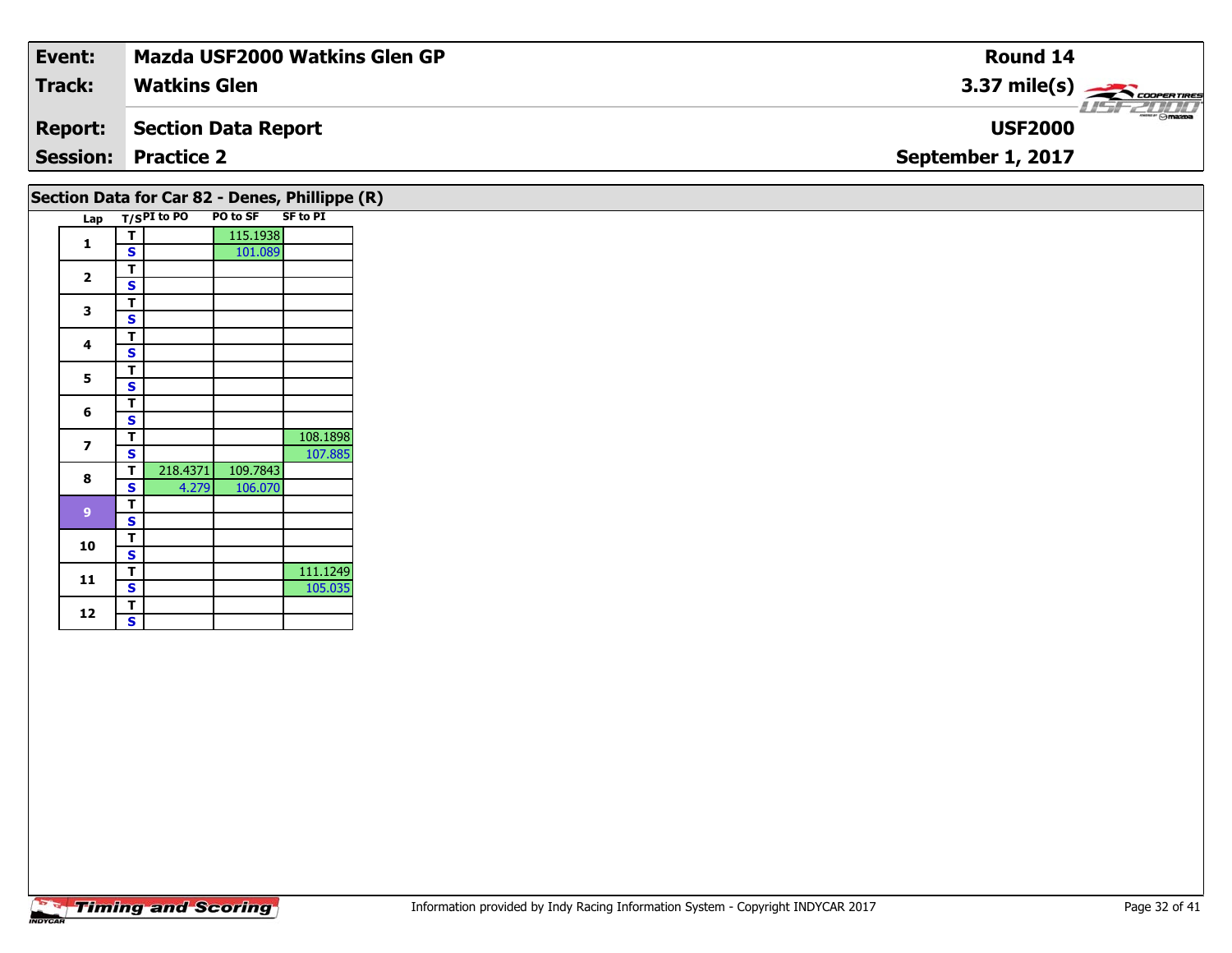| Event: | Mazda USF2000 Watkins Glen GP | Round 14 |
|---|---|---|
| Track: | Watkins Glen | 3.37 mile(s) |
| Report: | Section Data Report | USF2000 |
| Session: | Practice 2 | September 1, 2017 |

## Section Data for Car 82 - Denes, Phillippe (R)

| Lap | T/S | PI to PO | PO to SF | SF to PI |
|---|---|---|---|---|
| 1 | T | | 115.1938 | |
| | S | | 101.089 | |
| 2 | T | | | |
| | S | | | |
| 3 | T | | | |
| | S | | | |
| 4 | T | | | |
| | S | | | |
| 5 | T | | | |
| | S | | | |
| 6 | T | | | |
| | S | | | |
| 7 | T | | | 108.1898 |
| | S | | | 107.885 |
| 8 | T | 218.4371 | 109.7843 | |
| | S | 4.279 | 106.070 | |
| 9 | T | | | |
| | S | | | |
| 10 | T | | | |
| | S | | | |
| 11 | T | | | 111.1249 |
| | S | | | 105.035 |
| 12 | T | | | |
| | S | | | |

Information provided by Indy Racing Information System - Copyright INDYCAR 2017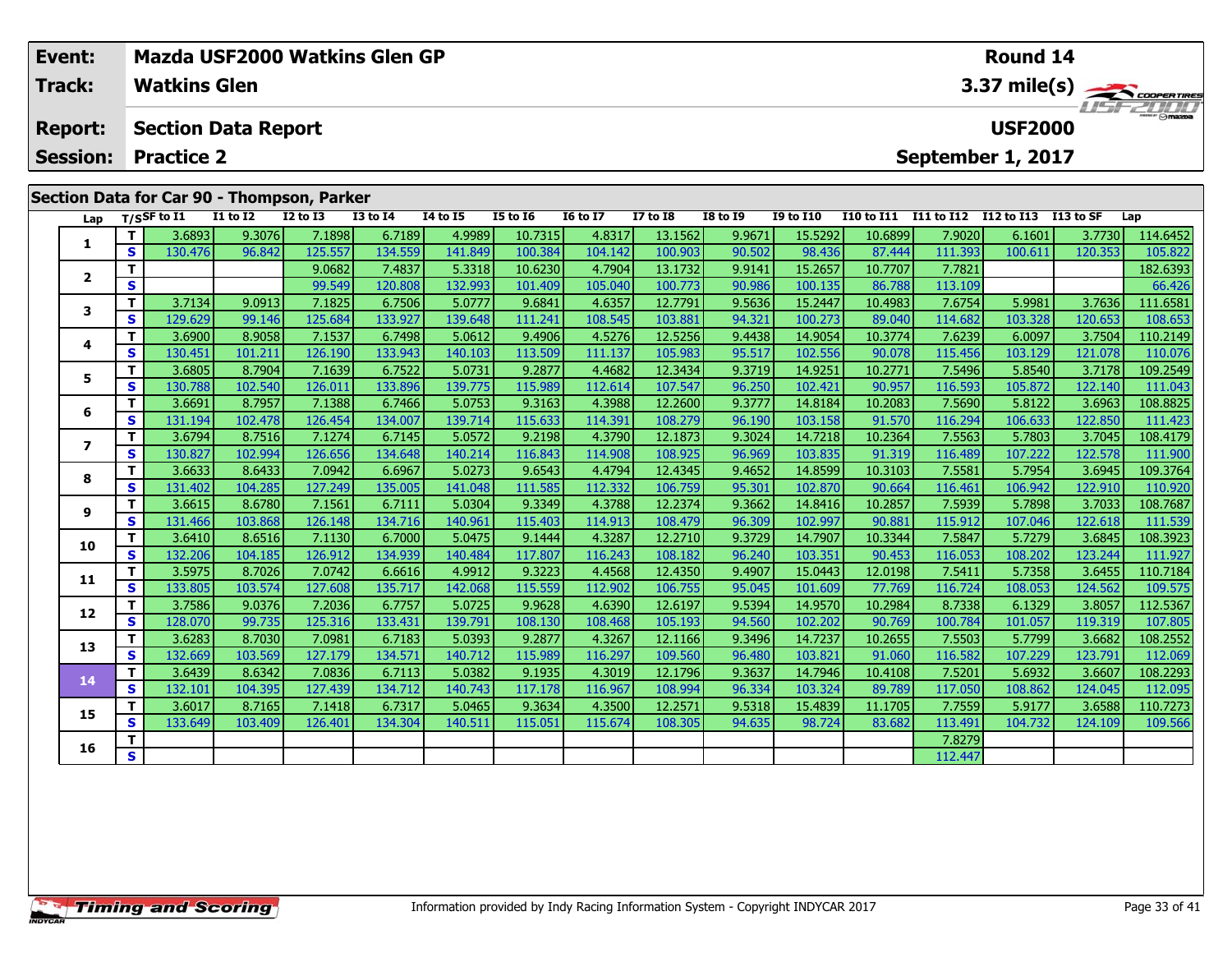| Event: | Mazda USF2000 Watkins Glen GP | Round 14 |
|---|---|---|
| Track: | Watkins Glen | 3.37 mile(s) |
| Report: | Section Data Report | USF2000 |
| Session: | Practice 2 | September 1, 2017 |

## Section Data for Car 90 - Thompson, Parker

| Lap | T/S | SF to I1 | I1 to I2 | I2 to I3 | I3 to I4 | I4 to I5 | I5 to I6 | I6 to I7 | I7 to I8 | I8 to I9 | I9 to I10 | I10 to I11 | I11 to I12 | I12 to I13 | I13 to SF | Lap |
|---|---|---|---|---|---|---|---|---|---|---|---|---|---|---|---|---|
| 1 | T | 3.6893 | 9.3076 | 7.1898 | 6.7189 | 4.9989 | 10.7315 | 4.8317 | 13.1562 | 9.9671 | 15.5292 | 10.6899 | 7.9020 | 6.1601 | 3.7730 | 114.6452 |
| | S | 130.476 | 96.842 | 125.557 | 134.559 | 141.849 | 100.384 | 104.142 | 100.903 | 90.502 | 98.436 | 87.444 | 111.393 | 100.611 | 120.353 | 105.822 |
| 2 | T | | | 9.0682 | 7.4837 | 5.3318 | 10.6230 | 4.7904 | 13.1732 | 9.9141 | 15.2657 | 10.7707 | 7.7821 | | | 182.6393 |
| | S | | | 99.549 | 120.808 | 132.993 | 101.409 | 105.040 | 100.773 | 90.986 | 100.135 | 86.788 | 113.109 | | | 66.426 |
| 3 | T | 3.7134 | 9.0913 | 7.1825 | 6.7506 | 5.0777 | 9.6841 | 4.6357 | 12.7791 | 9.5636 | 15.2447 | 10.4983 | 7.6754 | 5.9981 | 3.7636 | 111.6581 |
| | S | 129.629 | 99.146 | 125.684 | 133.927 | 139.648 | 111.241 | 108.545 | 103.881 | 94.321 | 100.273 | 89.040 | 114.682 | 103.328 | 120.653 | 108.653 |
| 4 | T | 3.6900 | 8.9058 | 7.1537 | 6.7498 | 5.0612 | 9.4906 | 4.5276 | 12.5256 | 9.4438 | 14.9054 | 10.3774 | 7.6239 | 6.0097 | 3.7504 | 110.2149 |
| | S | 130.451 | 101.211 | 126.190 | 133.943 | 140.103 | 113.509 | 111.137 | 105.983 | 95.517 | 102.556 | 90.078 | 115.456 | 103.129 | 121.078 | 110.076 |
| 5 | T | 3.6805 | 8.7904 | 7.1639 | 6.7522 | 5.0731 | 9.2877 | 4.4682 | 12.3434 | 9.3719 | 14.9251 | 10.2771 | 7.5496 | 5.8540 | 3.7178 | 109.2549 |
| | S | 130.788 | 102.540 | 126.011 | 133.896 | 139.775 | 115.989 | 112.614 | 107.547 | 96.250 | 102.421 | 90.957 | 116.593 | 105.872 | 122.140 | 111.043 |
| 6 | T | 3.6691 | 8.7957 | 7.1388 | 6.7466 | 5.0753 | 9.3163 | 4.3988 | 12.2600 | 9.3777 | 14.8184 | 10.2083 | 7.5690 | 5.8122 | 3.6963 | 108.8825 |
| | S | 131.194 | 102.478 | 126.454 | 134.007 | 139.714 | 115.633 | 114.391 | 108.279 | 96.190 | 103.158 | 91.570 | 116.294 | 106.633 | 122.850 | 111.423 |
| 7 | T | 3.6794 | 8.7516 | 7.1274 | 6.7145 | 5.0572 | 9.2198 | 4.3790 | 12.1873 | 9.3024 | 14.7218 | 10.2364 | 7.5563 | 5.7803 | 3.7045 | 108.4179 |
| | S | 130.827 | 102.994 | 126.656 | 134.648 | 140.214 | 116.843 | 114.908 | 108.925 | 96.969 | 103.835 | 91.319 | 116.489 | 107.222 | 122.578 | 111.900 |
| 8 | T | 3.6633 | 8.6433 | 7.0942 | 6.6967 | 5.0273 | 9.6543 | 4.4794 | 12.4345 | 9.4652 | 14.8599 | 10.3103 | 7.5581 | 5.7954 | 3.6945 | 109.3764 |
| | S | 131.402 | 104.285 | 127.249 | 135.005 | 141.048 | 111.585 | 112.332 | 106.759 | 95.301 | 102.870 | 90.664 | 116.461 | 106.942 | 122.910 | 110.920 |
| 9 | T | 3.6615 | 8.6780 | 7.1561 | 6.7111 | 5.0304 | 9.3349 | 4.3788 | 12.2374 | 9.3662 | 14.8416 | 10.2857 | 7.5939 | 5.7898 | 3.7033 | 108.7687 |
| | S | 131.466 | 103.868 | 126.148 | 134.716 | 140.961 | 115.403 | 114.913 | 108.479 | 96.309 | 102.997 | 90.881 | 115.912 | 107.046 | 122.618 | 111.539 |
| 10 | T | 3.6410 | 8.6516 | 7.1130 | 6.7000 | 5.0475 | 9.1444 | 4.3287 | 12.2710 | 9.3729 | 14.7907 | 10.3344 | 7.5847 | 5.7279 | 3.6845 | 108.3923 |
| | S | 132.206 | 104.185 | 126.912 | 134.939 | 140.484 | 117.807 | 116.243 | 108.182 | 96.240 | 103.351 | 90.453 | 116.053 | 108.202 | 123.244 | 111.927 |
| 11 | T | 3.5975 | 8.7026 | 7.0742 | 6.6616 | 4.9912 | 9.3223 | 4.4568 | 12.4350 | 9.4907 | 15.0443 | 12.0198 | 7.5411 | 5.7358 | 3.6455 | 110.7184 |
| | S | 133.805 | 103.574 | 127.608 | 135.717 | 142.068 | 115.559 | 112.902 | 106.755 | 95.045 | 101.609 | 77.769 | 116.724 | 108.053 | 124.562 | 109.575 |
| 12 | T | 3.7586 | 9.0376 | 7.2036 | 6.7757 | 5.0725 | 9.9628 | 4.6390 | 12.6197 | 9.5394 | 14.9570 | 10.2984 | 8.7338 | 6.1329 | 3.8057 | 112.5367 |
| | S | 128.070 | 99.735 | 125.316 | 133.431 | 139.791 | 108.130 | 108.468 | 105.193 | 94.560 | 102.202 | 90.769 | 100.784 | 101.057 | 119.319 | 107.805 |
| 13 | T | 3.6283 | 8.7030 | 7.0981 | 6.7183 | 5.0393 | 9.2877 | 4.3267 | 12.1166 | 9.3496 | 14.7237 | 10.2655 | 7.5503 | 5.7799 | 3.6682 | 108.2552 |
| | S | 132.669 | 103.569 | 127.179 | 134.571 | 140.712 | 115.989 | 116.297 | 109.560 | 96.480 | 103.821 | 91.060 | 116.582 | 107.229 | 123.791 | 112.069 |
| 14 | T | 3.6439 | 8.6342 | 7.0836 | 6.7113 | 5.0382 | 9.1935 | 4.3019 | 12.1796 | 9.3637 | 14.7946 | 10.4108 | 7.5201 | 5.6932 | 3.6607 | 108.2293 |
| | S | 132.101 | 104.395 | 127.439 | 134.712 | 140.743 | 117.178 | 116.967 | 108.994 | 96.334 | 103.324 | 89.789 | 117.050 | 108.862 | 124.045 | 112.095 |
| 15 | T | 3.6017 | 8.7165 | 7.1418 | 6.7317 | 5.0465 | 9.3634 | 4.3500 | 12.2571 | 9.5318 | 15.4839 | 11.1705 | 7.7559 | 5.9177 | 3.6588 | 110.7273 |
| | S | 133.649 | 103.409 | 126.401 | 134.304 | 140.511 | 115.051 | 115.674 | 108.305 | 94.635 | 98.724 | 83.682 | 113.491 | 104.732 | 124.109 | 109.566 |
| 16 | T | | | | | | | | | | | | 7.8279 | | | |
| | S | | | | | | | | | | | | 112.447 | | | |

Information provided by Indy Racing Information System - Copyright INDYCAR 2017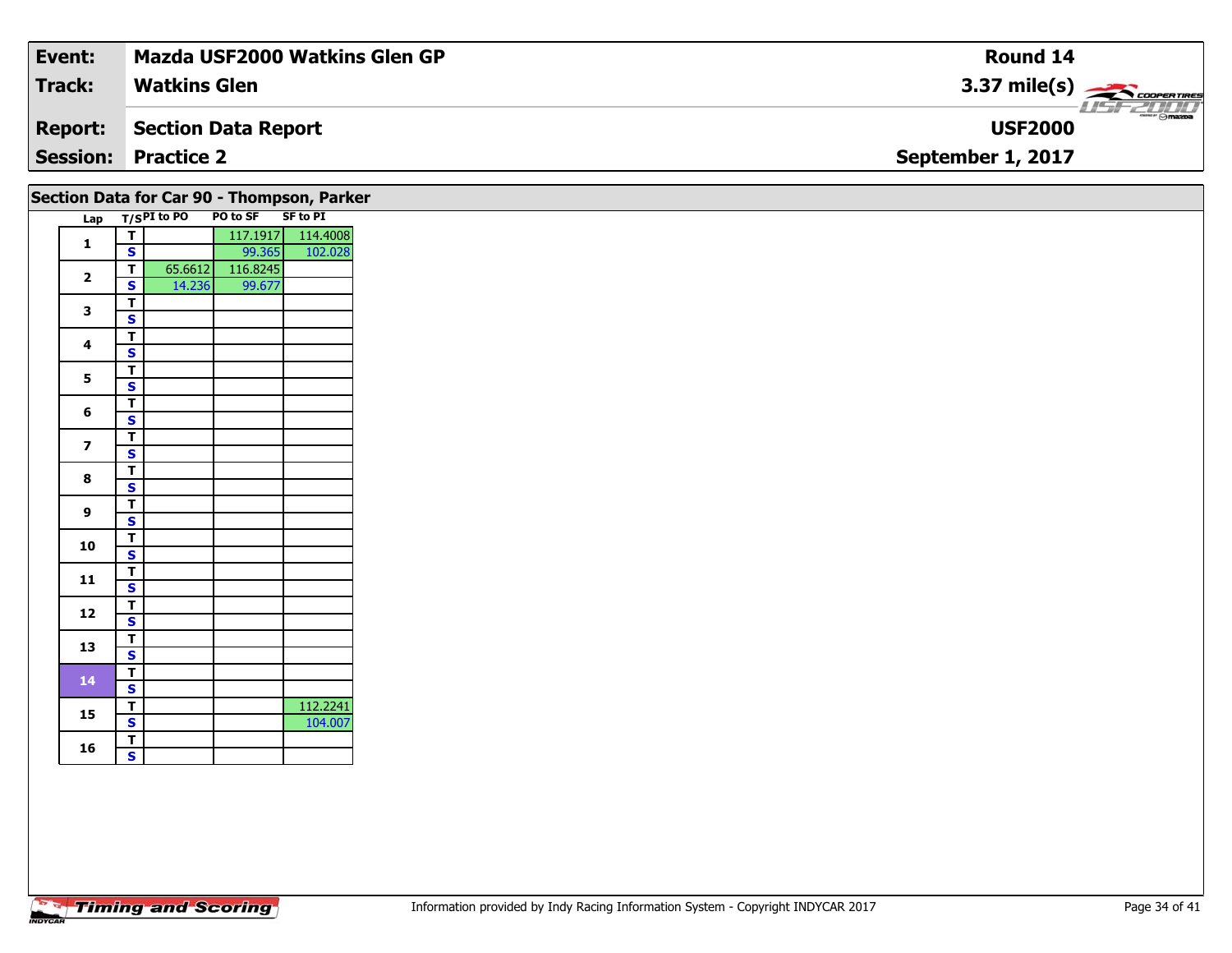| **Event:** | **Mazda USF2000 Watkins Glen GP** | **Round 14** |
|---|---|---|
| **Track:** | **Watkins Glen** | **3.37 mile(s)** |
| **Report:** | **Section Data Report** | **USF2000** |
| **Session:** | **Practice 2** | **September 1, 2017** |

## Section Data for Car 90 - Thompson, Parker

| Lap | T/S | PI to PO | PO to SF | SF to PI |
|---|---|---|---|---|
| 1 | T | | 117.1917 | 114.4008 |
| | S | | 99.365 | 102.028 |
| 2 | T | 65.6612 | 116.8245 | |
| | S | 14.236 | 99.677 | |
| 3 | T | | | |
| | S | | | |
| 4 | T | | | |
| | S | | | |
| 5 | T | | | |
| | S | | | |
| 6 | T | | | |
| | S | | | |
| 7 | T | | | |
| | S | | | |
| 8 | T | | | |
| | S | | | |
| 9 | T | | | |
| | S | | | |
| 10 | T | | | |
| | S | | | |
| 11 | T | | | |
| | S | | | |
| 12 | T | | | |
| | S | | | |
| 13 | T | | | |
| | S | | | |
| 14 | T | | | |
| | S | | | |
| 15 | T | | | 112.2241 |
| | S | | | 104.007 |
| 16 | T | | | |
| | S | | | |

Timing and Scoring

Information provided by Indy Racing Information System - Copyright INDYCAR 2017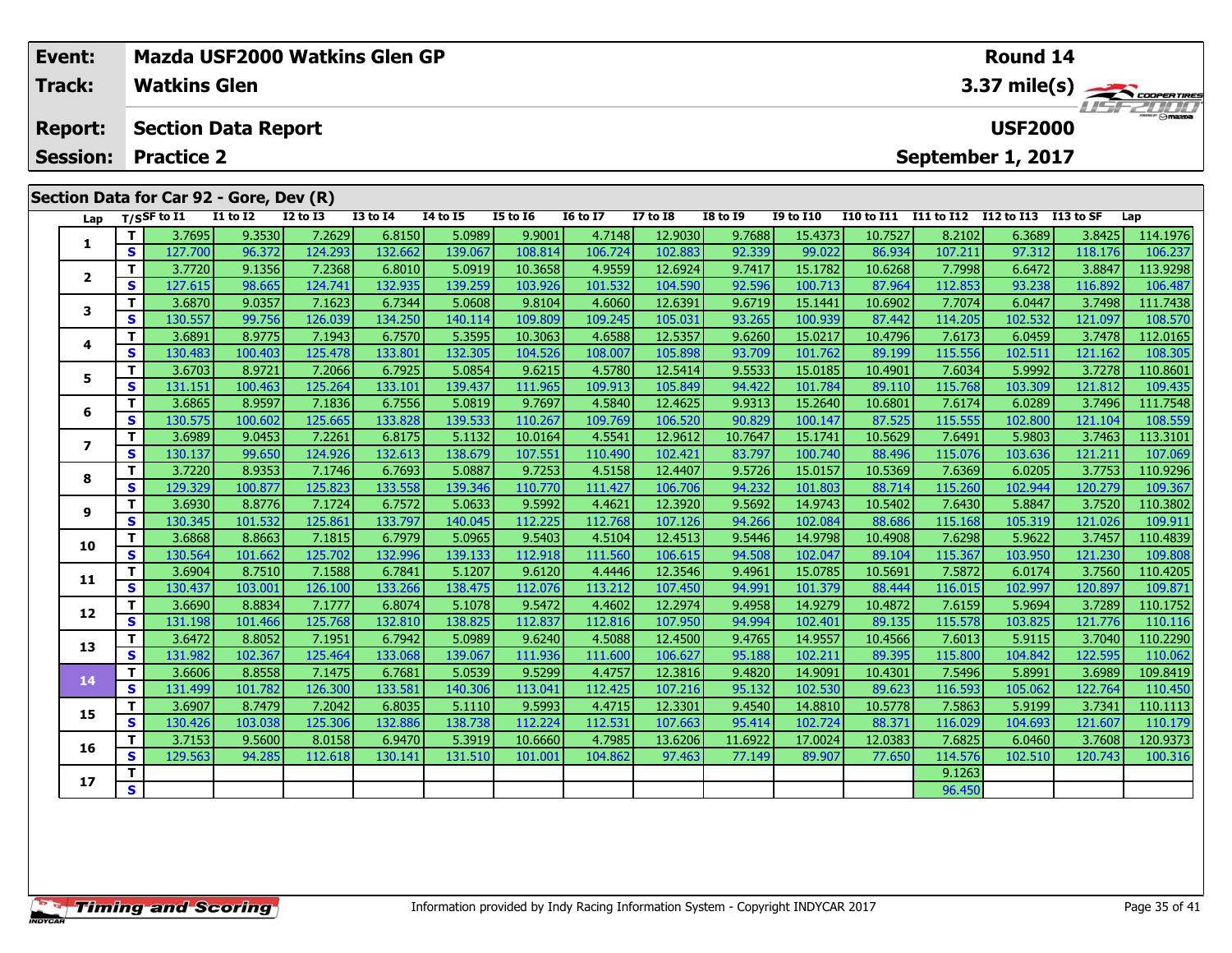| Event: | Mazda USF2000 Watkins Glen GP | Round 14 |
|---|---|---|
| Track: | Watkins Glen | 3.37 mile(s) |
| Report: | Section Data Report | USF2000 |
| Session: | Practice 2 | September 1, 2017 |

## Section Data for Car 92 - Gore, Dev (R)

| Lap | T/S | SF to I1 | I1 to I2 | I2 to I3 | I3 to I4 | I4 to I5 | I5 to I6 | I6 to I7 | I7 to I8 | I8 to I9 | I9 to I10 | I10 to I11 | I11 to I12 | I12 to I13 | I13 to SF | Lap |
|---|---|---|---|---|---|---|---|---|---|---|---|---|---|---|---|---|
| 1 | T | 3.7695 | 9.3530 | 7.2629 | 6.8150 | 5.0989 | 9.9001 | 4.7148 | 12.9030 | 9.7688 | 15.4373 | 10.7527 | 8.2102 | 6.3689 | 3.8425 | 114.1976 |
| | S | 127.700 | 96.372 | 124.293 | 132.662 | 139.067 | 108.814 | 106.724 | 102.883 | 92.339 | 99.022 | 86.934 | 107.211 | 97.312 | 118.176 | 106.237 |
| 2 | T | 3.7720 | 9.1356 | 7.2368 | 6.8010 | 5.0919 | 10.3658 | 4.9559 | 12.6924 | 9.7417 | 15.1782 | 10.6268 | 7.7998 | 6.6472 | 3.8847 | 113.9298 |
| | S | 127.615 | 98.665 | 124.741 | 132.935 | 139.259 | 103.926 | 101.532 | 104.590 | 92.596 | 100.713 | 87.964 | 112.853 | 93.238 | 116.892 | 106.487 |
| 3 | T | 3.6870 | 9.0357 | 7.1623 | 6.7344 | 5.0608 | 9.8104 | 4.6060 | 12.6391 | 9.6719 | 15.1441 | 10.6902 | 7.7074 | 6.0447 | 3.7498 | 111.7438 |
| | S | 130.557 | 99.756 | 126.039 | 134.250 | 140.114 | 109.809 | 109.245 | 105.031 | 93.265 | 100.939 | 87.442 | 114.205 | 102.532 | 121.097 | 108.570 |
| 4 | T | 3.6891 | 8.9775 | 7.1943 | 6.7570 | 5.3595 | 10.3063 | 4.6588 | 12.5357 | 9.6260 | 15.0217 | 10.4796 | 7.6173 | 6.0459 | 3.7478 | 112.0165 |
| | S | 130.483 | 100.403 | 125.478 | 133.801 | 132.305 | 104.526 | 108.007 | 105.898 | 93.709 | 101.762 | 89.199 | 115.556 | 102.511 | 121.162 | 108.305 |
| 5 | T | 3.6703 | 8.9721 | 7.2066 | 6.7925 | 5.0854 | 9.6215 | 4.5780 | 12.5414 | 9.5533 | 15.0185 | 10.4901 | 7.6034 | 5.9992 | 3.7278 | 110.8601 |
| | S | 131.151 | 100.463 | 125.264 | 133.101 | 139.437 | 111.965 | 109.913 | 105.849 | 94.422 | 101.784 | 89.110 | 115.768 | 103.309 | 121.812 | 109.435 |
| 6 | T | 3.6865 | 8.9597 | 7.1836 | 6.7556 | 5.0819 | 9.7697 | 4.5840 | 12.4625 | 9.9313 | 15.2640 | 10.6801 | 7.6174 | 6.0289 | 3.7496 | 111.7548 |
| | S | 130.575 | 100.602 | 125.665 | 133.828 | 139.533 | 110.267 | 109.769 | 106.520 | 90.829 | 100.147 | 87.525 | 115.555 | 102.800 | 121.104 | 108.559 |
| 7 | T | 3.6989 | 9.0453 | 7.2261 | 6.8175 | 5.1132 | 10.0164 | 4.5541 | 12.9612 | 10.7647 | 15.1741 | 10.5629 | 7.6491 | 5.9803 | 3.7463 | 113.3101 |
| | S | 130.137 | 99.650 | 124.926 | 132.613 | 138.679 | 107.551 | 110.490 | 102.421 | 83.797 | 100.740 | 88.496 | 115.076 | 103.636 | 121.211 | 107.069 |
| 8 | T | 3.7220 | 8.9353 | 7.1746 | 6.7693 | 5.0887 | 9.7253 | 4.5158 | 12.4407 | 9.5726 | 15.0157 | 10.5369 | 7.6369 | 6.0205 | 3.7753 | 110.9296 |
| | S | 129.329 | 100.877 | 125.823 | 133.558 | 139.346 | 110.770 | 111.427 | 106.706 | 94.232 | 101.803 | 88.714 | 115.260 | 102.944 | 120.279 | 109.367 |
| 9 | T | 3.6930 | 8.8776 | 7.1724 | 6.7572 | 5.0633 | 9.5992 | 4.4621 | 12.3920 | 9.5692 | 14.9743 | 10.5402 | 7.6430 | 5.8847 | 3.7520 | 110.3802 |
| | S | 130.345 | 101.532 | 125.861 | 133.797 | 140.045 | 112.225 | 112.768 | 107.126 | 94.266 | 102.084 | 88.686 | 115.168 | 105.319 | 121.026 | 109.911 |
| 10 | T | 3.6868 | 8.8663 | 7.1815 | 6.7979 | 5.0965 | 9.5403 | 4.5104 | 12.4513 | 9.5446 | 14.9798 | 10.4908 | 7.6298 | 5.9622 | 3.7457 | 110.4839 |
| | S | 130.564 | 101.662 | 125.702 | 132.996 | 139.133 | 112.918 | 111.560 | 106.615 | 94.508 | 102.047 | 89.104 | 115.367 | 103.950 | 121.230 | 109.808 |
| 11 | T | 3.6904 | 8.7510 | 7.1588 | 6.7841 | 5.1207 | 9.6120 | 4.4446 | 12.3546 | 9.4961 | 15.0785 | 10.5691 | 7.5872 | 6.0174 | 3.7560 | 110.4205 |
| | S | 130.437 | 103.001 | 126.100 | 133.266 | 138.475 | 112.076 | 113.212 | 107.450 | 94.991 | 101.379 | 88.444 | 116.015 | 102.997 | 120.897 | 109.871 |
| 12 | T | 3.6690 | 8.8834 | 7.1777 | 6.8074 | 5.1078 | 9.5472 | 4.4602 | 12.2974 | 9.4958 | 14.9279 | 10.4872 | 7.6159 | 5.9694 | 3.7289 | 110.1752 |
| | S | 131.198 | 101.466 | 125.768 | 132.810 | 138.825 | 112.837 | 112.816 | 107.950 | 94.994 | 102.401 | 89.135 | 115.578 | 103.825 | 121.776 | 110.116 |
| 13 | T | 3.6472 | 8.8052 | 7.1951 | 6.7942 | 5.0989 | 9.6240 | 4.5088 | 12.4500 | 9.4765 | 14.9557 | 10.4566 | 7.6013 | 5.9115 | 3.7040 | 110.2290 |
| | S | 131.982 | 102.367 | 125.464 | 133.068 | 139.067 | 111.936 | 111.600 | 106.627 | 95.188 | 102.211 | 89.395 | 115.800 | 104.842 | 122.595 | 110.062 |
| 14 | T | 3.6606 | 8.8558 | 7.1475 | 6.7681 | 5.0539 | 9.5299 | 4.4757 | 12.3816 | 9.4820 | 14.9091 | 10.4301 | 7.5496 | 5.8991 | 3.6989 | 109.8419 |
| | S | 131.499 | 101.782 | 126.300 | 133.581 | 140.306 | 113.041 | 112.425 | 107.216 | 95.132 | 102.530 | 89.623 | 116.593 | 105.062 | 122.764 | 110.450 |
| 15 | T | 3.6907 | 8.7479 | 7.2042 | 6.8035 | 5.1110 | 9.5993 | 4.4715 | 12.3301 | 9.4540 | 14.8810 | 10.5778 | 7.5863 | 5.9199 | 3.7341 | 110.1113 |
| | S | 130.426 | 103.038 | 125.306 | 132.886 | 138.738 | 112.224 | 112.531 | 107.663 | 95.414 | 102.724 | 88.371 | 116.029 | 104.693 | 121.607 | 110.179 |
| 16 | T | 3.7153 | 9.5600 | 8.0158 | 6.9470 | 5.3919 | 10.6660 | 4.7985 | 13.6206 | 11.6922 | 17.0024 | 12.0383 | 7.6825 | 6.0460 | 3.7608 | 120.9373 |
| | S | 129.563 | 94.285 | 112.618 | 130.141 | 131.510 | 101.001 | 104.862 | 97.463 | 77.149 | 89.907 | 77.650 | 114.576 | 102.510 | 120.743 | 100.316 |
| 17 | T | | | | | | | | | | | | 9.1263 | | | |
| | S | | | | | | | | | | | | 96.450 | | | |

Information provided by Indy Racing Information System - Copyright INDYCAR 2017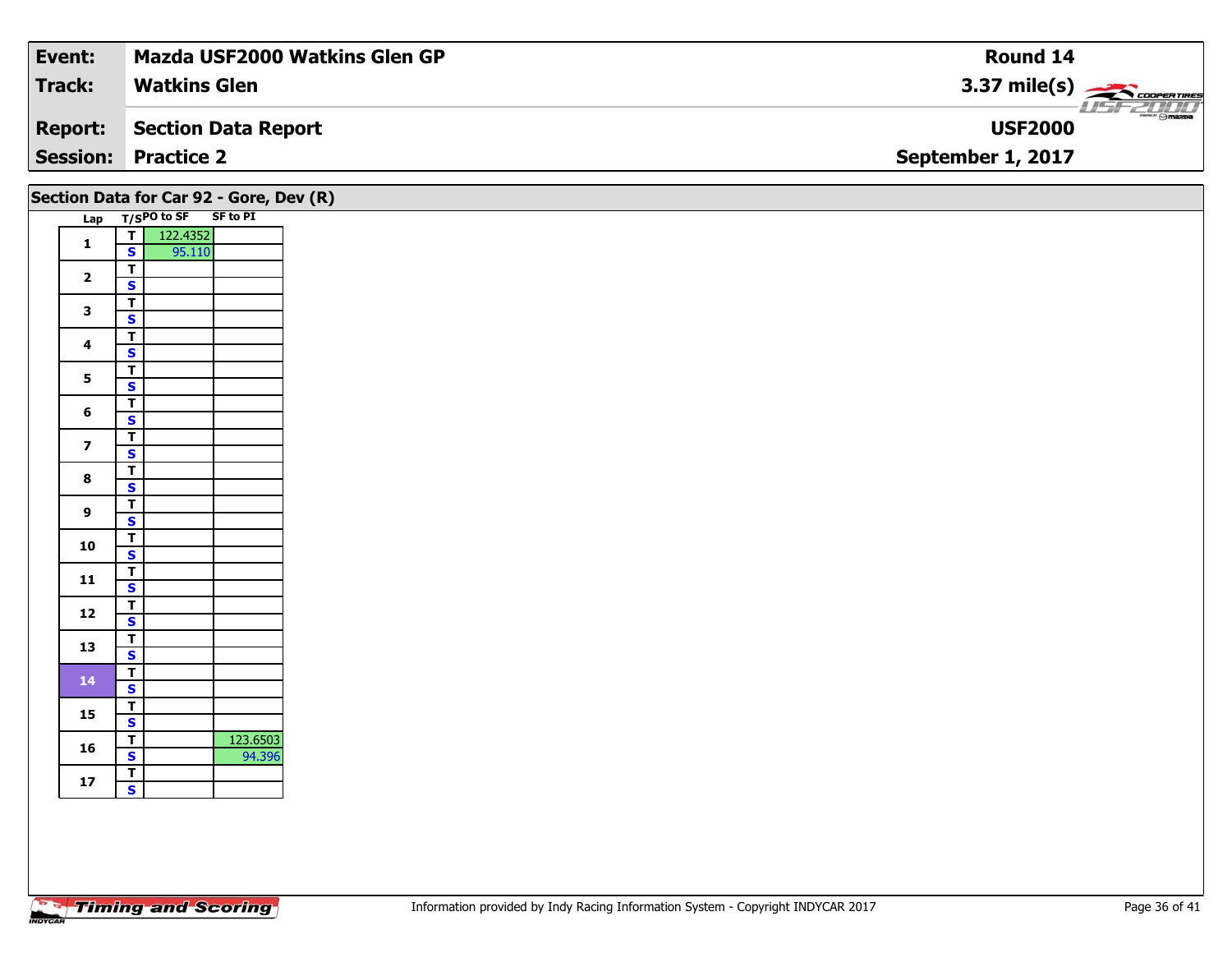| Event: | Mazda USF2000 Watkins Glen GP | Round 14 |
|---|---|---|
| Track: | Watkins Glen | 3.37 mile(s) |
| Report: | Section Data Report | USF2000 |
| Session: | Practice 2 | September 1, 2017 |

## Section Data for Car 92 - Gore, Dev (R)

| Lap | T/S | PO to SF | SF to PI |
|---|---|---|---|
| 1 | T | 122.4352 | |
| | S | 95.110 | |
| 2 | T | | |
| | S | | |
| 3 | T | | |
| | S | | |
| 4 | T | | |
| | S | | |
| 5 | T | | |
| | S | | |
| 6 | T | | |
| | S | | |
| 7 | T | | |
| | S | | |
| 8 | T | | |
| | S | | |
| 9 | T | | |
| | S | | |
| 10 | T | | |
| | S | | |
| 11 | T | | |
| | S | | |
| 12 | T | | |
| | S | | |
| 13 | T | | |
| | S | | |
| 14 | T | | |
| | S | | |
| 15 | T | | |
| | S | | |
| 16 | T | | 123.6503 |
| | S | | 94.396 |
| 17 | T | | |
| | S | | |

Information provided by Indy Racing Information System - Copyright INDYCAR 2017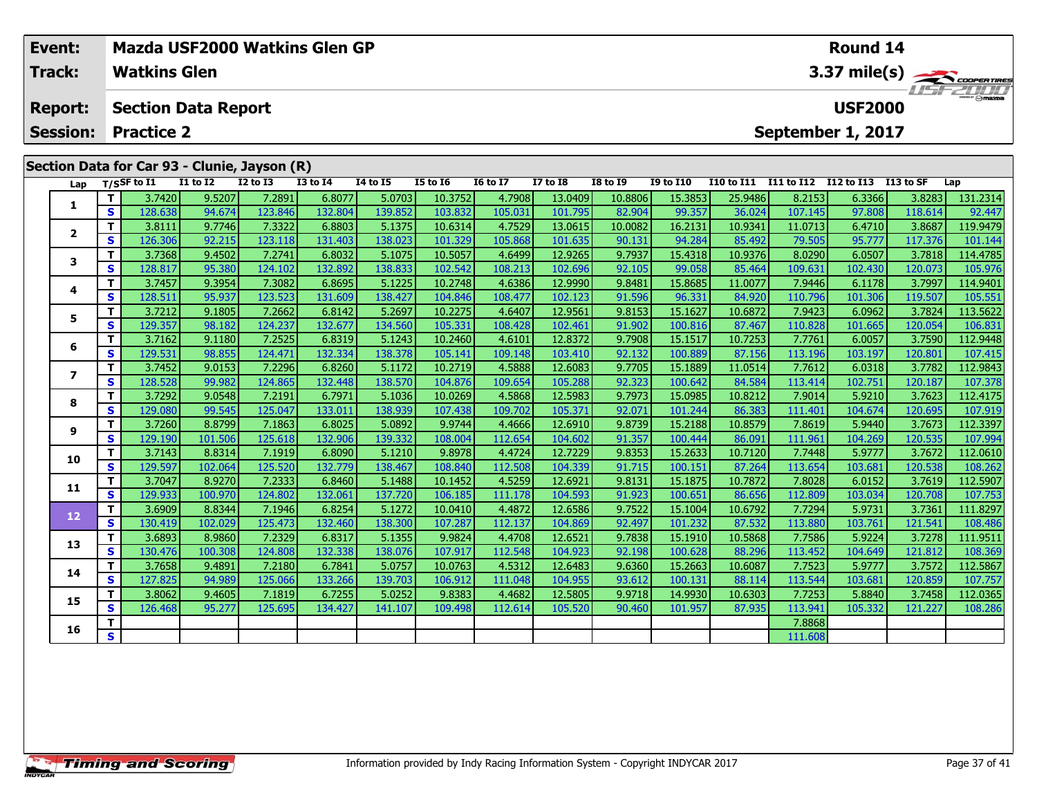| Event: | Mazda USF2000 Watkins Glen GP | Round 14 |
|---|---|---|
| Track: | Watkins Glen | 3.37 mile(s) |
| Report: | Section Data Report | USF2000 |
| Session: | Practice 2 | September 1, 2017 |

## Section Data for Car 93 - Clunie, Jayson (R)

| Lap | T/S | SF to I1 | I1 to I2 | I2 to I3 | I3 to I4 | I4 to I5 | I5 to I6 | I6 to I7 | I7 to I8 | I8 to I9 | I9 to I10 | I10 to I11 | I11 to I12 | I12 to I13 | I13 to SF | Lap |
|---|---|---|---|---|---|---|---|---|---|---|---|---|---|---|---|---|
| 1 | T | 3.7420 | 9.5207 | 7.2891 | 6.8077 | 5.0703 | 10.3752 | 4.7908 | 13.0409 | 10.8806 | 15.3853 | 25.9486 | 8.2153 | 6.3366 | 3.8283 | 131.2314 |
| | S | 128.638 | 94.674 | 123.846 | 132.804 | 139.852 | 103.832 | 105.031 | 101.795 | 82.904 | 99.357 | 36.024 | 107.145 | 97.808 | 118.614 | 92.447 |
| 2 | T | 3.8111 | 9.7746 | 7.3322 | 6.8803 | 5.1375 | 10.6314 | 4.7529 | 13.0615 | 10.0082 | 16.2131 | 10.9341 | 11.0713 | 6.4710 | 3.8687 | 119.9479 |
| | S | 126.306 | 92.215 | 123.118 | 131.403 | 138.023 | 101.329 | 105.868 | 101.635 | 90.131 | 94.284 | 85.492 | 79.505 | 95.777 | 117.376 | 101.144 |
| 3 | T | 3.7368 | 9.4502 | 7.2741 | 6.8032 | 5.1075 | 10.5057 | 4.6499 | 12.9265 | 9.7937 | 15.4318 | 10.9376 | 8.0290 | 6.0507 | 3.7818 | 114.4785 |
| | S | 128.817 | 95.380 | 124.102 | 132.892 | 138.833 | 102.542 | 108.213 | 102.696 | 92.105 | 99.058 | 85.464 | 109.631 | 102.430 | 120.073 | 105.976 |
| 4 | T | 3.7457 | 9.3954 | 7.3082 | 6.8695 | 5.1225 | 10.2748 | 4.6386 | 12.9990 | 9.8481 | 15.8685 | 11.0077 | 7.9446 | 6.1178 | 3.7997 | 114.9401 |
| | S | 128.511 | 95.937 | 123.523 | 131.609 | 138.427 | 104.846 | 108.477 | 102.123 | 91.596 | 96.331 | 84.920 | 110.796 | 101.306 | 119.507 | 105.551 |
| 5 | T | 3.7212 | 9.1805 | 7.2662 | 6.8142 | 5.2697 | 10.2275 | 4.6407 | 12.9561 | 9.8153 | 15.1627 | 10.6872 | 7.9423 | 6.0962 | 3.7824 | 113.5622 |
| | S | 129.357 | 98.182 | 124.237 | 132.677 | 134.560 | 105.331 | 108.428 | 102.461 | 91.902 | 100.816 | 87.467 | 110.828 | 101.665 | 120.054 | 106.831 |
| 6 | T | 3.7162 | 9.1180 | 7.2525 | 6.8319 | 5.1243 | 10.2460 | 4.6101 | 12.8372 | 9.7908 | 15.1517 | 10.7253 | 7.7761 | 6.0057 | 3.7590 | 112.9448 |
| | S | 129.531 | 98.855 | 124.471 | 132.334 | 138.378 | 105.141 | 109.148 | 103.410 | 92.132 | 100.889 | 87.156 | 113.196 | 103.197 | 120.801 | 107.415 |
| 7 | T | 3.7452 | 9.0153 | 7.2296 | 6.8260 | 5.1172 | 10.2719 | 4.5888 | 12.6083 | 9.7705 | 15.1889 | 11.0514 | 7.7612 | 6.0318 | 3.7782 | 112.9843 |
| | S | 128.528 | 99.982 | 124.865 | 132.448 | 138.570 | 104.876 | 109.654 | 105.288 | 92.323 | 100.642 | 84.584 | 113.414 | 102.751 | 120.187 | 107.378 |
| 8 | T | 3.7292 | 9.0548 | 7.2191 | 6.7971 | 5.1036 | 10.0269 | 4.5868 | 12.5983 | 9.7973 | 15.0985 | 10.8212 | 7.9014 | 5.9210 | 3.7623 | 112.4175 |
| | S | 129.080 | 99.545 | 125.047 | 133.011 | 138.939 | 107.438 | 109.702 | 105.371 | 92.071 | 101.244 | 86.383 | 111.401 | 104.674 | 120.695 | 107.919 |
| 9 | T | 3.7260 | 8.8799 | 7.1863 | 6.8025 | 5.0892 | 9.9744 | 4.4666 | 12.6910 | 9.8739 | 15.2188 | 10.8579 | 7.8619 | 5.9440 | 3.7673 | 112.3397 |
| | S | 129.190 | 101.506 | 125.618 | 132.906 | 139.332 | 108.004 | 112.654 | 104.602 | 91.357 | 100.444 | 86.091 | 111.961 | 104.269 | 120.535 | 107.994 |
| 10 | T | 3.7143 | 8.8314 | 7.1919 | 6.8090 | 5.1210 | 9.8978 | 4.4724 | 12.7229 | 9.8353 | 15.2633 | 10.7120 | 7.7448 | 5.9777 | 3.7672 | 112.0610 |
| | S | 129.597 | 102.064 | 125.520 | 132.779 | 138.467 | 108.840 | 112.508 | 104.339 | 91.715 | 100.151 | 87.264 | 113.654 | 103.681 | 120.538 | 108.262 |
| 11 | T | 3.7047 | 8.9270 | 7.2333 | 6.8460 | 5.1488 | 10.1452 | 4.5259 | 12.6921 | 9.8131 | 15.1875 | 10.7872 | 7.8028 | 6.0152 | 3.7619 | 112.5907 |
| | S | 129.933 | 100.970 | 124.802 | 132.061 | 137.720 | 106.185 | 111.178 | 104.593 | 91.923 | 100.651 | 86.656 | 112.809 | 103.034 | 120.708 | 107.753 |
| 12 | T | 3.6909 | 8.8344 | 7.1946 | 6.8254 | 5.1272 | 10.0410 | 4.4872 | 12.6586 | 9.7522 | 15.1004 | 10.6792 | 7.7294 | 5.9731 | 3.7361 | 111.8297 |
| | S | 130.419 | 102.029 | 125.473 | 132.460 | 138.300 | 107.287 | 112.137 | 104.869 | 92.497 | 101.232 | 87.532 | 113.880 | 103.761 | 121.541 | 108.486 |
| 13 | T | 3.6893 | 8.9860 | 7.2329 | 6.8317 | 5.1355 | 9.9824 | 4.4708 | 12.6521 | 9.7838 | 15.1910 | 10.5868 | 7.7586 | 5.9224 | 3.7278 | 111.9511 |
| | S | 130.476 | 100.308 | 124.808 | 132.338 | 138.076 | 107.917 | 112.548 | 104.923 | 92.198 | 100.628 | 88.296 | 113.452 | 104.649 | 121.812 | 108.369 |
| 14 | T | 3.7658 | 9.4891 | 7.2180 | 6.7841 | 5.0757 | 10.0763 | 4.5312 | 12.6483 | 9.6360 | 15.2663 | 10.6087 | 7.7523 | 5.9777 | 3.7572 | 112.5867 |
| | S | 127.825 | 94.989 | 125.066 | 133.266 | 139.703 | 106.912 | 111.048 | 104.955 | 93.612 | 100.131 | 88.114 | 113.544 | 103.681 | 120.859 | 107.757 |
| 15 | T | 3.8062 | 9.4605 | 7.1819 | 6.7255 | 5.0252 | 9.8383 | 4.4682 | 12.5805 | 9.9718 | 14.9930 | 10.6303 | 7.7253 | 5.8840 | 3.7458 | 112.0365 |
| | S | 126.468 | 95.277 | 125.695 | 134.427 | 141.107 | 109.498 | 112.614 | 105.520 | 90.460 | 101.957 | 87.935 | 113.941 | 105.332 | 121.227 | 108.286 |
| 16 | T | | | | | | | | | | | | 7.8868 | | | |
| | S | | | | | | | | | | | | 111.608 | | | |

Information provided by Indy Racing Information System - Copyright INDYCAR 2017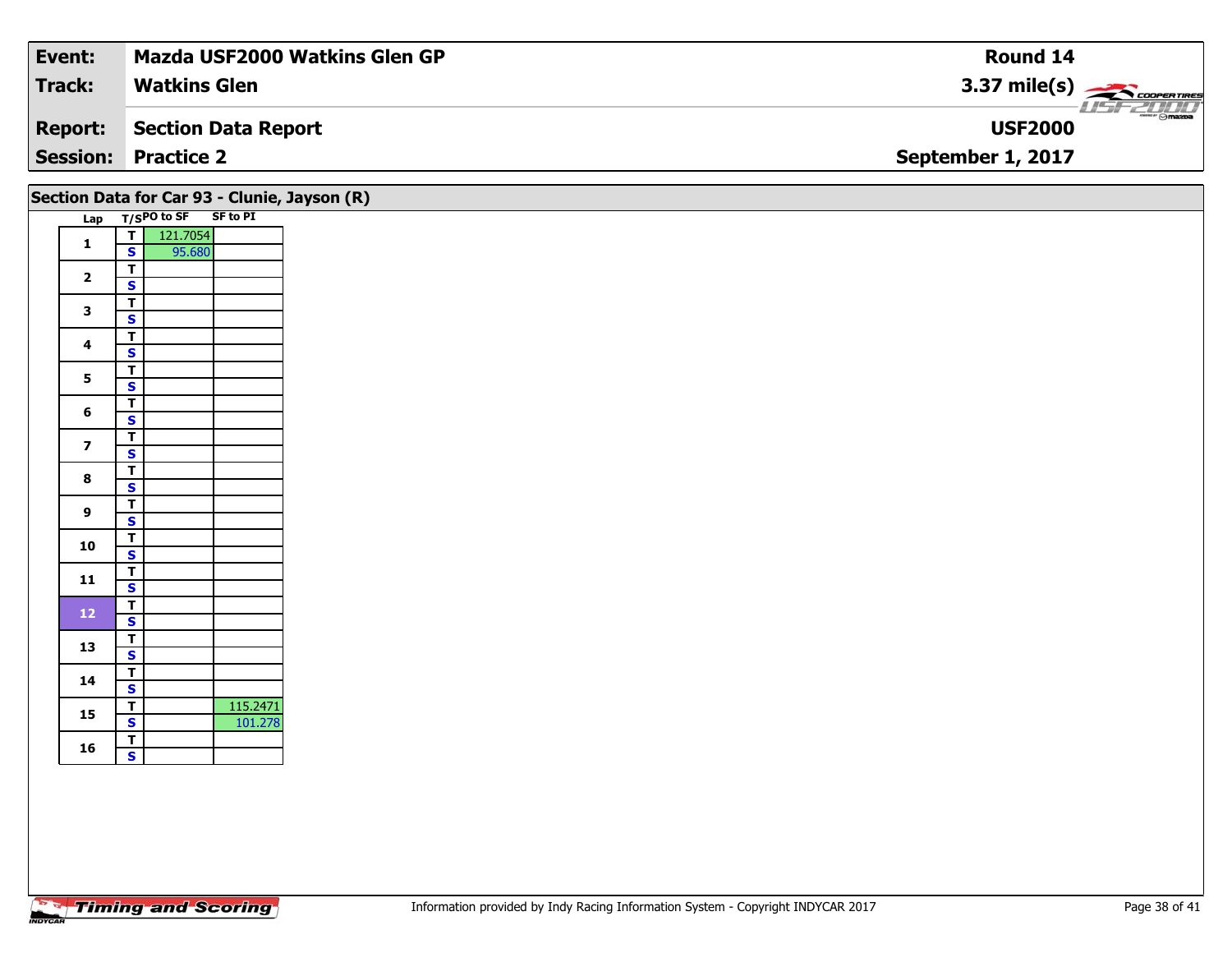| Event: | Mazda USF2000 Watkins Glen GP | Round 14 |
|---|---|---|
| Track: | Watkins Glen | 3.37 mile(s) |
| Report: | Section Data Report | USF2000 |
| Session: | Practice 2 | September 1, 2017 |

## Section Data for Car 93 - Clunie, Jayson (R)

| Lap | T/S | PO to SF | SF to PI |
|---|---|---|---|
| 1 | T | 121.7054 | |
| | S | 95.680 | |
| 2 | T | | |
| | S | | |
| 3 | T | | |
| | S | | |
| 4 | T | | |
| | S | | |
| 5 | T | | |
| | S | | |
| 6 | T | | |
| | S | | |
| 7 | T | | |
| | S | | |
| 8 | T | | |
| | S | | |
| 9 | T | | |
| | S | | |
| 10 | T | | |
| | S | | |
| 11 | T | | |
| | S | | |
| 12 | T | | |
| | S | | |
| 13 | T | | |
| | S | | |
| 14 | T | | |
| | S | | |
| 15 | T | | 115.2471 |
| | S | | 101.278 |
| 16 | T | | |
| | S | | |

Information provided by Indy Racing Information System - Copyright INDYCAR 2017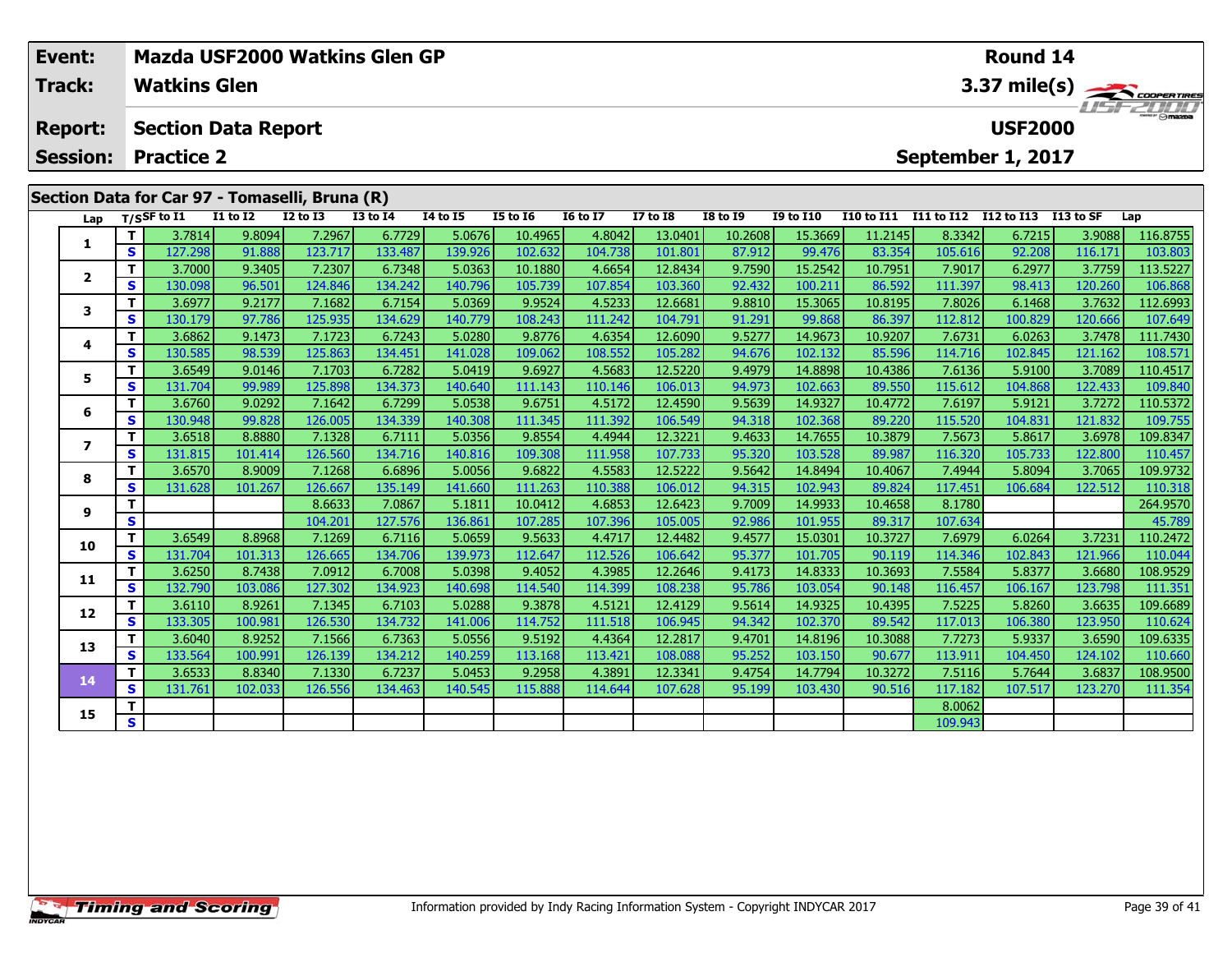| Event: | Mazda USF2000 Watkins Glen GP | Round 14 |
|---|---|---|
| Track: | Watkins Glen | 3.37 mile(s) |
| Report: | Section Data Report | USF2000 |
| Session: | Practice 2 | September 1, 2017 |

## Section Data for Car 97 - Tomaselli, Bruna (R)

| Lap | T/S | SF to I1 | I1 to I2 | I2 to I3 | I3 to I4 | I4 to I5 | I5 to I6 | I6 to I7 | I7 to I8 | I8 to I9 | I9 to I10 | I10 to I11 | I11 to I12 | I12 to I13 | I13 to SF | Lap |
|---|---|---|---|---|---|---|---|---|---|---|---|---|---|---|---|---|
| 1 | T | 3.7814 | 9.8094 | 7.2967 | 6.7729 | 5.0676 | 10.4965 | 4.8042 | 13.0401 | 10.2608 | 15.3669 | 11.2145 | 8.3342 | 6.7215 | 3.9088 | 116.8755 |
| | S | 127.298 | 91.888 | 123.717 | 133.487 | 139.926 | 102.632 | 104.738 | 101.801 | 87.912 | 99.476 | 83.354 | 105.616 | 92.208 | 116.171 | 103.803 |
| 2 | T | 3.7000 | 9.3405 | 7.2307 | 6.7348 | 5.0363 | 10.1880 | 4.6654 | 12.8434 | 9.7590 | 15.2542 | 10.7951 | 7.9017 | 6.2977 | 3.7759 | 113.5227 |
| | S | 130.098 | 96.501 | 124.846 | 134.242 | 140.796 | 105.739 | 107.854 | 103.360 | 92.432 | 100.211 | 86.592 | 111.397 | 98.413 | 120.260 | 106.868 |
| 3 | T | 3.6977 | 9.2177 | 7.1682 | 6.7154 | 5.0369 | 9.9524 | 4.5233 | 12.6681 | 9.8810 | 15.3065 | 10.8195 | 7.8026 | 6.1468 | 3.7632 | 112.6993 |
| | S | 130.179 | 97.786 | 125.935 | 134.629 | 140.779 | 108.243 | 111.242 | 104.791 | 91.291 | 99.868 | 86.397 | 112.812 | 100.829 | 120.666 | 107.649 |
| 4 | T | 3.6862 | 9.1473 | 7.1723 | 6.7243 | 5.0280 | 9.8776 | 4.6354 | 12.6090 | 9.5277 | 14.9673 | 10.9207 | 7.6731 | 6.0263 | 3.7478 | 111.7430 |
| | S | 130.585 | 98.539 | 125.863 | 134.451 | 141.028 | 109.062 | 108.552 | 105.282 | 94.676 | 102.132 | 85.596 | 114.716 | 102.845 | 121.162 | 108.571 |
| 5 | T | 3.6549 | 9.0146 | 7.1703 | 6.7282 | 5.0419 | 9.6927 | 4.5683 | 12.5220 | 9.4979 | 14.8898 | 10.4386 | 7.6136 | 5.9100 | 3.7089 | 110.4517 |
| | S | 131.704 | 99.989 | 125.898 | 134.373 | 140.640 | 111.143 | 110.146 | 106.013 | 94.973 | 102.663 | 89.550 | 115.612 | 104.868 | 122.433 | 109.840 |
| 6 | T | 3.6760 | 9.0292 | 7.1642 | 6.7299 | 5.0538 | 9.6751 | 4.5172 | 12.4590 | 9.5639 | 14.9327 | 10.4772 | 7.6197 | 5.9121 | 3.7272 | 110.5372 |
| | S | 130.948 | 99.828 | 126.005 | 134.339 | 140.308 | 111.345 | 111.392 | 106.549 | 94.318 | 102.368 | 89.220 | 115.520 | 104.831 | 121.832 | 109.755 |
| 7 | T | 3.6518 | 8.8880 | 7.1328 | 6.7111 | 5.0356 | 9.8554 | 4.4944 | 12.3221 | 9.4633 | 14.7655 | 10.3879 | 7.5673 | 5.8617 | 3.6978 | 109.8347 |
| | S | 131.815 | 101.414 | 126.560 | 134.716 | 140.816 | 109.308 | 111.958 | 107.733 | 95.320 | 103.528 | 89.987 | 116.320 | 105.733 | 122.800 | 110.457 |
| 8 | T | 3.6570 | 8.9009 | 7.1268 | 6.6896 | 5.0056 | 9.6822 | 4.5583 | 12.5222 | 9.5642 | 14.8494 | 10.4067 | 7.4944 | 5.8094 | 3.7065 | 109.9732 |
| | S | 131.628 | 101.267 | 126.667 | 135.149 | 141.660 | 111.263 | 110.388 | 106.012 | 94.315 | 102.943 | 89.824 | 117.451 | 106.684 | 122.512 | 110.318 |
| 9 | T | | | 8.6633 | 7.0867 | 5.1811 | 10.0412 | 4.6853 | 12.6423 | 9.7009 | 14.9933 | 10.4658 | 8.1780 | | | 264.9570 |
| | S | | | 104.201 | 127.576 | 136.861 | 107.285 | 107.396 | 105.005 | 92.986 | 101.955 | 89.317 | 107.634 | | | 45.789 |
| 10 | T | 3.6549 | 8.8968 | 7.1269 | 6.7116 | 5.0659 | 9.5633 | 4.4717 | 12.4482 | 9.4577 | 15.0301 | 10.3727 | 7.6979 | 6.0264 | 3.7231 | 110.2472 |
| | S | 131.704 | 101.313 | 126.665 | 134.706 | 139.973 | 112.647 | 112.526 | 106.642 | 95.377 | 101.705 | 90.119 | 114.346 | 102.843 | 121.966 | 110.044 |
| 11 | T | 3.6250 | 8.7438 | 7.0912 | 6.7008 | 5.0398 | 9.4052 | 4.3985 | 12.2646 | 9.4173 | 14.8333 | 10.3693 | 7.5584 | 5.8377 | 3.6680 | 108.9529 |
| | S | 132.790 | 103.086 | 127.302 | 134.923 | 140.698 | 114.540 | 114.399 | 108.238 | 95.786 | 103.054 | 90.148 | 116.457 | 106.167 | 123.798 | 111.351 |
| 12 | T | 3.6110 | 8.9261 | 7.1345 | 6.7103 | 5.0288 | 9.3878 | 4.5121 | 12.4129 | 9.5614 | 14.9325 | 10.4395 | 7.5225 | 5.8260 | 3.6635 | 109.6689 |
| | S | 133.305 | 100.981 | 126.530 | 134.732 | 141.006 | 114.752 | 111.518 | 106.945 | 94.342 | 102.370 | 89.542 | 117.013 | 106.380 | 123.950 | 110.624 |
| 13 | T | 3.6040 | 8.9252 | 7.1566 | 6.7363 | 5.0556 | 9.5192 | 4.4364 | 12.2817 | 9.4701 | 14.8196 | 10.3088 | 7.7273 | 5.9337 | 3.6590 | 109.6335 |
| | S | 133.564 | 100.991 | 126.139 | 134.212 | 140.259 | 113.168 | 113.421 | 108.088 | 95.252 | 103.150 | 90.677 | 113.911 | 104.450 | 124.102 | 110.660 |
| 14 | T | 3.6533 | 8.8340 | 7.1330 | 6.7237 | 5.0453 | 9.2958 | 4.3891 | 12.3341 | 9.4754 | 14.7794 | 10.3272 | 7.5116 | 5.7644 | 3.6837 | 108.9500 |
| | S | 131.761 | 102.033 | 126.556 | 134.463 | 140.545 | 115.888 | 114.644 | 107.628 | 95.199 | 103.430 | 90.516 | 117.182 | 107.517 | 123.270 | 111.354 |
| 15 | T | | | | | | | | | | | | 8.0062 | | | |
| | S | | | | | | | | | | | | 109.943 | | | |

Information provided by Indy Racing Information System - Copyright INDYCAR 2017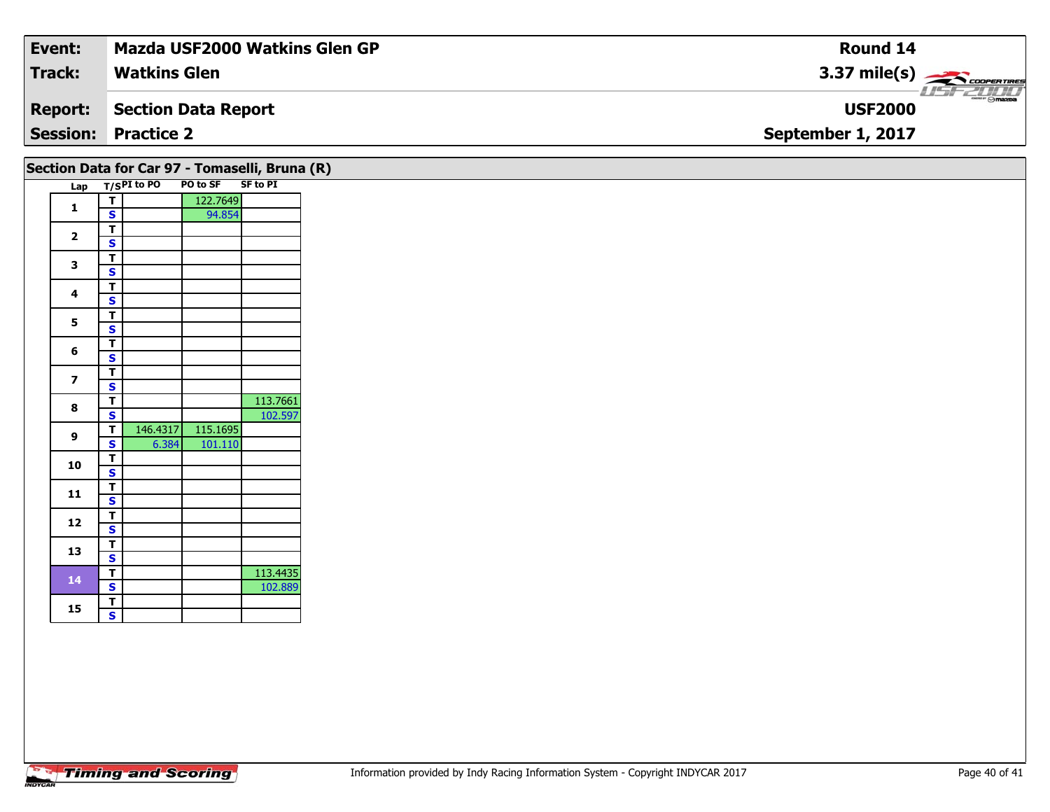| | | | |
|---|---|---|---|
| **Event:** | **Mazda USF2000 Watkins Glen GP** | **Round 14** | |
| **Track:** | **Watkins Glen** | **3.37 mile(s)** | |
| **Report:** | **Section Data Report** | **USF2000** | |
| **Session:** | **Practice 2** | **September 1, 2017** | |

## Section Data for Car 97 - Tomaselli, Bruna (R)

| Lap | T/S | PI to PO | PO to SF | SF to PI |
|---|---|---|---|---|
| 1 | T | | 122.7649 | |
| | S | | 94.854 | |
| 2 | T | | | |
| | S | | | |
| 3 | T | | | |
| | S | | | |
| 4 | T | | | |
| | S | | | |
| 5 | T | | | |
| | S | | | |
| 6 | T | | | |
| | S | | | |
| 7 | T | | | |
| | S | | | |
| 8 | T | | | 113.7661 |
| | S | | | 102.597 |
| 9 | T | 146.4317 | 115.1695 | |
| | S | 6.384 | 101.110 | |
| 10 | T | | | |
| | S | | | |
| 11 | T | | | |
| | S | | | |
| 12 | T | | | |
| | S | | | |
| 13 | T | | | |
| | S | | | |
| 14 | T | | | 113.4435 |
| | S | | | 102.889 |
| 15 | T | | | |
| | S | | | |

Information provided by Indy Racing Information System - Copyright INDYCAR 2017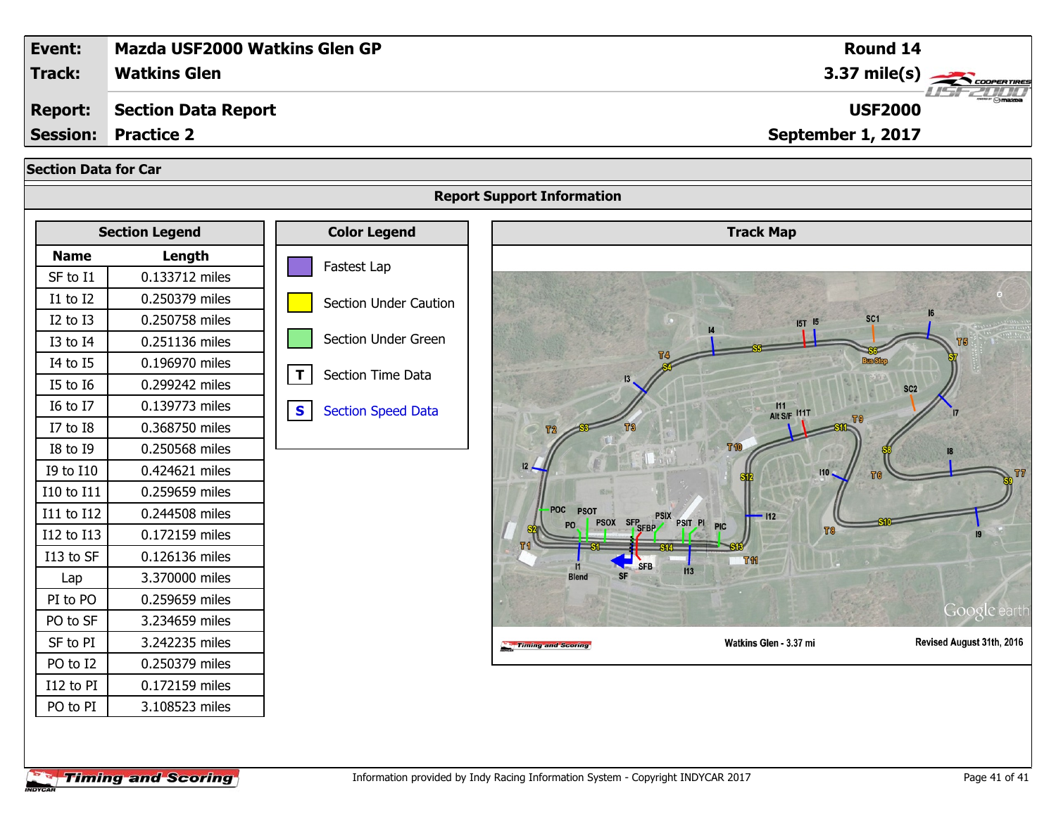| Event: | Mazda USF2000 Watkins Glen GP | Round 14 |
|---|---|---|
| Track: | Watkins Glen | 3.37 mile(s) |
| Report: | Section Data Report | USF2000 |
| Session: | Practice 2 | September 1, 2017 |

## Section Data for Car

### Report Support Information

**Section Legend**

| Name | Length |
|---|---|
| SF to I1 | 0.133712 miles |
| I1 to I2 | 0.250379 miles |
| I2 to I3 | 0.250758 miles |
| I3 to I4 | 0.251136 miles |
| I4 to I5 | 0.196970 miles |
| I5 to I6 | 0.299242 miles |
| I6 to I7 | 0.139773 miles |
| I7 to I8 | 0.368750 miles |
| I8 to I9 | 0.250568 miles |
| I9 to I10 | 0.424621 miles |
| I10 to I11 | 0.259659 miles |
| I11 to I12 | 0.244508 miles |
| I12 to I13 | 0.172159 miles |
| I13 to SF | 0.126136 miles |
| Lap | 3.370000 miles |
| PI to PO | 0.259659 miles |
| PO to SF | 3.234659 miles |
| SF to PI | 3.242235 miles |
| PO to I2 | 0.250379 miles |
| I12 to PI | 0.172159 miles |
| PO to PI | 3.108523 miles |

**Color Legend**

- Fastest Lap
- Section Under Caution
- Section Under Green
- T — Section Time Data
- S — Section Speed Data

**Track Map**

I4 I5T I5 SC1 I6 T5 T4 S4 S5 S6 Bus Stop S7 I3 SC2 I7 T2 S3 T3 I11 Alt S/F I11T T9 S11 T10 S8 I8 I2 S12 I10 T6 T7 S9 POC PSOT PSIX I12 S10 T8 I9 PO PSOX SFP SFBP PSIT PI PIC S2 T1 S1 S14 S13 T11 I1 Blend SFB I13 SF

Watkins Glen - 3.37 mi

Revised August 31th, 2016

Information provided by Indy Racing Information System - Copyright INDYCAR 2017